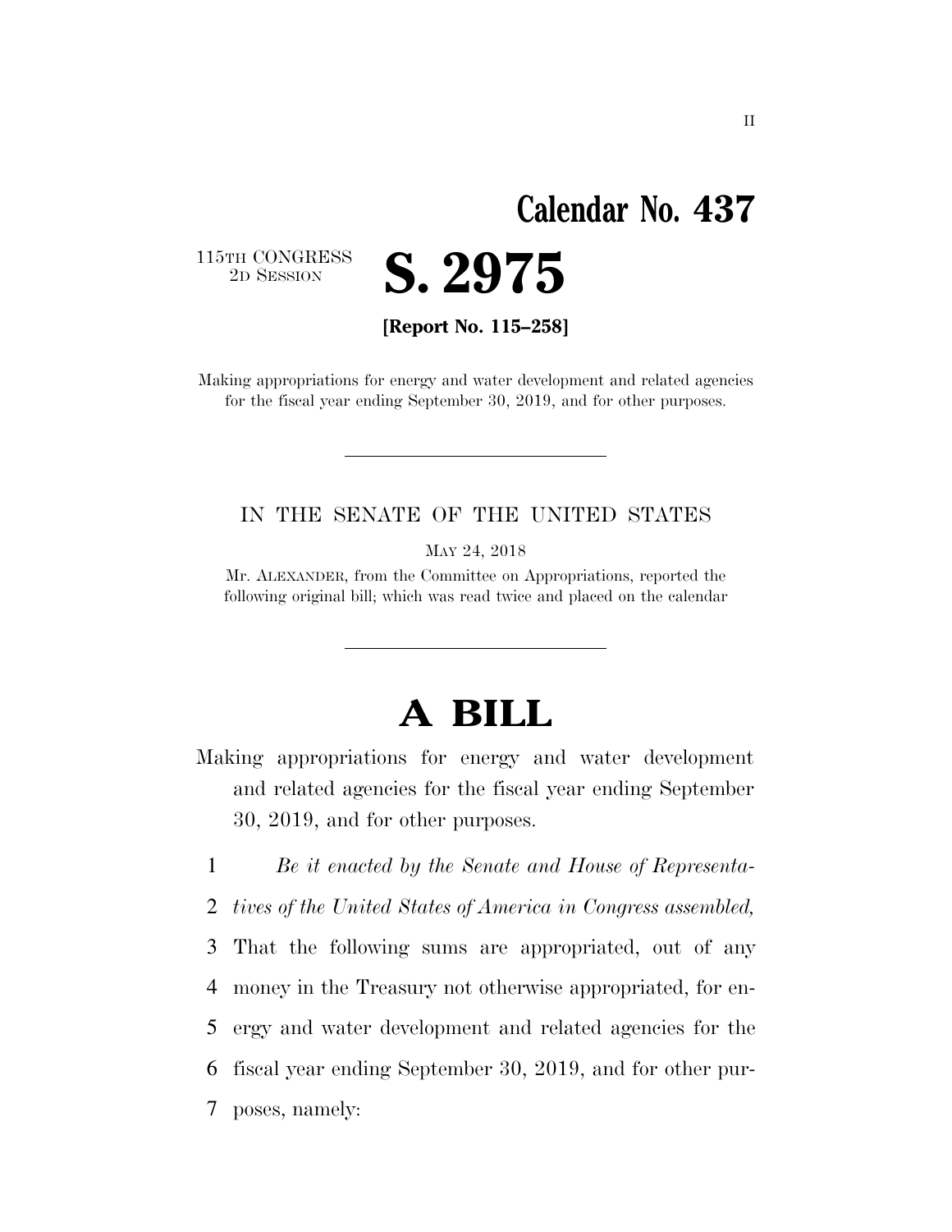# Calendar No. 437

115TH CONGRESS
2D SESSION

# S. 2975

**[Report No. 115–258]**

Making appropriations for energy and water development and related agencies for the fiscal year ending September 30, 2019, and for other purposes.

---

IN THE SENATE OF THE UNITED STATES

MAY 24, 2018

Mr. ALEXANDER, from the Committee on Appropriations, reported the following original bill; which was read twice and placed on the calendar

---

# A BILL

Making appropriations for energy and water development and related agencies for the fiscal year ending September 30, 2019, and for other purposes.

1 *Be it enacted by the Senate and House of Representa-*
2 *tives of the United States of America in Congress assembled,*
3 That the following sums are appropriated, out of any
4 money in the Treasury not otherwise appropriated, for en-
5 ergy and water development and related agencies for the
6 fiscal year ending September 30, 2019, and for other pur-
7 poses, namely: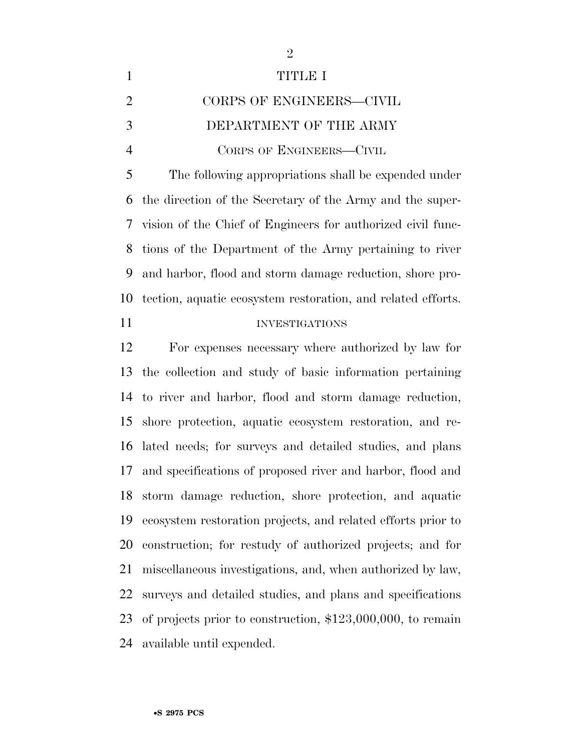# TITLE I

## CORPS OF ENGINEERS—CIVIL

## DEPARTMENT OF THE ARMY

### CORPS OF ENGINEERS—CIVIL

The following appropriations shall be expended under the direction of the Secretary of the Army and the supervision of the Chief of Engineers for authorized civil functions of the Department of the Army pertaining to river and harbor, flood and storm damage reduction, shore protection, aquatic ecosystem restoration, and related efforts.

#### INVESTIGATIONS

For expenses necessary where authorized by law for the collection and study of basic information pertaining to river and harbor, flood and storm damage reduction, shore protection, aquatic ecosystem restoration, and related needs; for surveys and detailed studies, and plans and specifications of proposed river and harbor, flood and storm damage reduction, shore protection, and aquatic ecosystem restoration projects, and related efforts prior to construction; for restudy of authorized projects; and for miscellaneous investigations, and, when authorized by law, surveys and detailed studies, and plans and specifications of projects prior to construction, $123,000,000, to remain available until expended.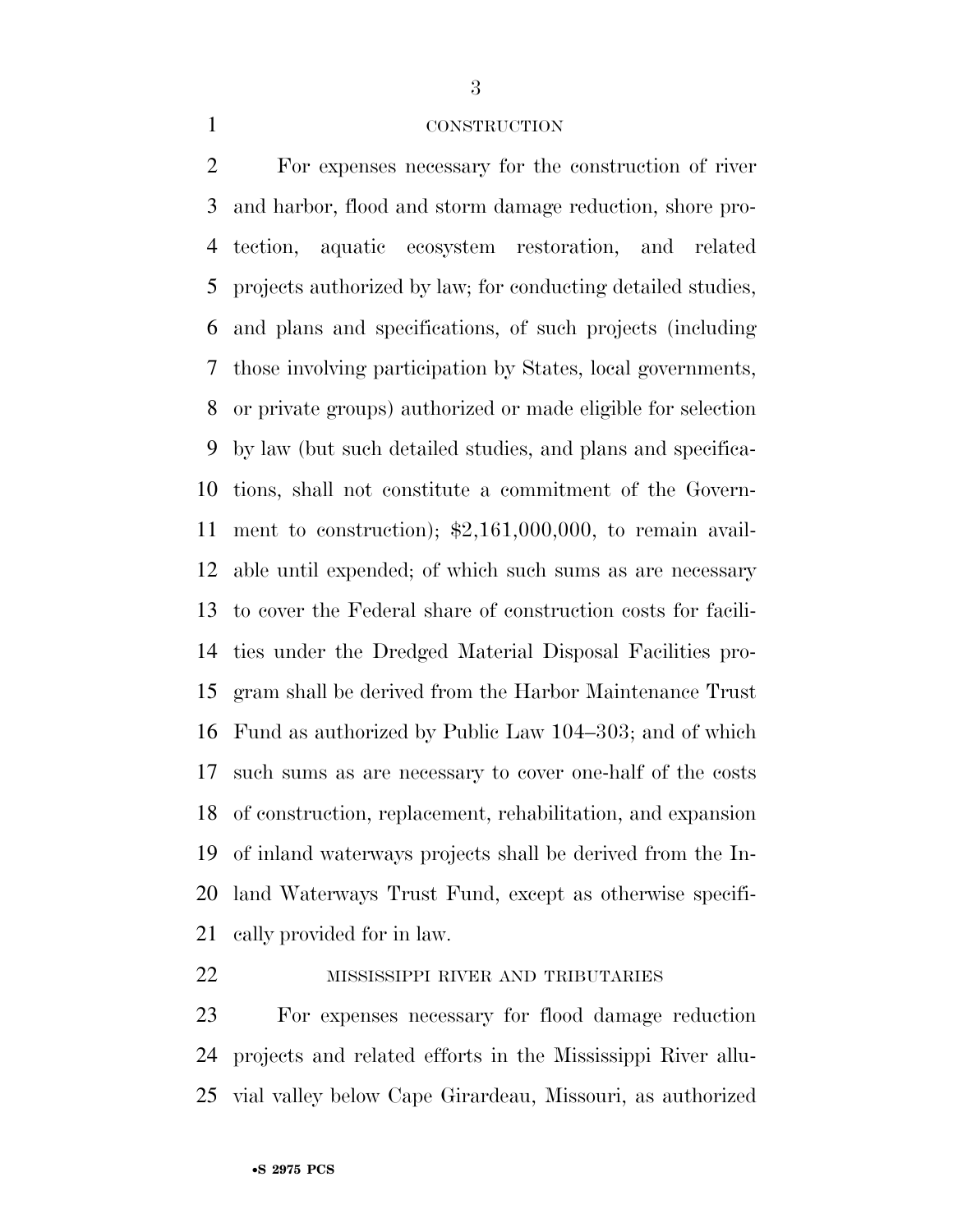CONSTRUCTION

For expenses necessary for the construction of river and harbor, flood and storm damage reduction, shore protection, aquatic ecosystem restoration, and related projects authorized by law; for conducting detailed studies, and plans and specifications, of such projects (including those involving participation by States, local governments, or private groups) authorized or made eligible for selection by law (but such detailed studies, and plans and specifications, shall not constitute a commitment of the Government to construction); $2,161,000,000, to remain available until expended; of which such sums as are necessary to cover the Federal share of construction costs for facilities under the Dredged Material Disposal Facilities program shall be derived from the Harbor Maintenance Trust Fund as authorized by Public Law 104–303; and of which such sums as are necessary to cover one-half of the costs of construction, replacement, rehabilitation, and expansion of inland waterways projects shall be derived from the Inland Waterways Trust Fund, except as otherwise specifically provided for in law.

MISSISSIPPI RIVER AND TRIBUTARIES

For expenses necessary for flood damage reduction projects and related efforts in the Mississippi River alluvial valley below Cape Girardeau, Missouri, as authorized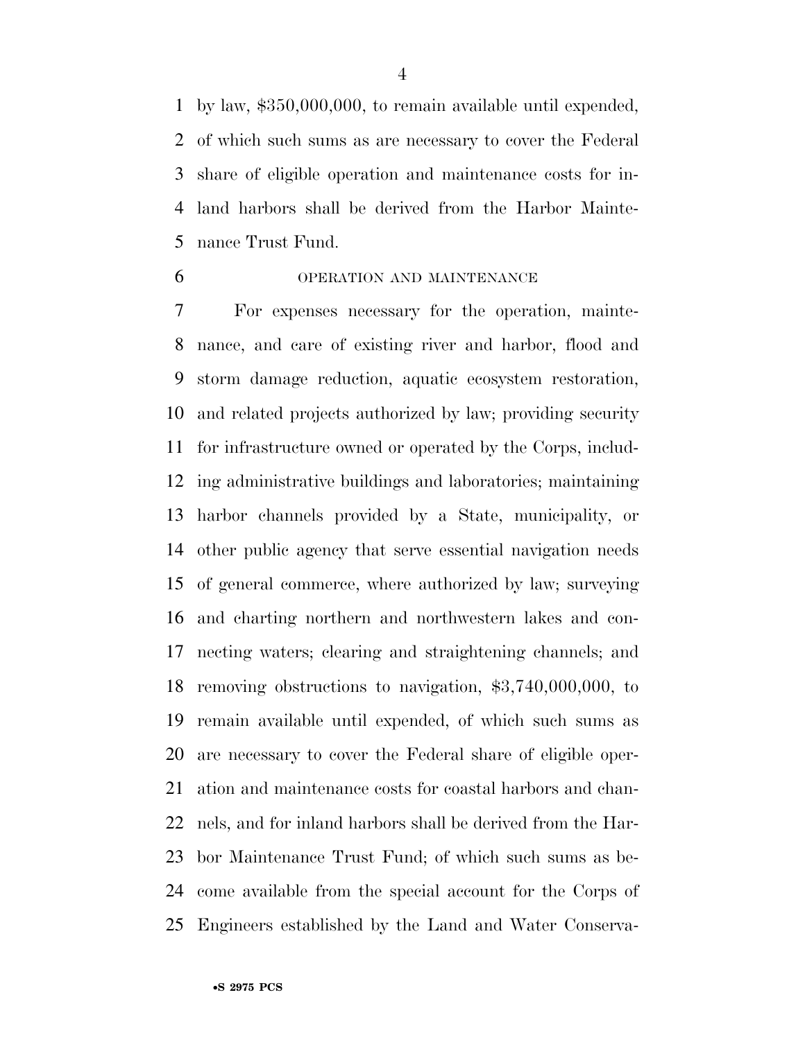by law, $350,000,000, to remain available until expended, of which such sums as are necessary to cover the Federal share of eligible operation and maintenance costs for inland harbors shall be derived from the Harbor Maintenance Trust Fund.

OPERATION AND MAINTENANCE

For expenses necessary for the operation, maintenance, and care of existing river and harbor, flood and storm damage reduction, aquatic ecosystem restoration, and related projects authorized by law; providing security for infrastructure owned or operated by the Corps, including administrative buildings and laboratories; maintaining harbor channels provided by a State, municipality, or other public agency that serve essential navigation needs of general commerce, where authorized by law; surveying and charting northern and northwestern lakes and connecting waters; clearing and straightening channels; and removing obstructions to navigation, $3,740,000,000, to remain available until expended, of which such sums as are necessary to cover the Federal share of eligible operation and maintenance costs for coastal harbors and channels, and for inland harbors shall be derived from the Harbor Maintenance Trust Fund; of which such sums as become available from the special account for the Corps of Engineers established by the Land and Water Conserva-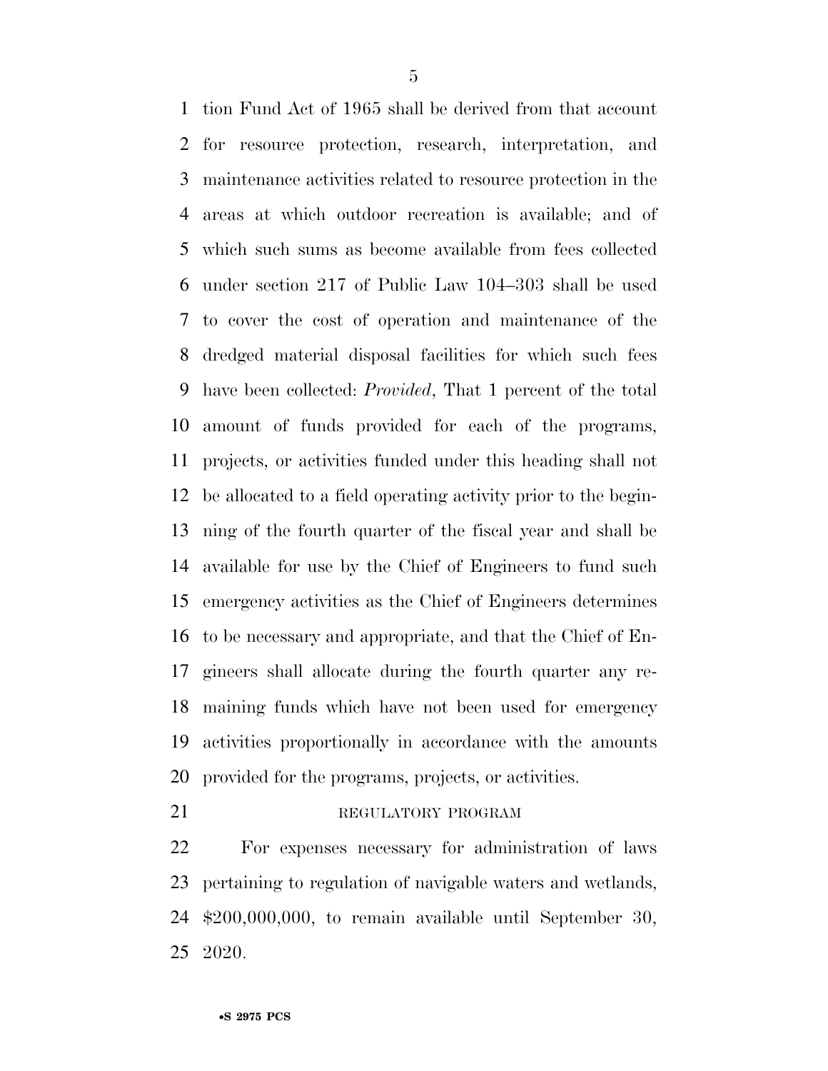tion Fund Act of 1965 shall be derived from that account for resource protection, research, interpretation, and maintenance activities related to resource protection in the areas at which outdoor recreation is available; and of which such sums as become available from fees collected under section 217 of Public Law 104–303 shall be used to cover the cost of operation and maintenance of the dredged material disposal facilities for which such fees have been collected: *Provided*, That 1 percent of the total amount of funds provided for each of the programs, projects, or activities funded under this heading shall not be allocated to a field operating activity prior to the beginning of the fourth quarter of the fiscal year and shall be available for use by the Chief of Engineers to fund such emergency activities as the Chief of Engineers determines to be necessary and appropriate, and that the Chief of Engineers shall allocate during the fourth quarter any remaining funds which have not been used for emergency activities proportionally in accordance with the amounts provided for the programs, projects, or activities.

REGULATORY PROGRAM

For expenses necessary for administration of laws pertaining to regulation of navigable waters and wetlands, $200,000,000, to remain available until September 30, 2020.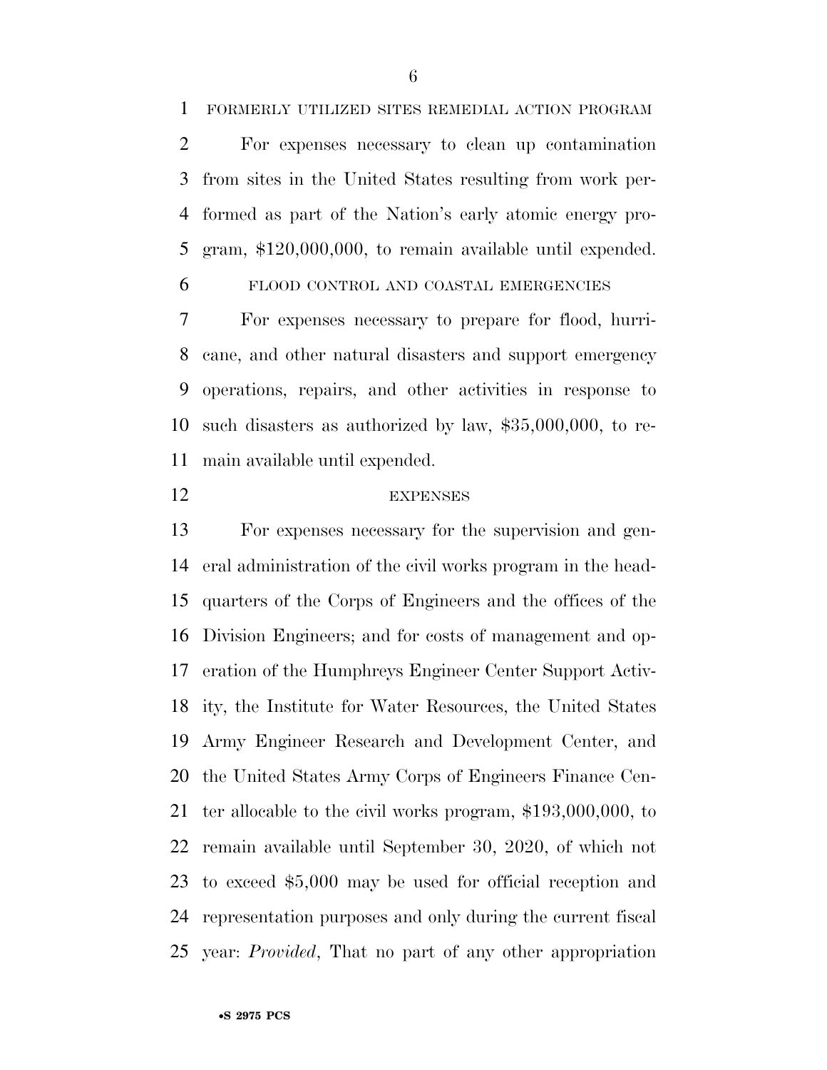FORMERLY UTILIZED SITES REMEDIAL ACTION PROGRAM

For expenses necessary to clean up contamination from sites in the United States resulting from work performed as part of the Nation's early atomic energy program, $120,000,000, to remain available until expended.

FLOOD CONTROL AND COASTAL EMERGENCIES

For expenses necessary to prepare for flood, hurricane, and other natural disasters and support emergency operations, repairs, and other activities in response to such disasters as authorized by law, $35,000,000, to remain available until expended.

EXPENSES

For expenses necessary for the supervision and general administration of the civil works program in the headquarters of the Corps of Engineers and the offices of the Division Engineers; and for costs of management and operation of the Humphreys Engineer Center Support Activity, the Institute for Water Resources, the United States Army Engineer Research and Development Center, and the United States Army Corps of Engineers Finance Center allocable to the civil works program, $193,000,000, to remain available until September 30, 2020, of which not to exceed $5,000 may be used for official reception and representation purposes and only during the current fiscal year: *Provided*, That no part of any other appropriation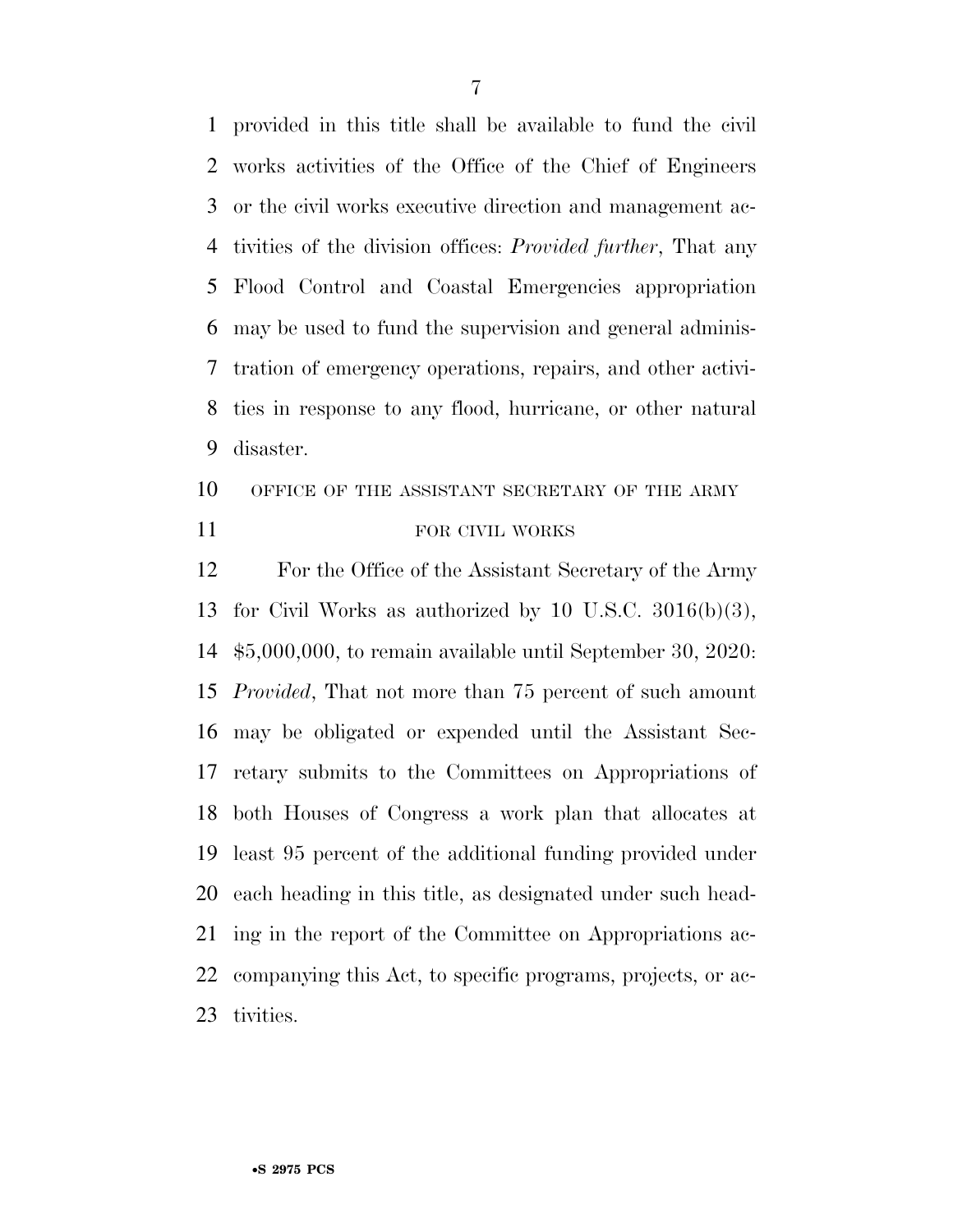provided in this title shall be available to fund the civil works activities of the Office of the Chief of Engineers or the civil works executive direction and management activities of the division offices: *Provided further*, That any Flood Control and Coastal Emergencies appropriation may be used to fund the supervision and general administration of emergency operations, repairs, and other activities in response to any flood, hurricane, or other natural disaster.

OFFICE OF THE ASSISTANT SECRETARY OF THE ARMY FOR CIVIL WORKS

For the Office of the Assistant Secretary of the Army for Civil Works as authorized by 10 U.S.C. 3016(b)(3), $5,000,000, to remain available until September 30, 2020: *Provided*, That not more than 75 percent of such amount may be obligated or expended until the Assistant Secretary submits to the Committees on Appropriations of both Houses of Congress a work plan that allocates at least 95 percent of the additional funding provided under each heading in this title, as designated under such heading in the report of the Committee on Appropriations accompanying this Act, to specific programs, projects, or activities.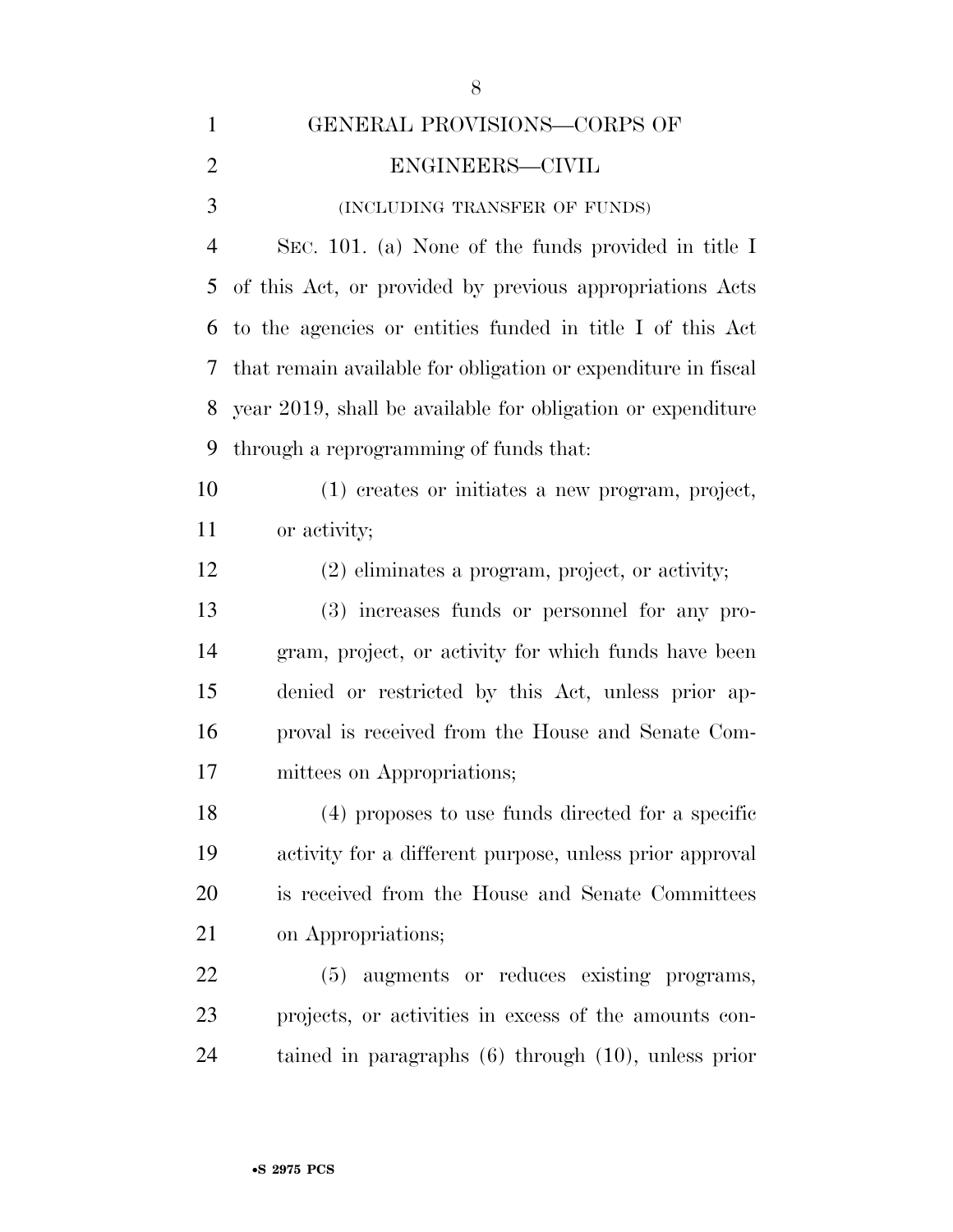## GENERAL PROVISIONS—CORPS OF ENGINEERS—CIVIL

(INCLUDING TRANSFER OF FUNDS)

SEC. 101. (a) None of the funds provided in title I of this Act, or provided by previous appropriations Acts to the agencies or entities funded in title I of this Act that remain available for obligation or expenditure in fiscal year 2019, shall be available for obligation or expenditure through a reprogramming of funds that:

(1) creates or initiates a new program, project, or activity;

(2) eliminates a program, project, or activity;

(3) increases funds or personnel for any program, project, or activity for which funds have been denied or restricted by this Act, unless prior approval is received from the House and Senate Committees on Appropriations;

(4) proposes to use funds directed for a specific activity for a different purpose, unless prior approval is received from the House and Senate Committees on Appropriations;

(5) augments or reduces existing programs, projects, or activities in excess of the amounts contained in paragraphs (6) through (10), unless prior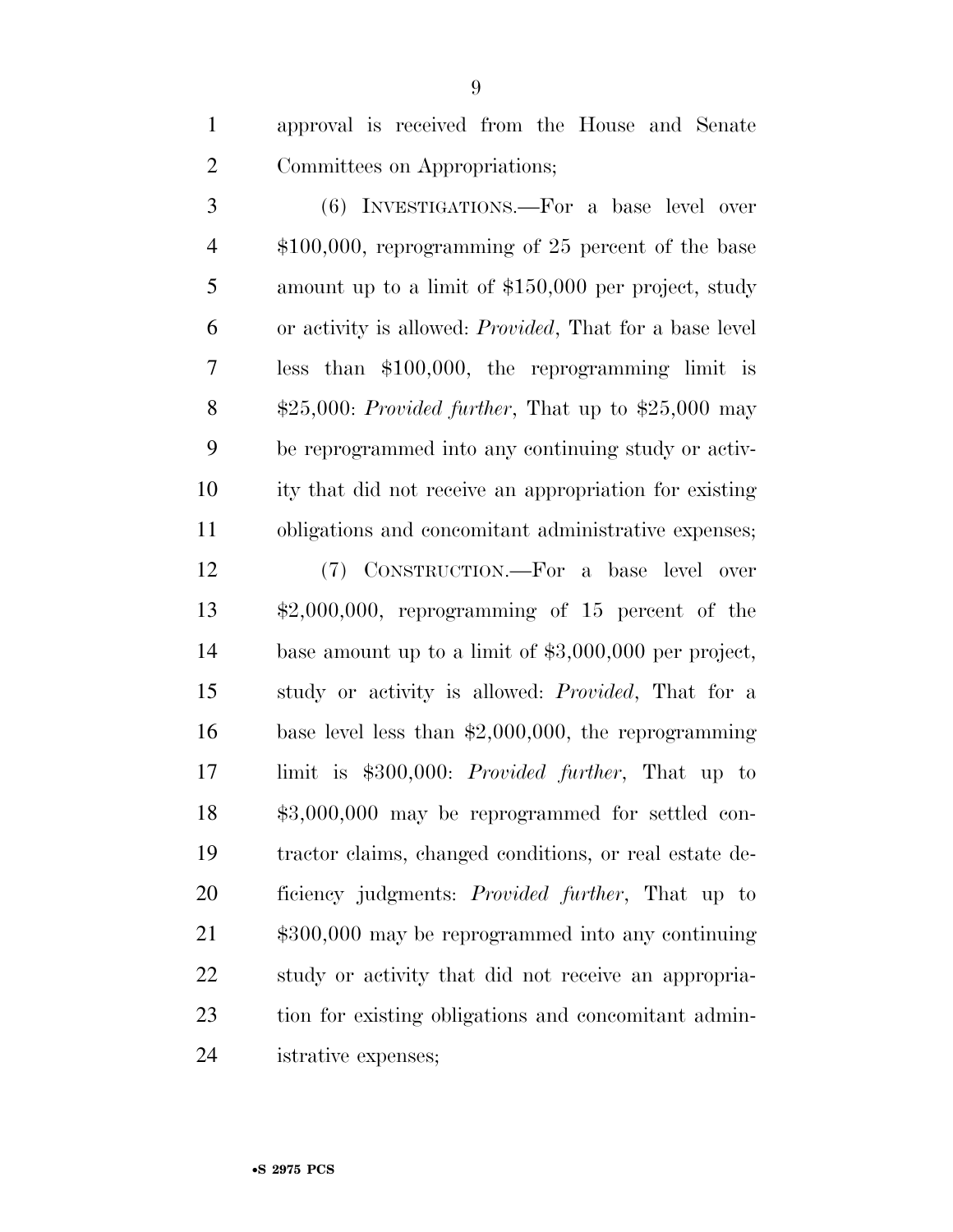approval is received from the House and Senate Committees on Appropriations;

(6) INVESTIGATIONS.—For a base level over $100,000, reprogramming of 25 percent of the base amount up to a limit of $150,000 per project, study or activity is allowed: *Provided*, That for a base level less than $100,000, the reprogramming limit is $25,000: *Provided further*, That up to $25,000 may be reprogrammed into any continuing study or activity that did not receive an appropriation for existing obligations and concomitant administrative expenses;

(7) CONSTRUCTION.—For a base level over $2,000,000, reprogramming of 15 percent of the base amount up to a limit of $3,000,000 per project, study or activity is allowed: *Provided*, That for a base level less than $2,000,000, the reprogramming limit is $300,000: *Provided further*, That up to $3,000,000 may be reprogrammed for settled contractor claims, changed conditions, or real estate deficiency judgments: *Provided further*, That up to $300,000 may be reprogrammed into any continuing study or activity that did not receive an appropriation for existing obligations and concomitant administrative expenses;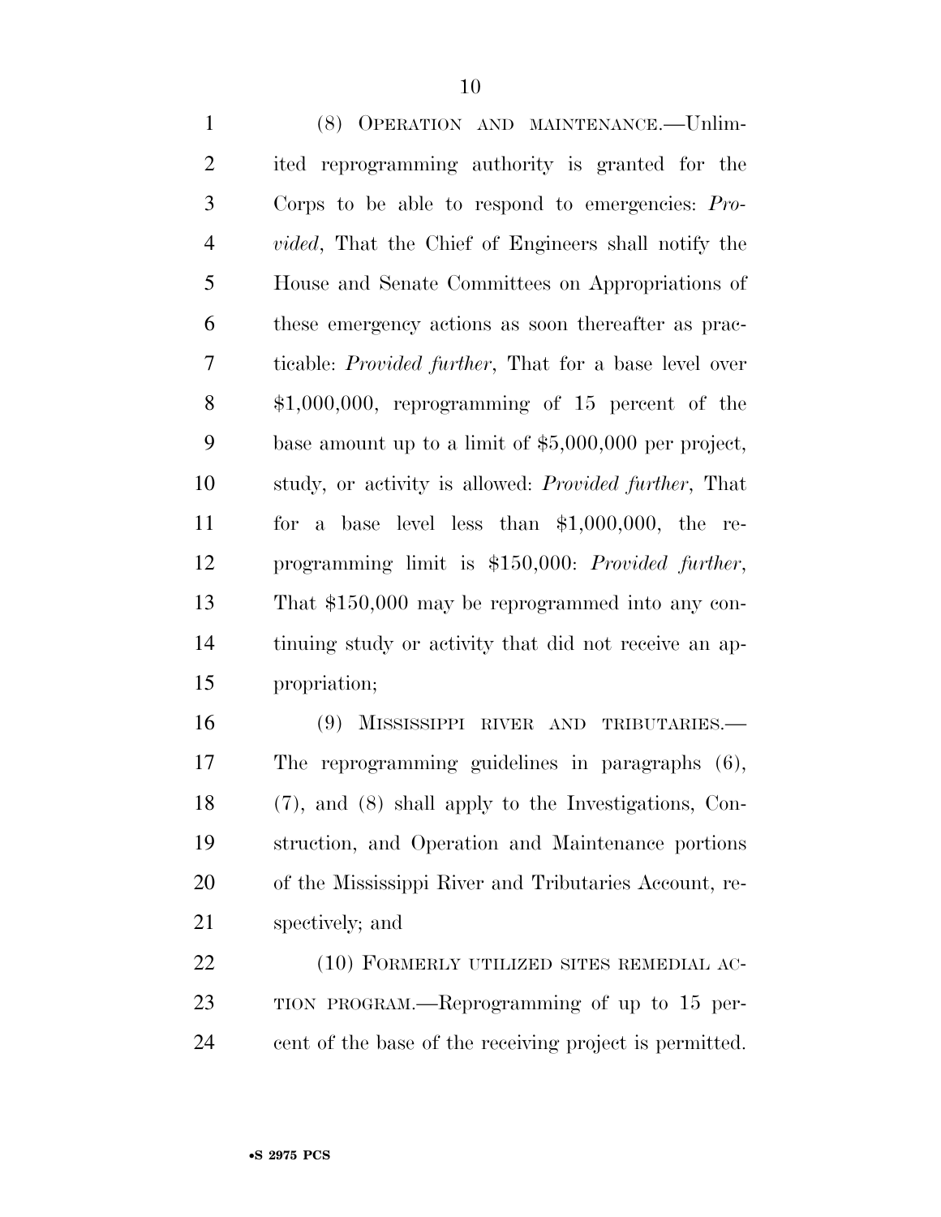(8) OPERATION AND MAINTENANCE.—Unlimited reprogramming authority is granted for the Corps to be able to respond to emergencies: *Provided*, That the Chief of Engineers shall notify the House and Senate Committees on Appropriations of these emergency actions as soon thereafter as practicable: *Provided further*, That for a base level over $1,000,000, reprogramming of 15 percent of the base amount up to a limit of $5,000,000 per project, study, or activity is allowed: *Provided further*, That for a base level less than $1,000,000, the reprogramming limit is $150,000: *Provided further*, That $150,000 may be reprogrammed into any continuing study or activity that did not receive an appropriation;

(9) MISSISSIPPI RIVER AND TRIBUTARIES.—The reprogramming guidelines in paragraphs (6), (7), and (8) shall apply to the Investigations, Construction, and Operation and Maintenance portions of the Mississippi River and Tributaries Account, respectively; and

(10) FORMERLY UTILIZED SITES REMEDIAL ACTION PROGRAM.—Reprogramming of up to 15 percent of the base of the receiving project is permitted.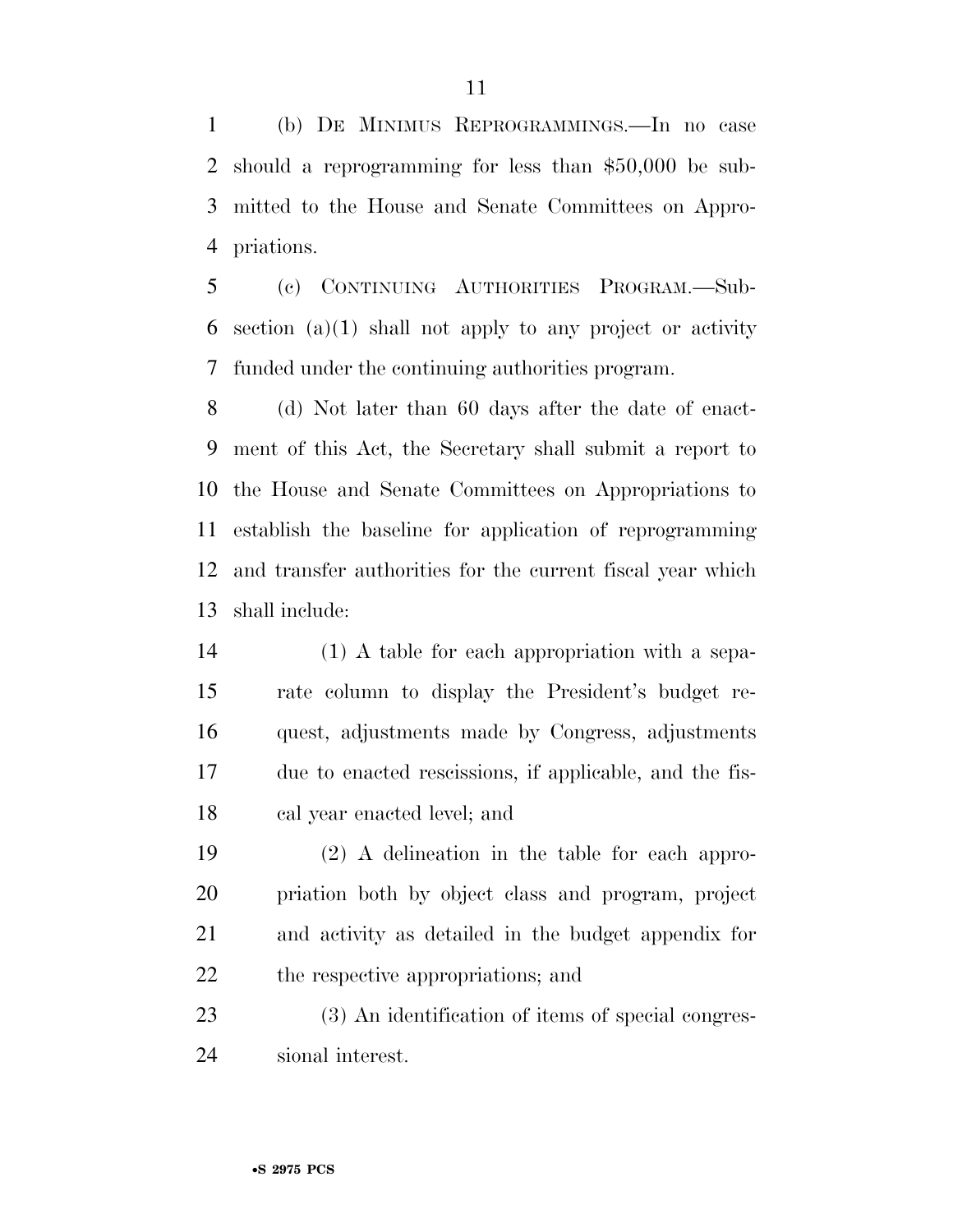(b) DE MINIMUS REPROGRAMMINGS.—In no case should a reprogramming for less than $50,000 be submitted to the House and Senate Committees on Appropriations.

(c) CONTINUING AUTHORITIES PROGRAM.—Subsection (a)(1) shall not apply to any project or activity funded under the continuing authorities program.

(d) Not later than 60 days after the date of enactment of this Act, the Secretary shall submit a report to the House and Senate Committees on Appropriations to establish the baseline for application of reprogramming and transfer authorities for the current fiscal year which shall include:

(1) A table for each appropriation with a separate column to display the President's budget request, adjustments made by Congress, adjustments due to enacted rescissions, if applicable, and the fiscal year enacted level; and

(2) A delineation in the table for each appropriation both by object class and program, project and activity as detailed in the budget appendix for the respective appropriations; and

(3) An identification of items of special congressional interest.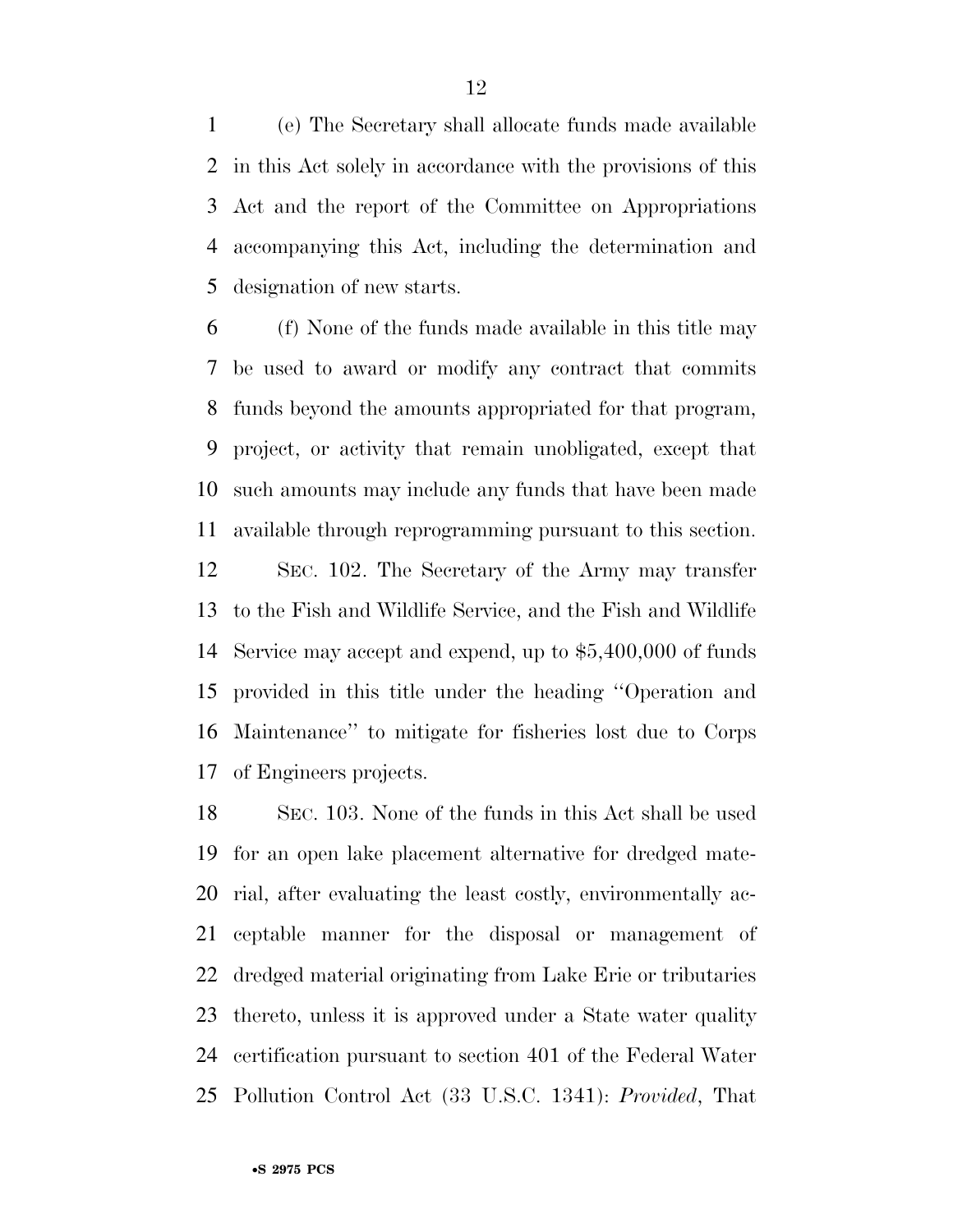(e) The Secretary shall allocate funds made available in this Act solely in accordance with the provisions of this Act and the report of the Committee on Appropriations accompanying this Act, including the determination and designation of new starts.

(f) None of the funds made available in this title may be used to award or modify any contract that commits funds beyond the amounts appropriated for that program, project, or activity that remain unobligated, except that such amounts may include any funds that have been made available through reprogramming pursuant to this section.

SEC. 102. The Secretary of the Army may transfer to the Fish and Wildlife Service, and the Fish and Wildlife Service may accept and expend, up to $5,400,000 of funds provided in this title under the heading ''Operation and Maintenance'' to mitigate for fisheries lost due to Corps of Engineers projects.

SEC. 103. None of the funds in this Act shall be used for an open lake placement alternative for dredged material, after evaluating the least costly, environmentally acceptable manner for the disposal or management of dredged material originating from Lake Erie or tributaries thereto, unless it is approved under a State water quality certification pursuant to section 401 of the Federal Water Pollution Control Act (33 U.S.C. 1341): *Provided*, That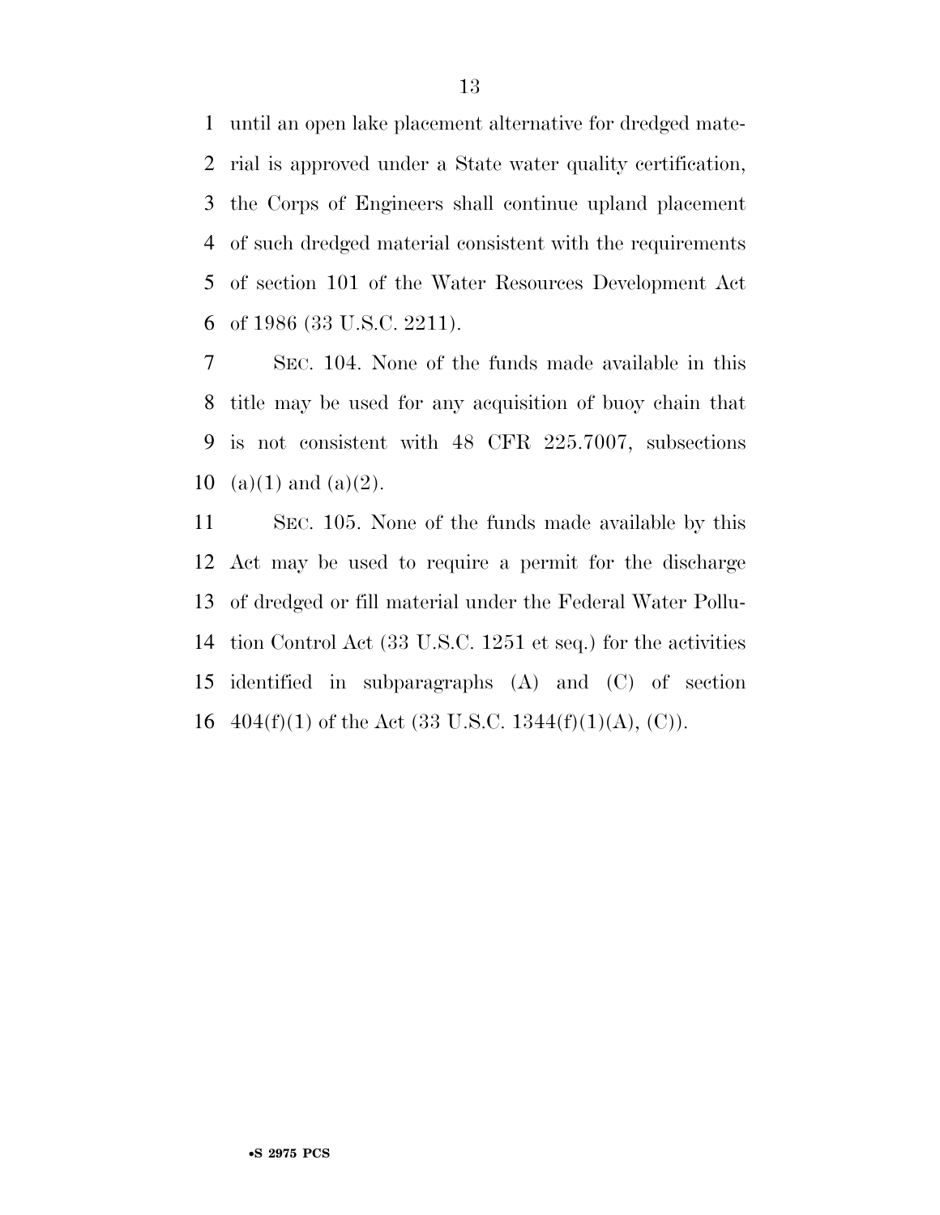until an open lake placement alternative for dredged material is approved under a State water quality certification, the Corps of Engineers shall continue upland placement of such dredged material consistent with the requirements of section 101 of the Water Resources Development Act of 1986 (33 U.S.C. 2211).

SEC. 104. None of the funds made available in this title may be used for any acquisition of buoy chain that is not consistent with 48 CFR 225.7007, subsections (a)(1) and (a)(2).

SEC. 105. None of the funds made available by this Act may be used to require a permit for the discharge of dredged or fill material under the Federal Water Pollution Control Act (33 U.S.C. 1251 et seq.) for the activities identified in subparagraphs (A) and (C) of section 404(f)(1) of the Act (33 U.S.C. 1344(f)(1)(A), (C)).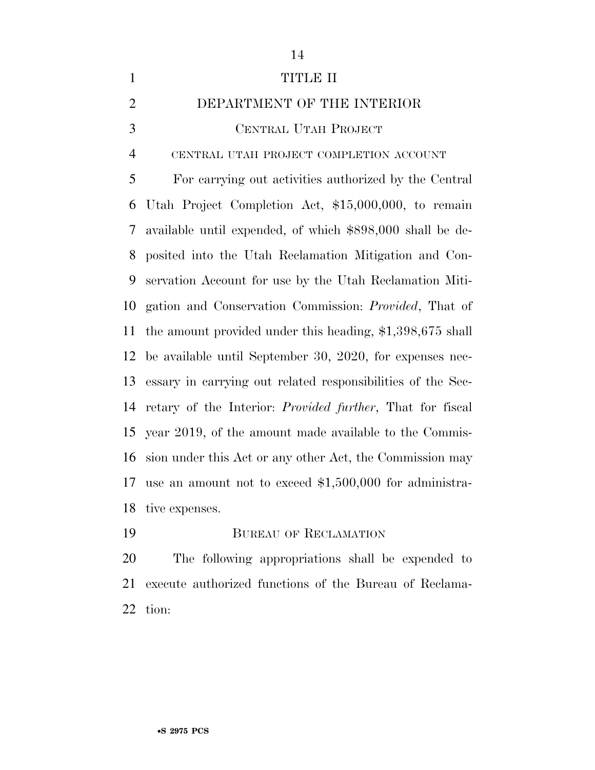# TITLE II

# DEPARTMENT OF THE INTERIOR

## CENTRAL UTAH PROJECT

### CENTRAL UTAH PROJECT COMPLETION ACCOUNT

For carrying out activities authorized by the Central Utah Project Completion Act, $15,000,000, to remain available until expended, of which $898,000 shall be deposited into the Utah Reclamation Mitigation and Conservation Account for use by the Utah Reclamation Mitigation and Conservation Commission: *Provided*, That of the amount provided under this heading, $1,398,675 shall be available until September 30, 2020, for expenses necessary in carrying out related responsibilities of the Secretary of the Interior: *Provided further*, That for fiscal year 2019, of the amount made available to the Commission under this Act or any other Act, the Commission may use an amount not to exceed $1,500,000 for administrative expenses.

## BUREAU OF RECLAMATION

The following appropriations shall be expended to execute authorized functions of the Bureau of Reclamation: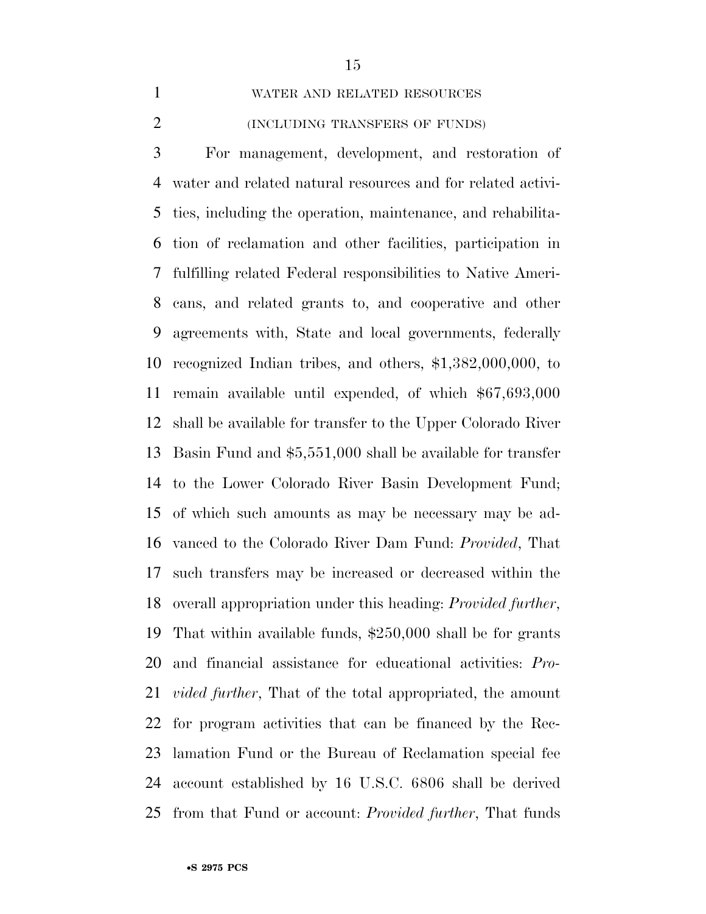WATER AND RELATED RESOURCES

(INCLUDING TRANSFERS OF FUNDS)

For management, development, and restoration of water and related natural resources and for related activities, including the operation, maintenance, and rehabilitation of reclamation and other facilities, participation in fulfilling related Federal responsibilities to Native Americans, and related grants to, and cooperative and other agreements with, State and local governments, federally recognized Indian tribes, and others, $1,382,000,000, to remain available until expended, of which $67,693,000 shall be available for transfer to the Upper Colorado River Basin Fund and $5,551,000 shall be available for transfer to the Lower Colorado River Basin Development Fund; of which such amounts as may be necessary may be advanced to the Colorado River Dam Fund: *Provided*, That such transfers may be increased or decreased within the overall appropriation under this heading: *Provided further*, That within available funds, $250,000 shall be for grants and financial assistance for educational activities: *Provided further*, That of the total appropriated, the amount for program activities that can be financed by the Reclamation Fund or the Bureau of Reclamation special fee account established by 16 U.S.C. 6806 shall be derived from that Fund or account: *Provided further*, That funds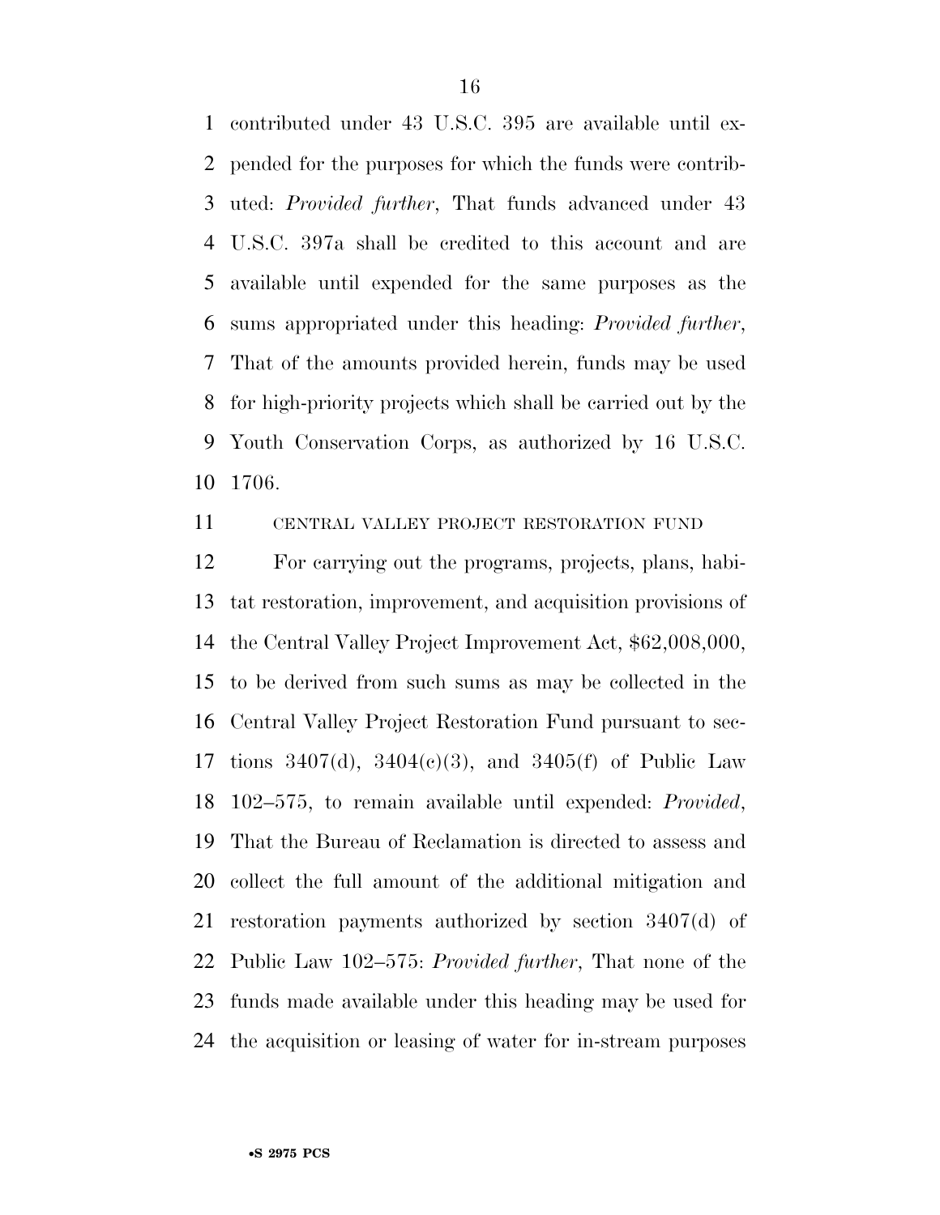contributed under 43 U.S.C. 395 are available until expended for the purposes for which the funds were contributed: *Provided further*, That funds advanced under 43 U.S.C. 397a shall be credited to this account and are available until expended for the same purposes as the sums appropriated under this heading: *Provided further*, That of the amounts provided herein, funds may be used for high-priority projects which shall be carried out by the Youth Conservation Corps, as authorized by 16 U.S.C. 1706.

CENTRAL VALLEY PROJECT RESTORATION FUND

For carrying out the programs, projects, plans, habitat restoration, improvement, and acquisition provisions of the Central Valley Project Improvement Act, $62,008,000, to be derived from such sums as may be collected in the Central Valley Project Restoration Fund pursuant to sections 3407(d), 3404(c)(3), and 3405(f) of Public Law 102–575, to remain available until expended: *Provided*, That the Bureau of Reclamation is directed to assess and collect the full amount of the additional mitigation and restoration payments authorized by section 3407(d) of Public Law 102–575: *Provided further*, That none of the funds made available under this heading may be used for the acquisition or leasing of water for in-stream purposes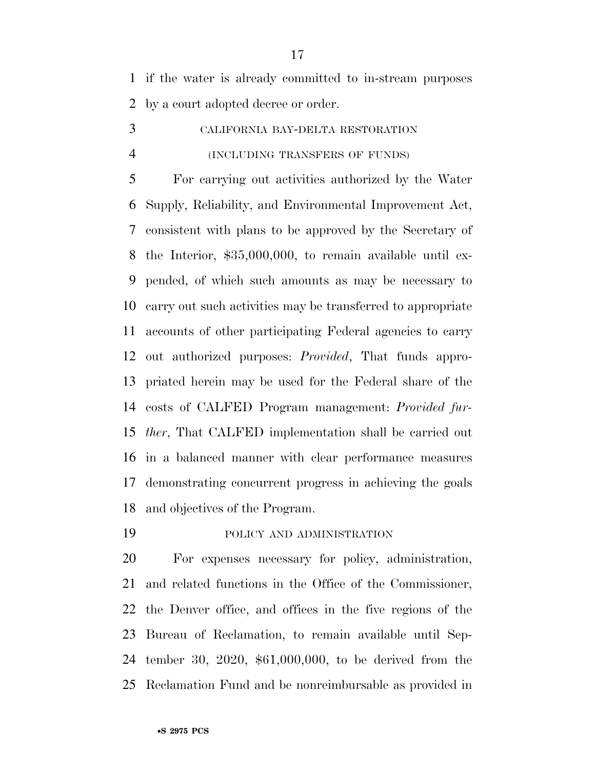if the water is already committed to in-stream purposes by a court adopted decree or order.

CALIFORNIA BAY-DELTA RESTORATION

(INCLUDING TRANSFERS OF FUNDS)

For carrying out activities authorized by the Water Supply, Reliability, and Environmental Improvement Act, consistent with plans to be approved by the Secretary of the Interior, $35,000,000, to remain available until expended, of which such amounts as may be necessary to carry out such activities may be transferred to appropriate accounts of other participating Federal agencies to carry out authorized purposes: *Provided*, That funds appropriated herein may be used for the Federal share of the costs of CALFED Program management: *Provided further*, That CALFED implementation shall be carried out in a balanced manner with clear performance measures demonstrating concurrent progress in achieving the goals and objectives of the Program.

POLICY AND ADMINISTRATION

For expenses necessary for policy, administration, and related functions in the Office of the Commissioner, the Denver office, and offices in the five regions of the Bureau of Reclamation, to remain available until September 30, 2020, $61,000,000, to be derived from the Reclamation Fund and be nonreimbursable as provided in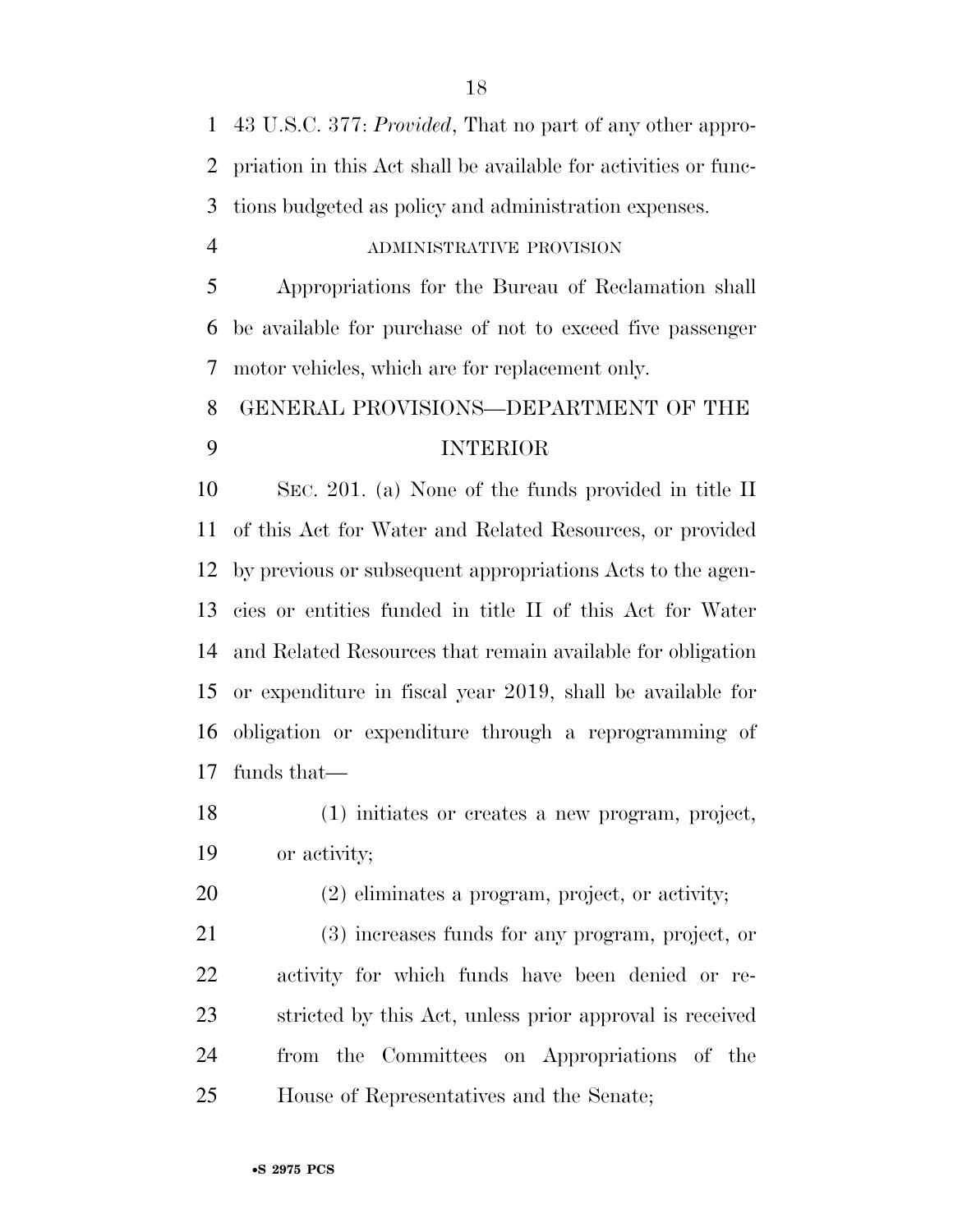43 U.S.C. 377: *Provided*, That no part of any other appropriation in this Act shall be available for activities or functions budgeted as policy and administration expenses.

ADMINISTRATIVE PROVISION

Appropriations for the Bureau of Reclamation shall be available for purchase of not to exceed five passenger motor vehicles, which are for replacement only.

## GENERAL PROVISIONS—DEPARTMENT OF THE INTERIOR

SEC. 201. (a) None of the funds provided in title II of this Act for Water and Related Resources, or provided by previous or subsequent appropriations Acts to the agencies or entities funded in title II of this Act for Water and Related Resources that remain available for obligation or expenditure in fiscal year 2019, shall be available for obligation or expenditure through a reprogramming of funds that—

(1) initiates or creates a new program, project, or activity;

(2) eliminates a program, project, or activity;

(3) increases funds for any program, project, or activity for which funds have been denied or restricted by this Act, unless prior approval is received from the Committees on Appropriations of the House of Representatives and the Senate;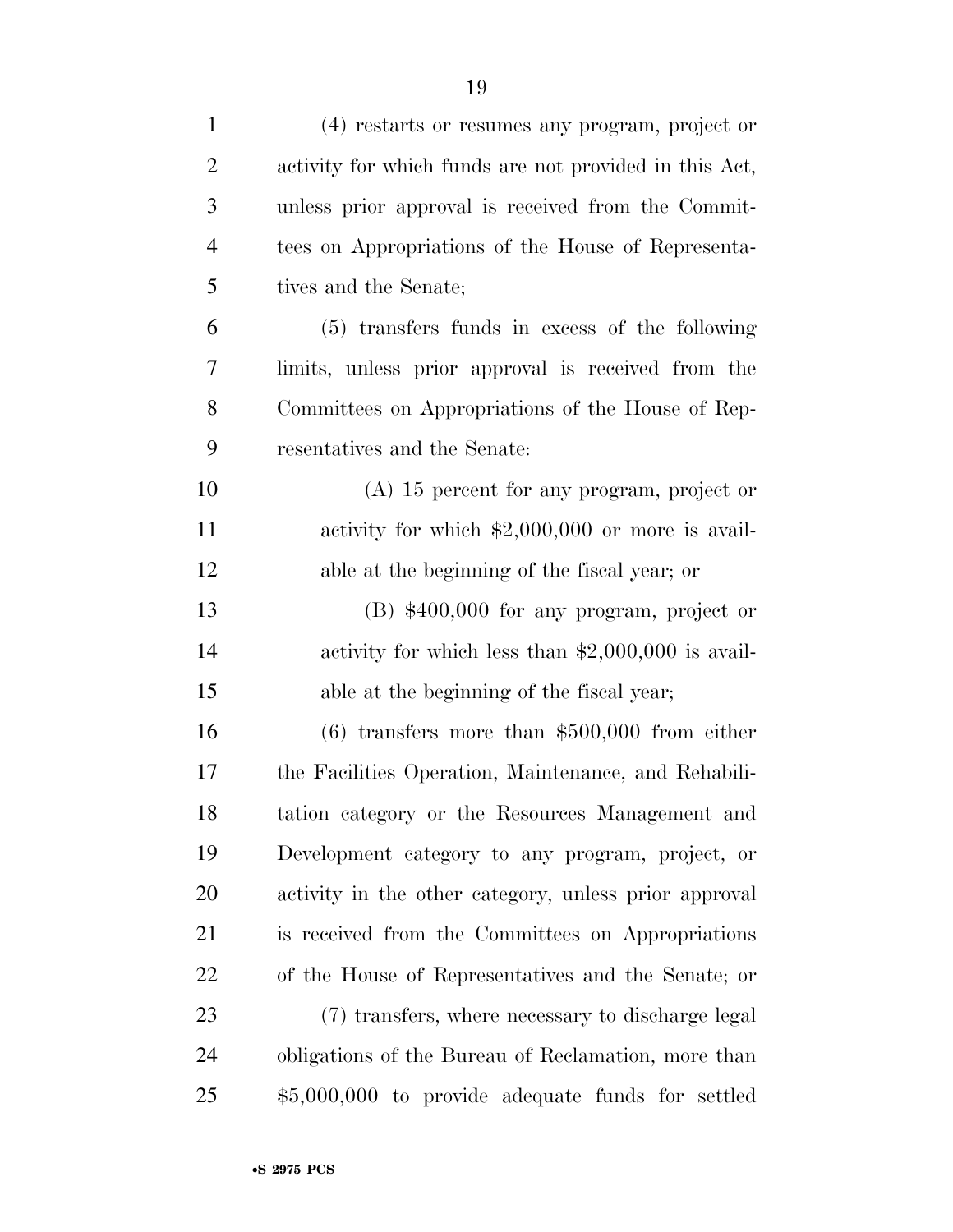(4) restarts or resumes any program, project or activity for which funds are not provided in this Act, unless prior approval is received from the Committees on Appropriations of the House of Representatives and the Senate;

(5) transfers funds in excess of the following limits, unless prior approval is received from the Committees on Appropriations of the House of Representatives and the Senate:

(A) 15 percent for any program, project or activity for which $2,000,000 or more is available at the beginning of the fiscal year; or

(B) $400,000 for any program, project or activity for which less than $2,000,000 is available at the beginning of the fiscal year;

(6) transfers more than $500,000 from either the Facilities Operation, Maintenance, and Rehabilitation category or the Resources Management and Development category to any program, project, or activity in the other category, unless prior approval is received from the Committees on Appropriations of the House of Representatives and the Senate; or

(7) transfers, where necessary to discharge legal obligations of the Bureau of Reclamation, more than $5,000,000 to provide adequate funds for settled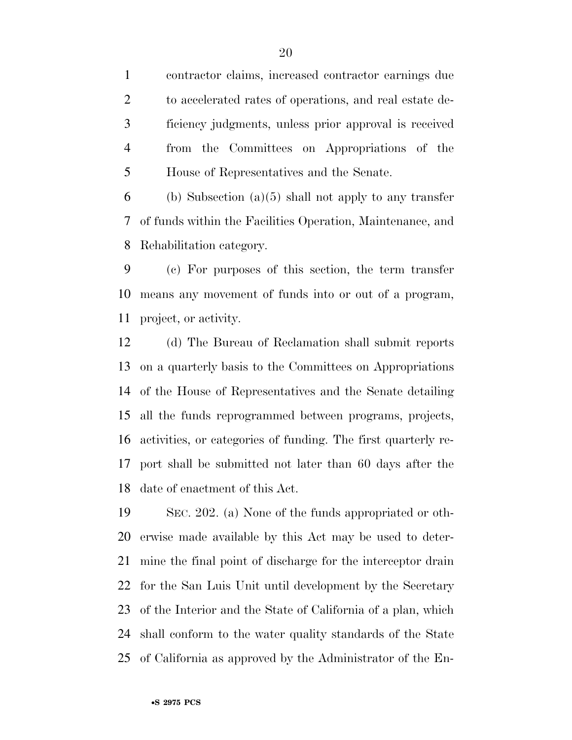contractor claims, increased contractor earnings due to accelerated rates of operations, and real estate deficiency judgments, unless prior approval is received from the Committees on Appropriations of the House of Representatives and the Senate.

(b) Subsection (a)(5) shall not apply to any transfer of funds within the Facilities Operation, Maintenance, and Rehabilitation category.

(c) For purposes of this section, the term transfer means any movement of funds into or out of a program, project, or activity.

(d) The Bureau of Reclamation shall submit reports on a quarterly basis to the Committees on Appropriations of the House of Representatives and the Senate detailing all the funds reprogrammed between programs, projects, activities, or categories of funding. The first quarterly report shall be submitted not later than 60 days after the date of enactment of this Act.

SEC. 202. (a) None of the funds appropriated or otherwise made available by this Act may be used to determine the final point of discharge for the interceptor drain for the San Luis Unit until development by the Secretary of the Interior and the State of California of a plan, which shall conform to the water quality standards of the State of California as approved by the Administrator of the En-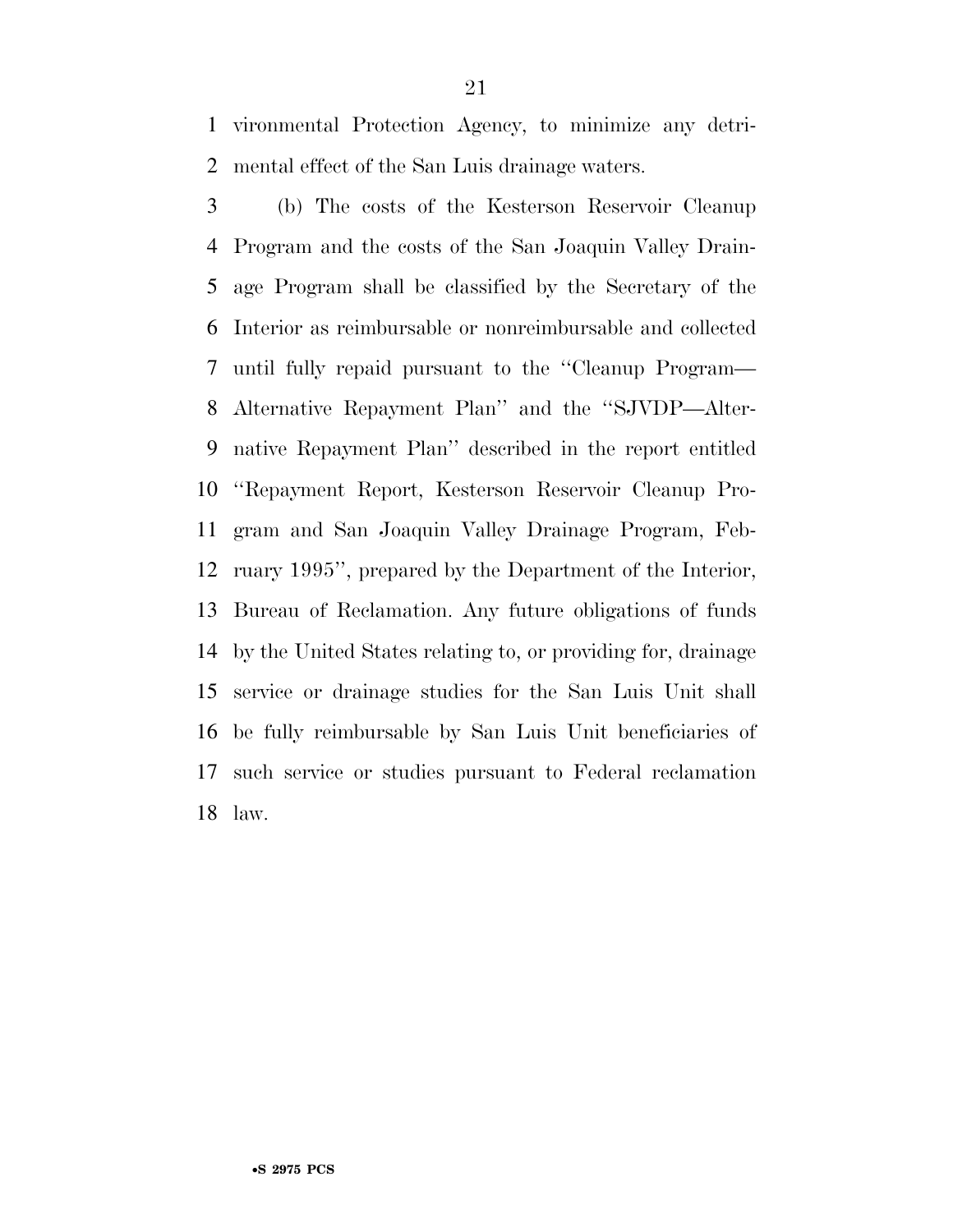vironmental Protection Agency, to minimize any detrimental effect of the San Luis drainage waters.

(b) The costs of the Kesterson Reservoir Cleanup Program and the costs of the San Joaquin Valley Drainage Program shall be classified by the Secretary of the Interior as reimbursable or nonreimbursable and collected until fully repaid pursuant to the ''Cleanup Program—Alternative Repayment Plan'' and the ''SJVDP—Alternative Repayment Plan'' described in the report entitled ''Repayment Report, Kesterson Reservoir Cleanup Program and San Joaquin Valley Drainage Program, February 1995'', prepared by the Department of the Interior, Bureau of Reclamation. Any future obligations of funds by the United States relating to, or providing for, drainage service or drainage studies for the San Luis Unit shall be fully reimbursable by San Luis Unit beneficiaries of such service or studies pursuant to Federal reclamation law.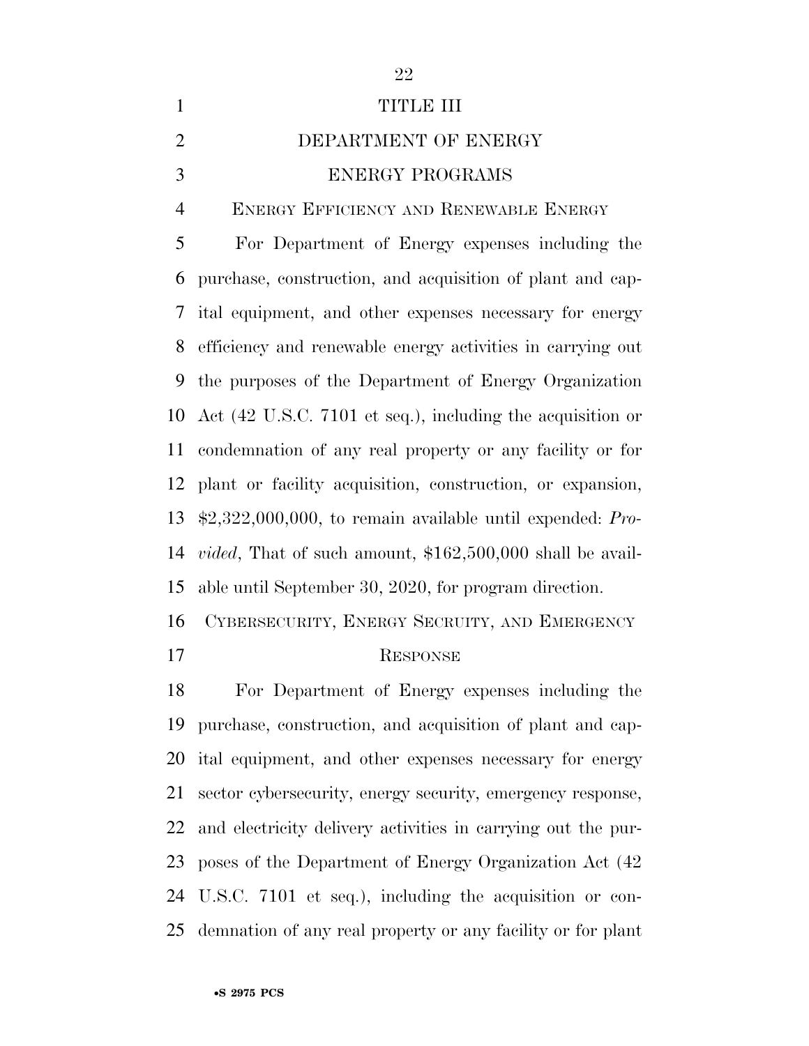# TITLE III

# DEPARTMENT OF ENERGY

## ENERGY PROGRAMS

### ENERGY EFFICIENCY AND RENEWABLE ENERGY

For Department of Energy expenses including the purchase, construction, and acquisition of plant and capital equipment, and other expenses necessary for energy efficiency and renewable energy activities in carrying out the purposes of the Department of Energy Organization Act (42 U.S.C. 7101 et seq.), including the acquisition or condemnation of any real property or any facility or for plant or facility acquisition, construction, or expansion, $2,322,000,000, to remain available until expended: *Provided*, That of such amount, $162,500,000 shall be available until September 30, 2020, for program direction.

### CYBERSECURITY, ENERGY SECRUITY, AND EMERGENCY RESPONSE

For Department of Energy expenses including the purchase, construction, and acquisition of plant and capital equipment, and other expenses necessary for energy sector cybersecurity, energy security, emergency response, and electricity delivery activities in carrying out the purposes of the Department of Energy Organization Act (42 U.S.C. 7101 et seq.), including the acquisition or condemnation of any real property or any facility or for plant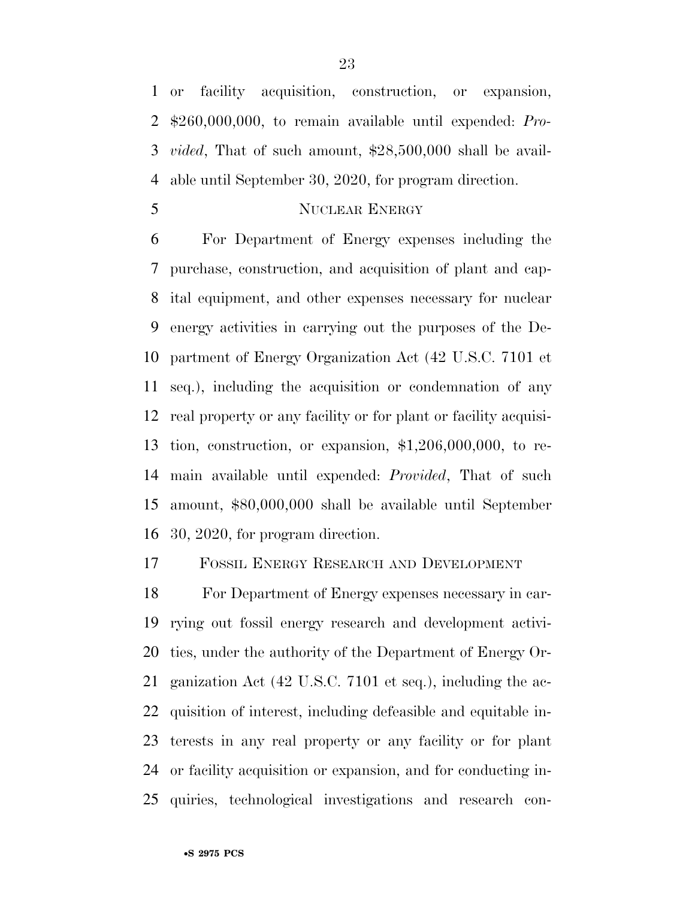or facility acquisition, construction, or expansion, $260,000,000, to remain available until expended: *Provided*, That of such amount, $28,500,000 shall be available until September 30, 2020, for program direction.

NUCLEAR ENERGY

For Department of Energy expenses including the purchase, construction, and acquisition of plant and capital equipment, and other expenses necessary for nuclear energy activities in carrying out the purposes of the Department of Energy Organization Act (42 U.S.C. 7101 et seq.), including the acquisition or condemnation of any real property or any facility or for plant or facility acquisition, construction, or expansion, $1,206,000,000, to remain available until expended: *Provided*, That of such amount, $80,000,000 shall be available until September 30, 2020, for program direction.

FOSSIL ENERGY RESEARCH AND DEVELOPMENT

For Department of Energy expenses necessary in carrying out fossil energy research and development activities, under the authority of the Department of Energy Organization Act (42 U.S.C. 7101 et seq.), including the acquisition of interest, including defeasible and equitable interests in any real property or any facility or for plant or facility acquisition or expansion, and for conducting inquiries, technological investigations and research con-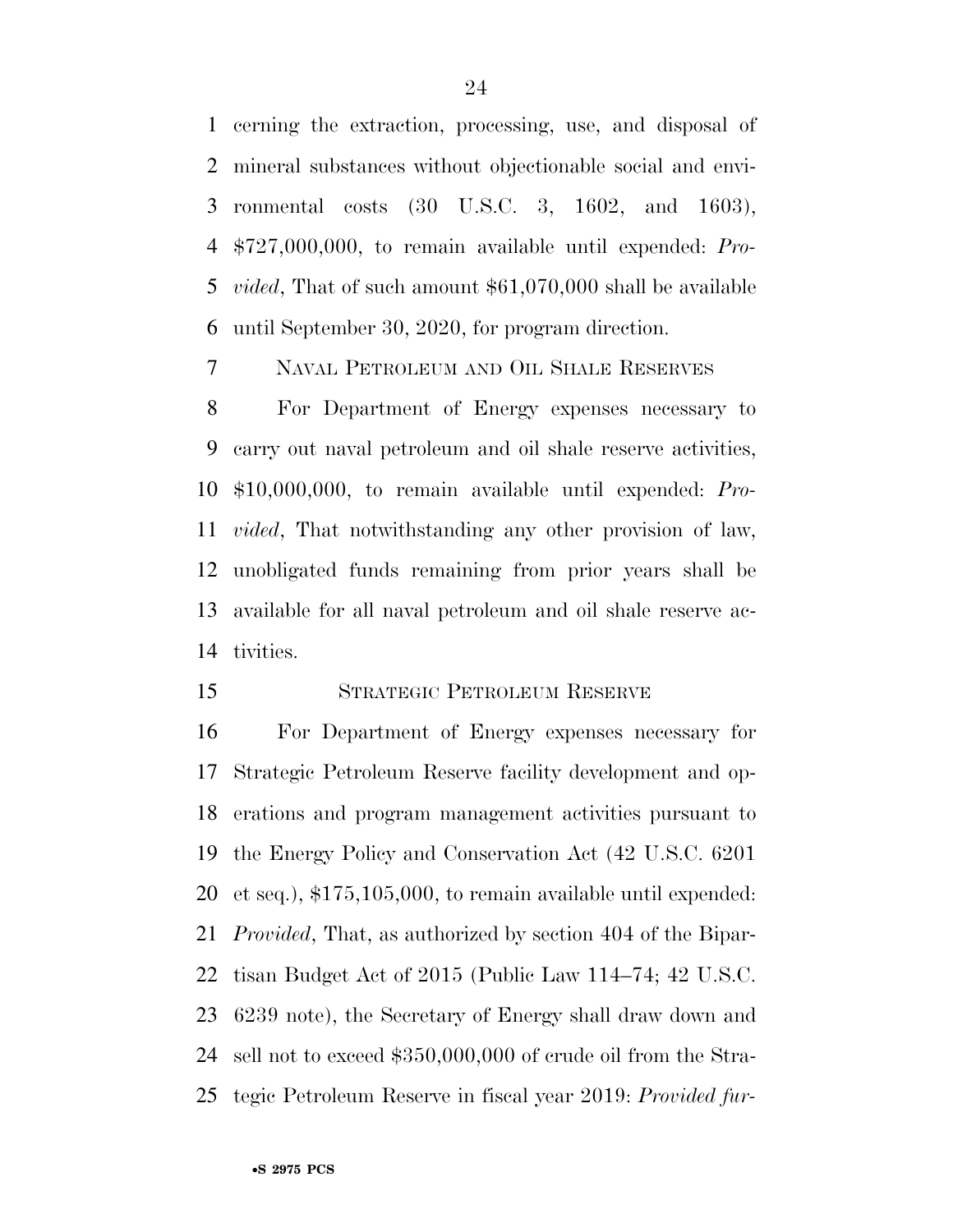cerning the extraction, processing, use, and disposal of mineral substances without objectionable social and environmental costs (30 U.S.C. 3, 1602, and 1603), $727,000,000, to remain available until expended: *Provided*, That of such amount $61,070,000 shall be available until September 30, 2020, for program direction.

NAVAL PETROLEUM AND OIL SHALE RESERVES

For Department of Energy expenses necessary to carry out naval petroleum and oil shale reserve activities, $10,000,000, to remain available until expended: *Provided*, That notwithstanding any other provision of law, unobligated funds remaining from prior years shall be available for all naval petroleum and oil shale reserve activities.

STRATEGIC PETROLEUM RESERVE

For Department of Energy expenses necessary for Strategic Petroleum Reserve facility development and operations and program management activities pursuant to the Energy Policy and Conservation Act (42 U.S.C. 6201 et seq.), $175,105,000, to remain available until expended: *Provided*, That, as authorized by section 404 of the Bipartisan Budget Act of 2015 (Public Law 114–74; 42 U.S.C. 6239 note), the Secretary of Energy shall draw down and sell not to exceed $350,000,000 of crude oil from the Strategic Petroleum Reserve in fiscal year 2019: *Provided fur-*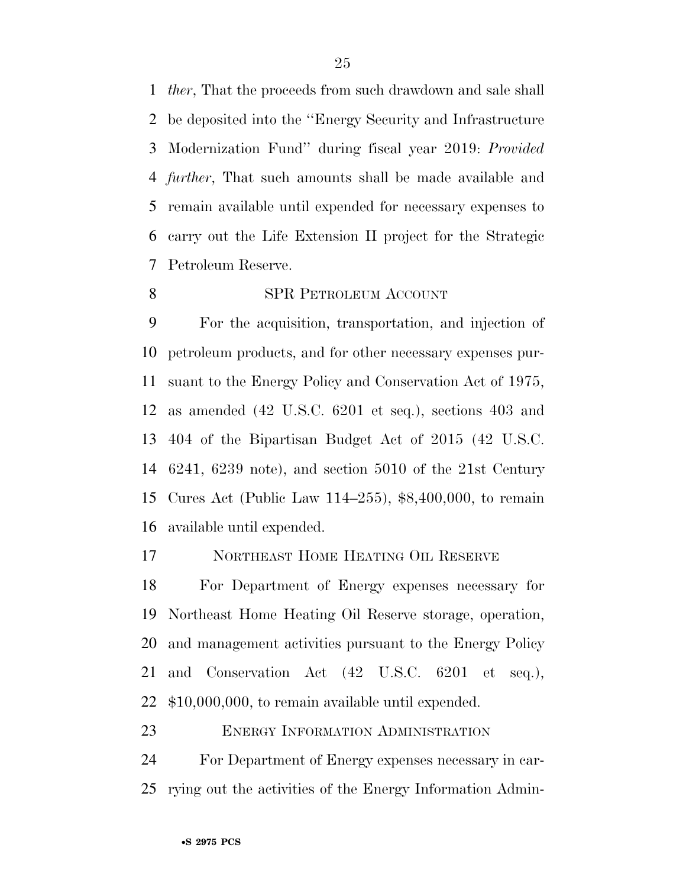*ther*, That the proceeds from such drawdown and sale shall be deposited into the "Energy Security and Infrastructure Modernization Fund" during fiscal year 2019: *Provided further*, That such amounts shall be made available and remain available until expended for necessary expenses to carry out the Life Extension II project for the Strategic Petroleum Reserve.

SPR PETROLEUM ACCOUNT

For the acquisition, transportation, and injection of petroleum products, and for other necessary expenses pursuant to the Energy Policy and Conservation Act of 1975, as amended (42 U.S.C. 6201 et seq.), sections 403 and 404 of the Bipartisan Budget Act of 2015 (42 U.S.C. 6241, 6239 note), and section 5010 of the 21st Century Cures Act (Public Law 114–255), $8,400,000, to remain available until expended.

NORTHEAST HOME HEATING OIL RESERVE

For Department of Energy expenses necessary for Northeast Home Heating Oil Reserve storage, operation, and management activities pursuant to the Energy Policy and Conservation Act (42 U.S.C. 6201 et seq.), $10,000,000, to remain available until expended.

ENERGY INFORMATION ADMINISTRATION

For Department of Energy expenses necessary in carrying out the activities of the Energy Information Admin-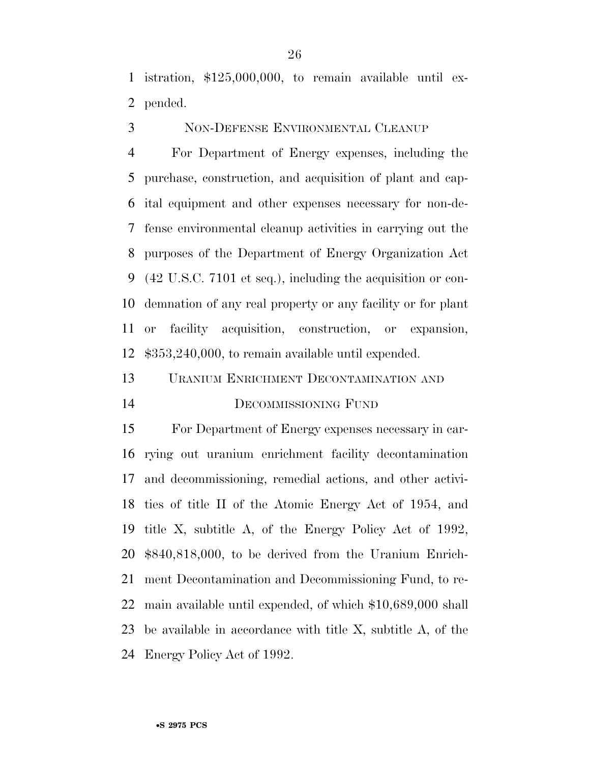istration, $125,000,000, to remain available until expended.

NON-DEFENSE ENVIRONMENTAL CLEANUP

For Department of Energy expenses, including the purchase, construction, and acquisition of plant and capital equipment and other expenses necessary for non-defense environmental cleanup activities in carrying out the purposes of the Department of Energy Organization Act (42 U.S.C. 7101 et seq.), including the acquisition or condemnation of any real property or any facility or for plant or facility acquisition, construction, or expansion, $353,240,000, to remain available until expended.

URANIUM ENRICHMENT DECONTAMINATION AND DECOMMISSIONING FUND

For Department of Energy expenses necessary in carrying out uranium enrichment facility decontamination and decommissioning, remedial actions, and other activities of title II of the Atomic Energy Act of 1954, and title X, subtitle A, of the Energy Policy Act of 1992, $840,818,000, to be derived from the Uranium Enrichment Decontamination and Decommissioning Fund, to remain available until expended, of which $10,689,000 shall be available in accordance with title X, subtitle A, of the Energy Policy Act of 1992.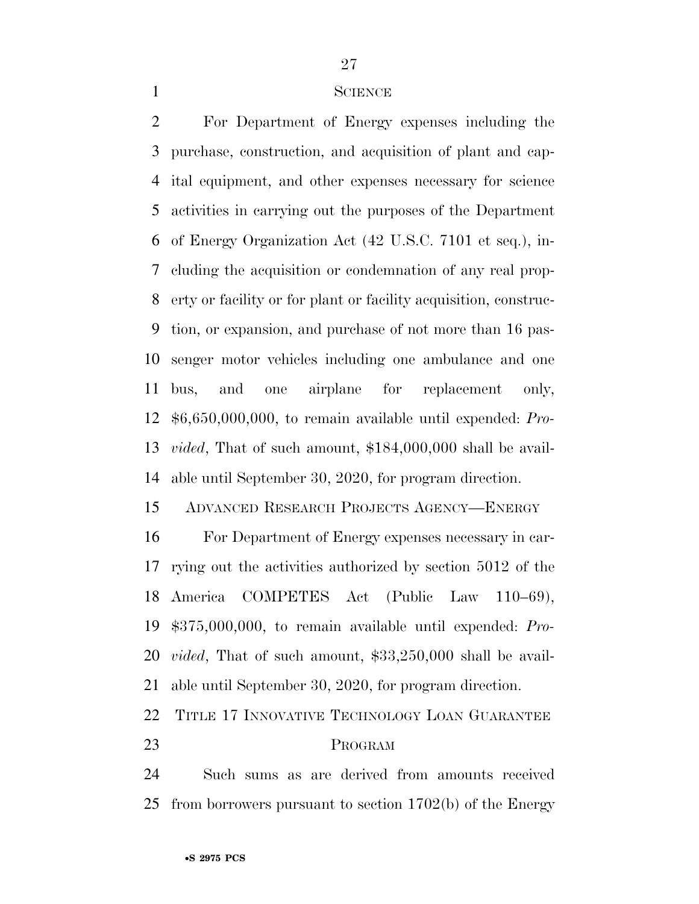SCIENCE

For Department of Energy expenses including the purchase, construction, and acquisition of plant and capital equipment, and other expenses necessary for science activities in carrying out the purposes of the Department of Energy Organization Act (42 U.S.C. 7101 et seq.), including the acquisition or condemnation of any real property or facility or for plant or facility acquisition, construction, or expansion, and purchase of not more than 16 passenger motor vehicles including one ambulance and one bus, and one airplane for replacement only, $6,650,000,000, to remain available until expended: *Provided*, That of such amount, $184,000,000 shall be available until September 30, 2020, for program direction.

ADVANCED RESEARCH PROJECTS AGENCY—ENERGY

For Department of Energy expenses necessary in carrying out the activities authorized by section 5012 of the America COMPETES Act (Public Law 110–69), $375,000,000, to remain available until expended: *Provided*, That of such amount, $33,250,000 shall be available until September 30, 2020, for program direction.

TITLE 17 INNOVATIVE TECHNOLOGY LOAN GUARANTEE PROGRAM

Such sums as are derived from amounts received from borrowers pursuant to section 1702(b) of the Energy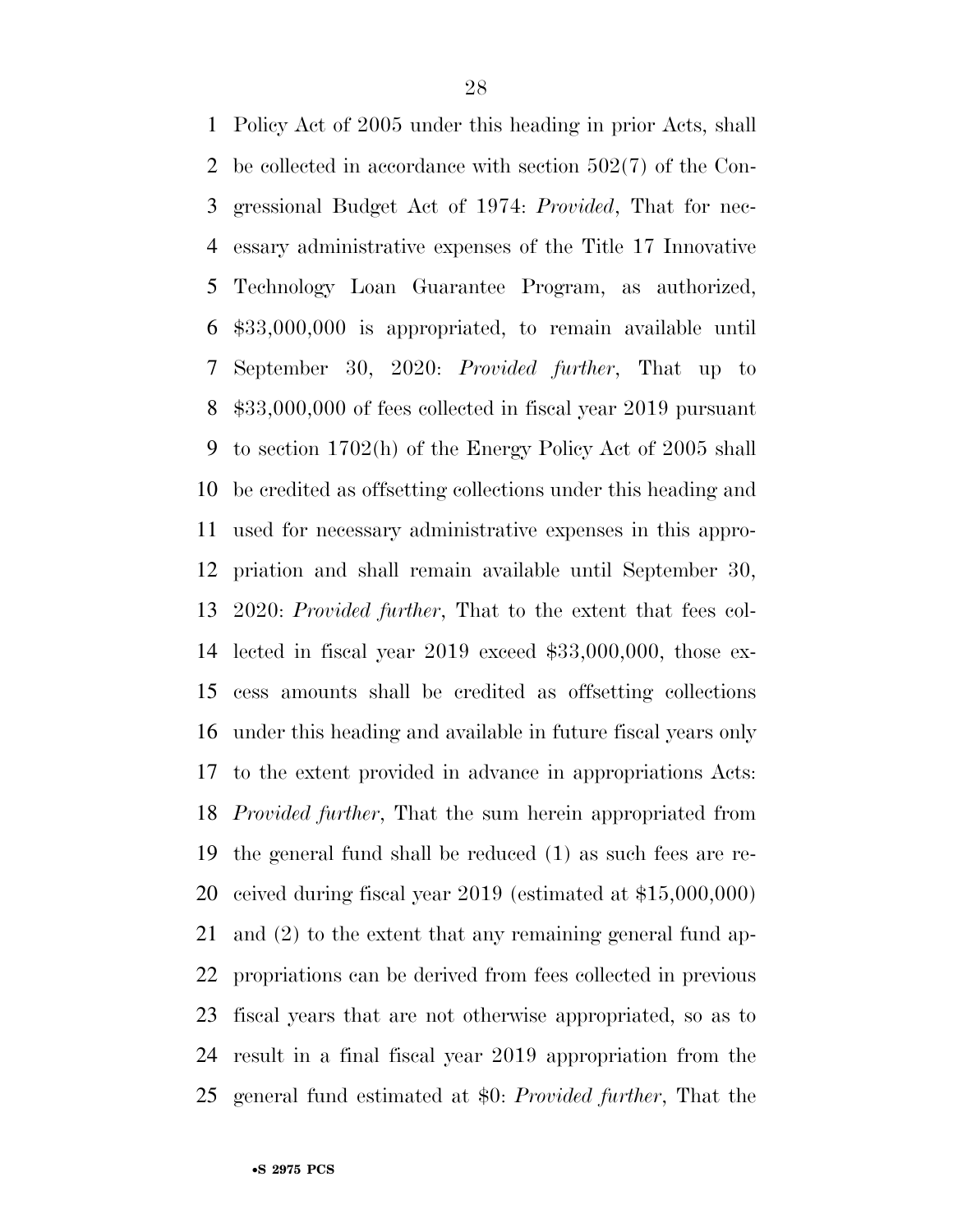Policy Act of 2005 under this heading in prior Acts, shall be collected in accordance with section 502(7) of the Congressional Budget Act of 1974: *Provided*, That for necessary administrative expenses of the Title 17 Innovative Technology Loan Guarantee Program, as authorized, $33,000,000 is appropriated, to remain available until September 30, 2020: *Provided further*, That up to $33,000,000 of fees collected in fiscal year 2019 pursuant to section 1702(h) of the Energy Policy Act of 2005 shall be credited as offsetting collections under this heading and used for necessary administrative expenses in this appropriation and shall remain available until September 30, 2020: *Provided further*, That to the extent that fees collected in fiscal year 2019 exceed $33,000,000, those excess amounts shall be credited as offsetting collections under this heading and available in future fiscal years only to the extent provided in advance in appropriations Acts: *Provided further*, That the sum herein appropriated from the general fund shall be reduced (1) as such fees are received during fiscal year 2019 (estimated at $15,000,000) and (2) to the extent that any remaining general fund appropriations can be derived from fees collected in previous fiscal years that are not otherwise appropriated, so as to result in a final fiscal year 2019 appropriation from the general fund estimated at $0: *Provided further*, That the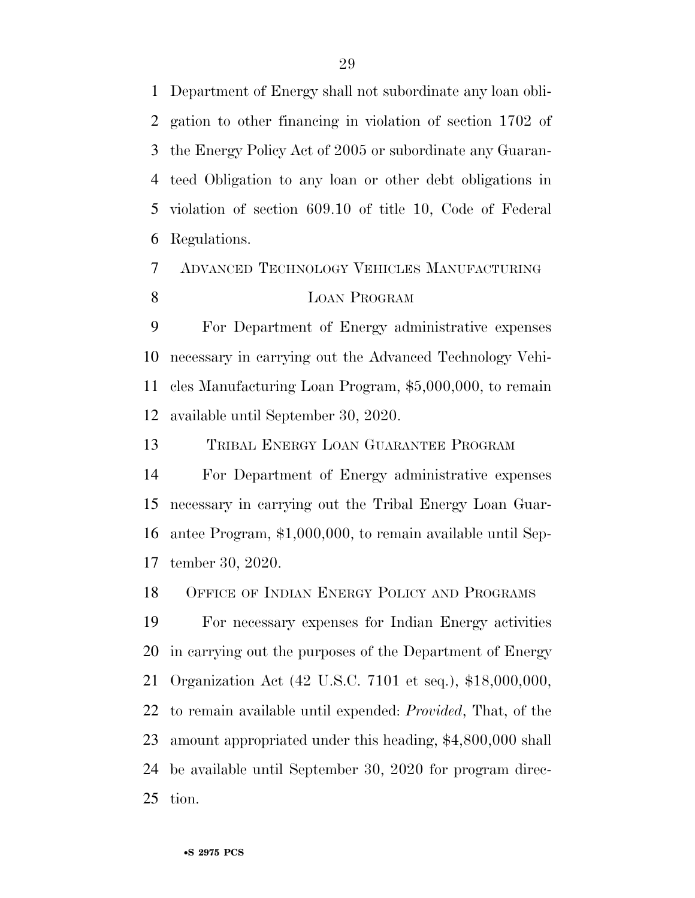Department of Energy shall not subordinate any loan obligation to other financing in violation of section 1702 of the Energy Policy Act of 2005 or subordinate any Guaranteed Obligation to any loan or other debt obligations in violation of section 609.10 of title 10, Code of Federal Regulations.

ADVANCED TECHNOLOGY VEHICLES MANUFACTURING LOAN PROGRAM

For Department of Energy administrative expenses necessary in carrying out the Advanced Technology Vehicles Manufacturing Loan Program, $5,000,000, to remain available until September 30, 2020.

TRIBAL ENERGY LOAN GUARANTEE PROGRAM

For Department of Energy administrative expenses necessary in carrying out the Tribal Energy Loan Guarantee Program, $1,000,000, to remain available until September 30, 2020.

OFFICE OF INDIAN ENERGY POLICY AND PROGRAMS

For necessary expenses for Indian Energy activities in carrying out the purposes of the Department of Energy Organization Act (42 U.S.C. 7101 et seq.), $18,000,000, to remain available until expended: *Provided*, That, of the amount appropriated under this heading, $4,800,000 shall be available until September 30, 2020 for program direction.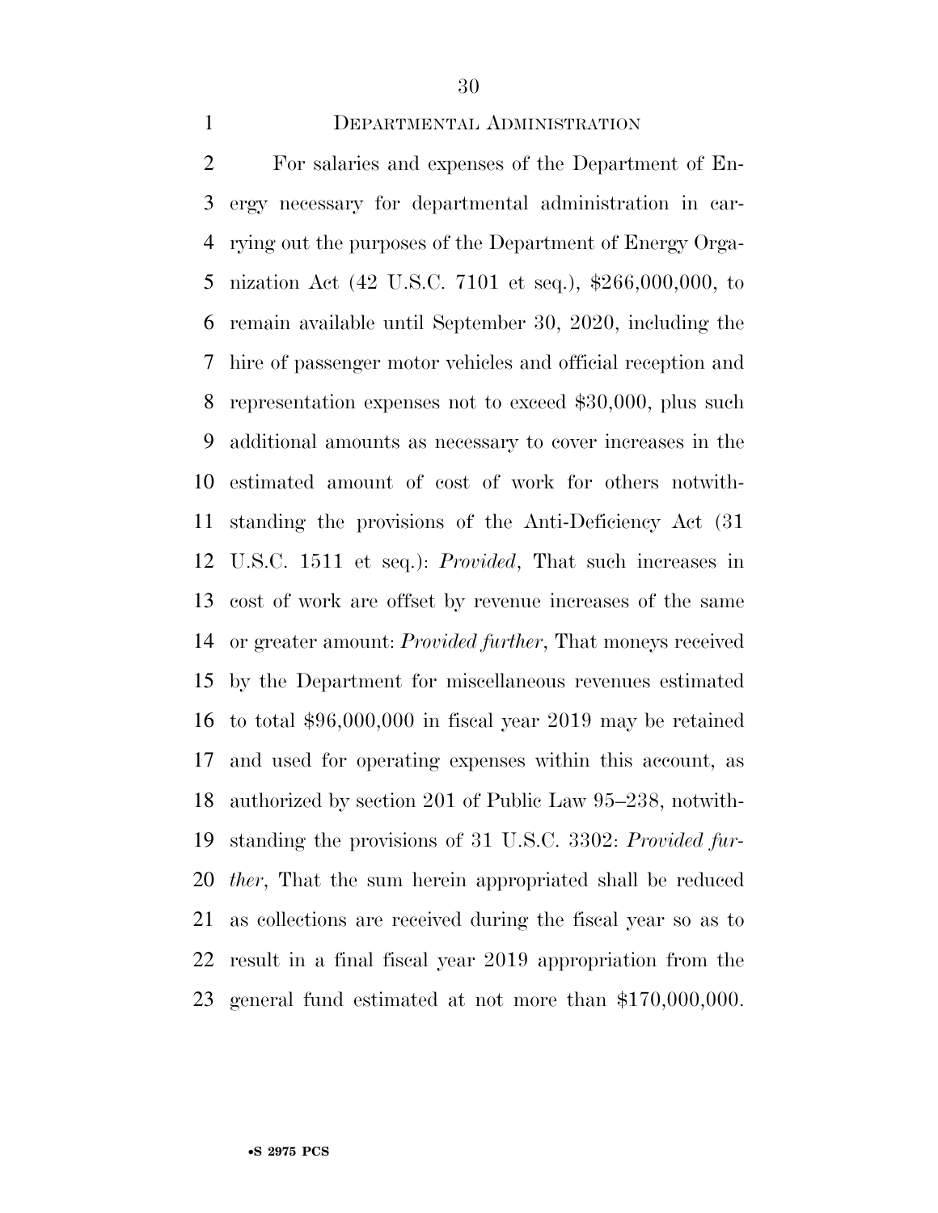## DEPARTMENTAL ADMINISTRATION

For salaries and expenses of the Department of Energy necessary for departmental administration in carrying out the purposes of the Department of Energy Organization Act (42 U.S.C. 7101 et seq.), $266,000,000, to remain available until September 30, 2020, including the hire of passenger motor vehicles and official reception and representation expenses not to exceed $30,000, plus such additional amounts as necessary to cover increases in the estimated amount of cost of work for others notwithstanding the provisions of the Anti-Deficiency Act (31 U.S.C. 1511 et seq.): *Provided*, That such increases in cost of work are offset by revenue increases of the same or greater amount: *Provided further*, That moneys received by the Department for miscellaneous revenues estimated to total $96,000,000 in fiscal year 2019 may be retained and used for operating expenses within this account, as authorized by section 201 of Public Law 95–238, notwithstanding the provisions of 31 U.S.C. 3302: *Provided further*, That the sum herein appropriated shall be reduced as collections are received during the fiscal year so as to result in a final fiscal year 2019 appropriation from the general fund estimated at not more than $170,000,000.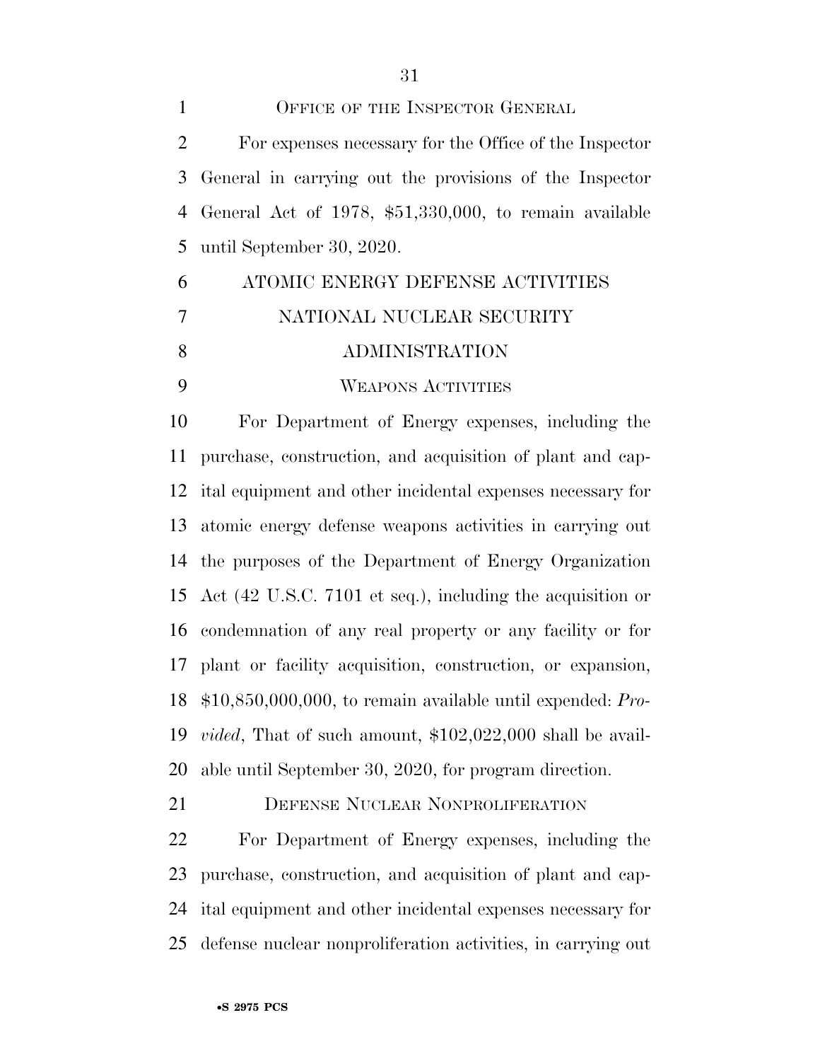OFFICE OF THE INSPECTOR GENERAL

For expenses necessary for the Office of the Inspector General in carrying out the provisions of the Inspector General Act of 1978, $51,330,000, to remain available until September 30, 2020.

ATOMIC ENERGY DEFENSE ACTIVITIES

NATIONAL NUCLEAR SECURITY ADMINISTRATION

WEAPONS ACTIVITIES

For Department of Energy expenses, including the purchase, construction, and acquisition of plant and capital equipment and other incidental expenses necessary for atomic energy defense weapons activities in carrying out the purposes of the Department of Energy Organization Act (42 U.S.C. 7101 et seq.), including the acquisition or condemnation of any real property or any facility or for plant or facility acquisition, construction, or expansion, $10,850,000,000, to remain available until expended: *Provided*, That of such amount, $102,022,000 shall be available until September 30, 2020, for program direction.

DEFENSE NUCLEAR NONPROLIFERATION

For Department of Energy expenses, including the purchase, construction, and acquisition of plant and capital equipment and other incidental expenses necessary for defense nuclear nonproliferation activities, in carrying out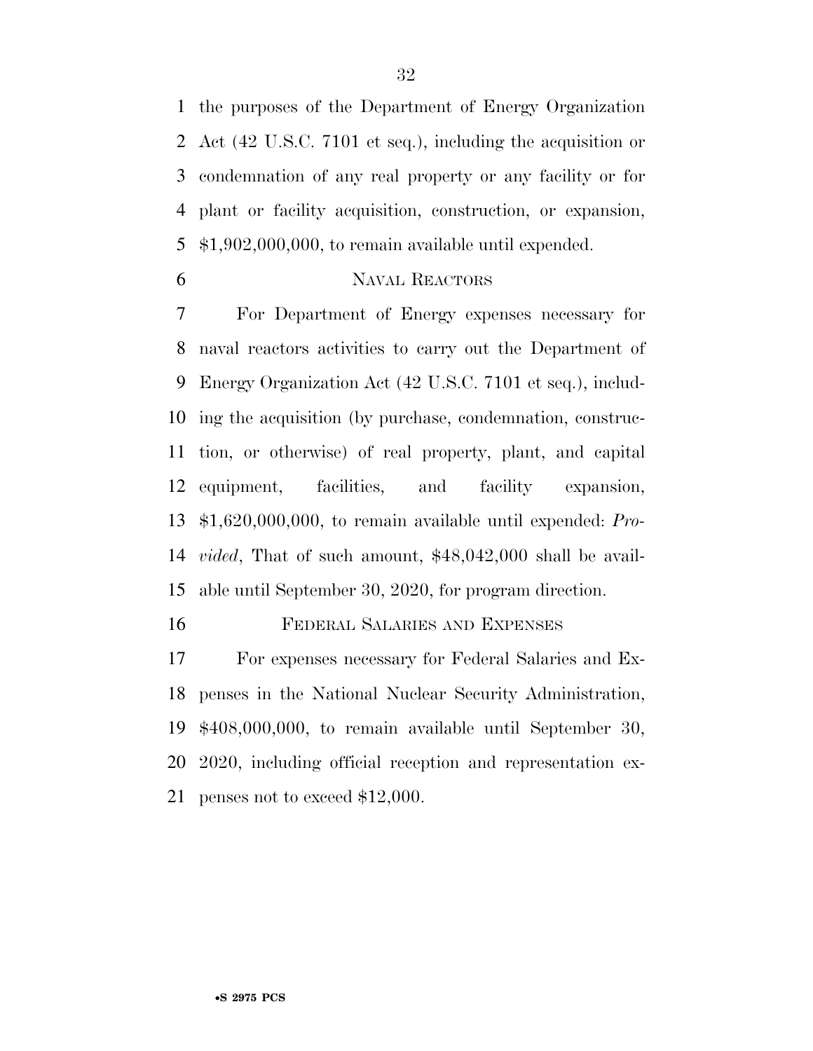the purposes of the Department of Energy Organization Act (42 U.S.C. 7101 et seq.), including the acquisition or condemnation of any real property or any facility or for plant or facility acquisition, construction, or expansion, $1,902,000,000, to remain available until expended.

NAVAL REACTORS

For Department of Energy expenses necessary for naval reactors activities to carry out the Department of Energy Organization Act (42 U.S.C. 7101 et seq.), including the acquisition (by purchase, condemnation, construction, or otherwise) of real property, plant, and capital equipment, facilities, and facility expansion, $1,620,000,000, to remain available until expended: *Provided*, That of such amount, $48,042,000 shall be available until September 30, 2020, for program direction.

FEDERAL SALARIES AND EXPENSES

For expenses necessary for Federal Salaries and Expenses in the National Nuclear Security Administration, $408,000,000, to remain available until September 30, 2020, including official reception and representation expenses not to exceed $12,000.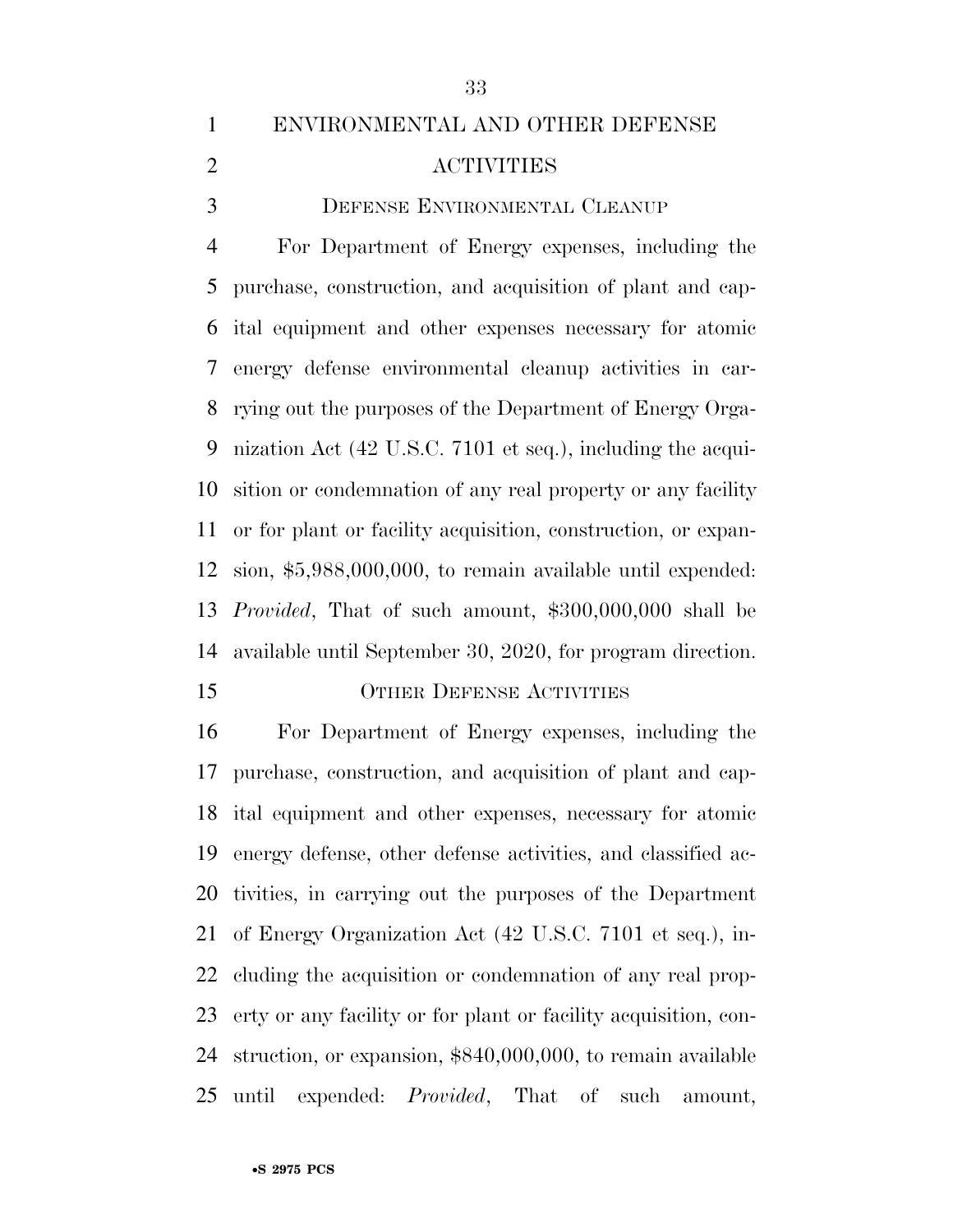## ENVIRONMENTAL AND OTHER DEFENSE ACTIVITIES

### DEFENSE ENVIRONMENTAL CLEANUP

For Department of Energy expenses, including the purchase, construction, and acquisition of plant and capital equipment and other expenses necessary for atomic energy defense environmental cleanup activities in carrying out the purposes of the Department of Energy Organization Act (42 U.S.C. 7101 et seq.), including the acquisition or condemnation of any real property or any facility or for plant or facility acquisition, construction, or expansion, $5,988,000,000, to remain available until expended: *Provided*, That of such amount, $300,000,000 shall be available until September 30, 2020, for program direction.

### OTHER DEFENSE ACTIVITIES

For Department of Energy expenses, including the purchase, construction, and acquisition of plant and capital equipment and other expenses, necessary for atomic energy defense, other defense activities, and classified activities, in carrying out the purposes of the Department of Energy Organization Act (42 U.S.C. 7101 et seq.), including the acquisition or condemnation of any real property or any facility or for plant or facility acquisition, construction, or expansion, $840,000,000, to remain available until expended: *Provided*, That of such amount,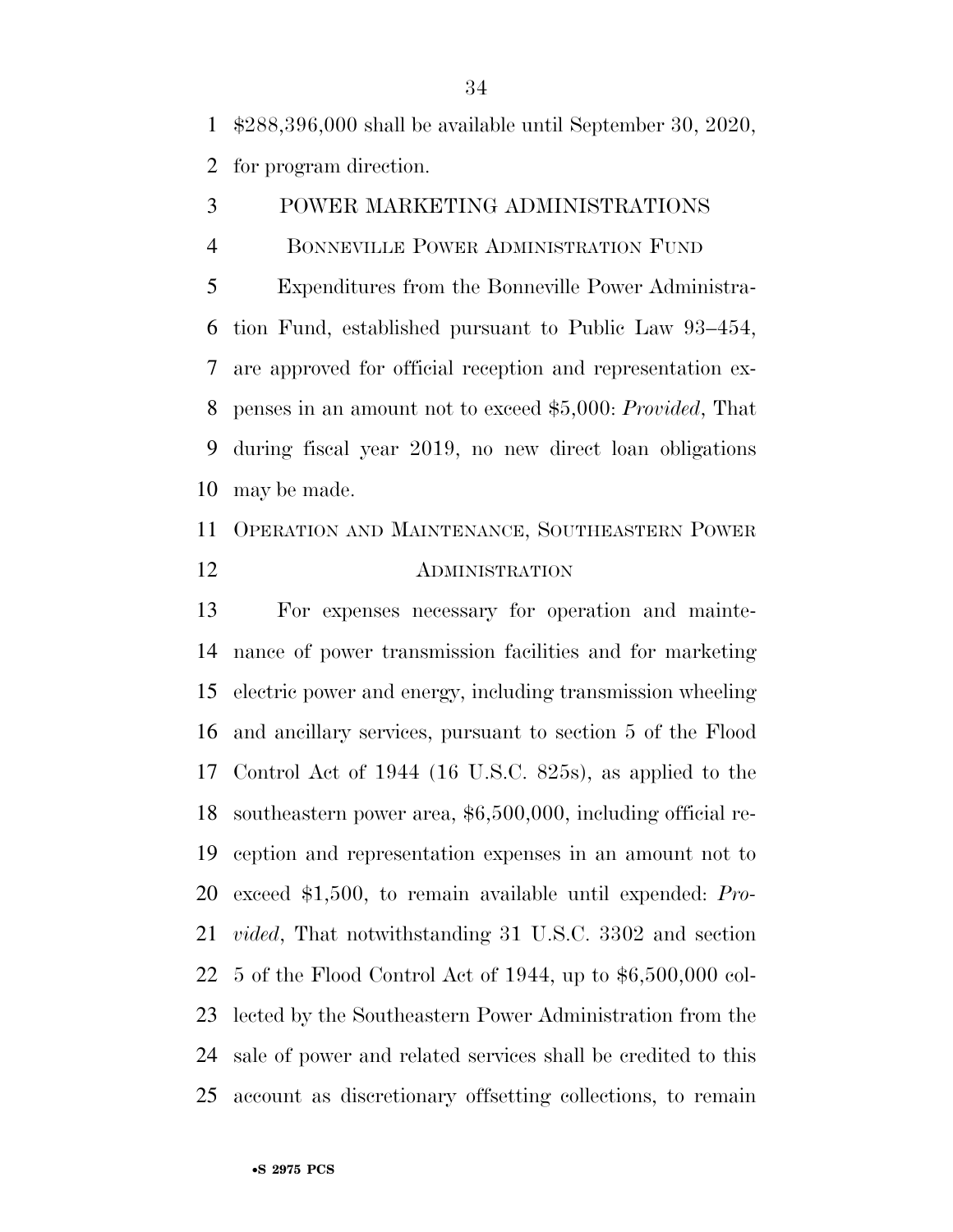$288,396,000 shall be available until September 30, 2020, for program direction.

## POWER MARKETING ADMINISTRATIONS

### BONNEVILLE POWER ADMINISTRATION FUND

Expenditures from the Bonneville Power Administration Fund, established pursuant to Public Law 93–454, are approved for official reception and representation expenses in an amount not to exceed $5,000: *Provided*, That during fiscal year 2019, no new direct loan obligations may be made.

### OPERATION AND MAINTENANCE, SOUTHEASTERN POWER ADMINISTRATION

For expenses necessary for operation and maintenance of power transmission facilities and for marketing electric power and energy, including transmission wheeling and ancillary services, pursuant to section 5 of the Flood Control Act of 1944 (16 U.S.C. 825s), as applied to the southeastern power area, $6,500,000, including official reception and representation expenses in an amount not to exceed $1,500, to remain available until expended: *Provided*, That notwithstanding 31 U.S.C. 3302 and section 5 of the Flood Control Act of 1944, up to $6,500,000 collected by the Southeastern Power Administration from the sale of power and related services shall be credited to this account as discretionary offsetting collections, to remain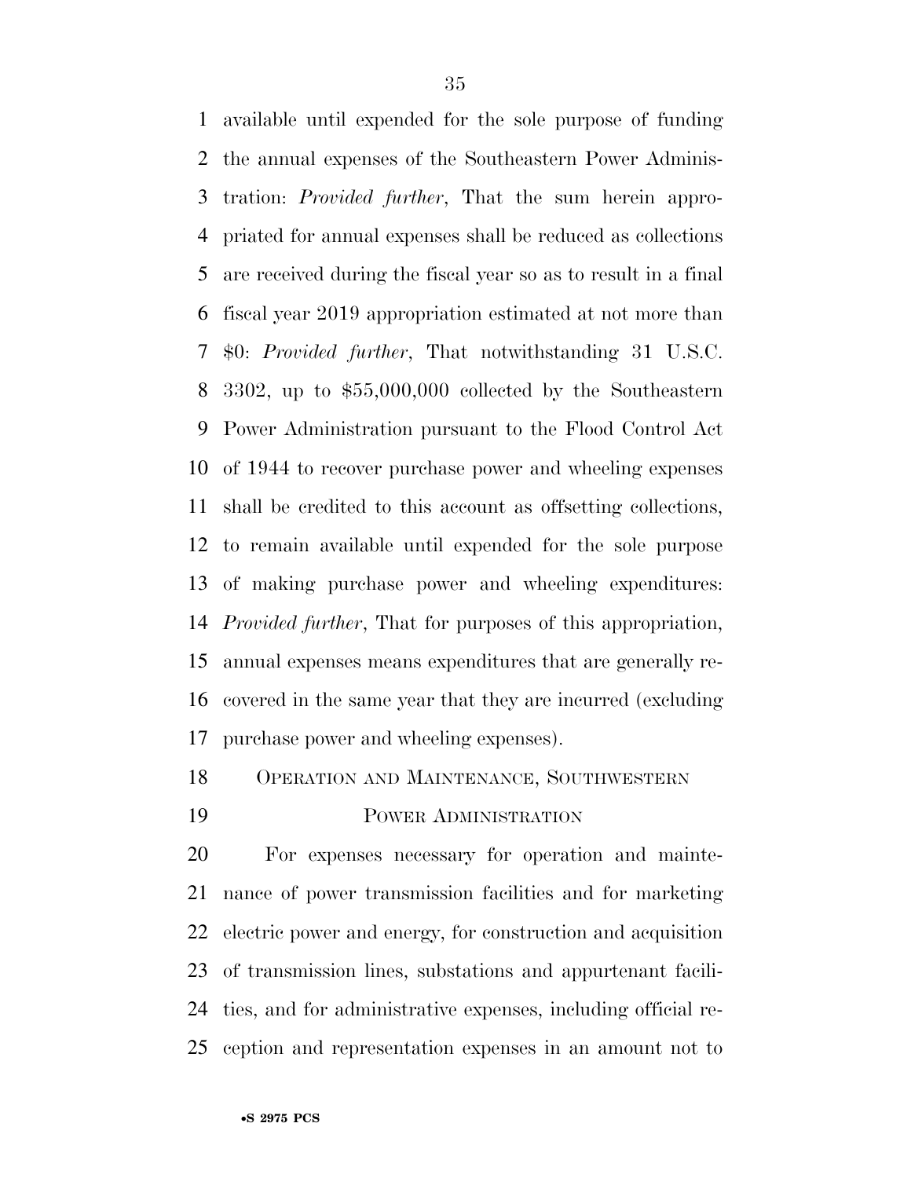available until expended for the sole purpose of funding the annual expenses of the Southeastern Power Administration: *Provided further*, That the sum herein appropriated for annual expenses shall be reduced as collections are received during the fiscal year so as to result in a final fiscal year 2019 appropriation estimated at not more than $0: *Provided further*, That notwithstanding 31 U.S.C. 3302, up to $55,000,000 collected by the Southeastern Power Administration pursuant to the Flood Control Act of 1944 to recover purchase power and wheeling expenses shall be credited to this account as offsetting collections, to remain available until expended for the sole purpose of making purchase power and wheeling expenditures: *Provided further*, That for purposes of this appropriation, annual expenses means expenditures that are generally recovered in the same year that they are incurred (excluding purchase power and wheeling expenses).

OPERATION AND MAINTENANCE, SOUTHWESTERN POWER ADMINISTRATION

For expenses necessary for operation and maintenance of power transmission facilities and for marketing electric power and energy, for construction and acquisition of transmission lines, substations and appurtenant facilities, and for administrative expenses, including official reception and representation expenses in an amount not to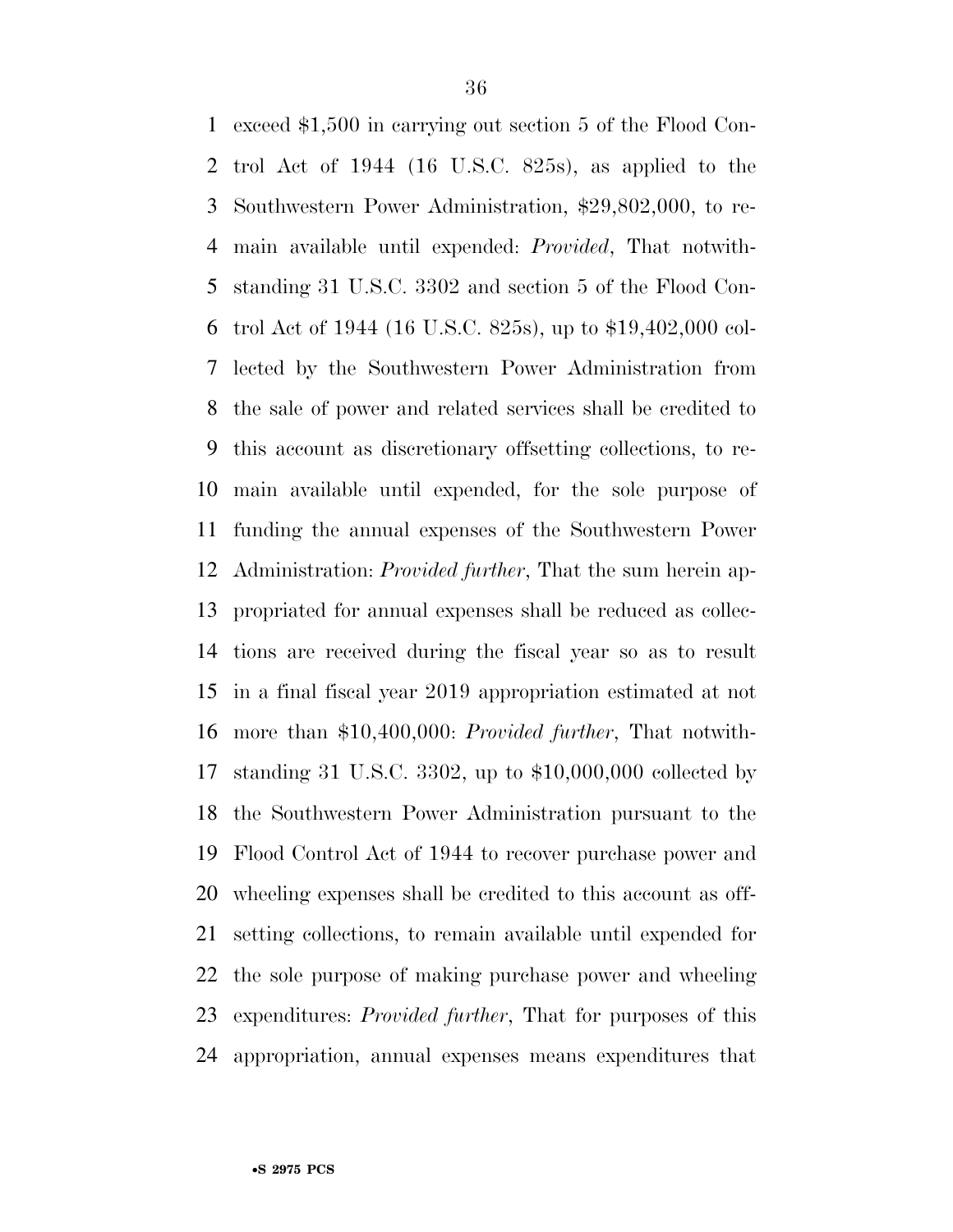exceed $1,500 in carrying out section 5 of the Flood Control Act of 1944 (16 U.S.C. 825s), as applied to the Southwestern Power Administration, $29,802,000, to remain available until expended: *Provided*, That notwithstanding 31 U.S.C. 3302 and section 5 of the Flood Control Act of 1944 (16 U.S.C. 825s), up to $19,402,000 collected by the Southwestern Power Administration from the sale of power and related services shall be credited to this account as discretionary offsetting collections, to remain available until expended, for the sole purpose of funding the annual expenses of the Southwestern Power Administration: *Provided further*, That the sum herein appropriated for annual expenses shall be reduced as collections are received during the fiscal year so as to result in a final fiscal year 2019 appropriation estimated at not more than $10,400,000: *Provided further*, That notwithstanding 31 U.S.C. 3302, up to $10,000,000 collected by the Southwestern Power Administration pursuant to the Flood Control Act of 1944 to recover purchase power and wheeling expenses shall be credited to this account as offsetting collections, to remain available until expended for the sole purpose of making purchase power and wheeling expenditures: *Provided further*, That for purposes of this appropriation, annual expenses means expenditures that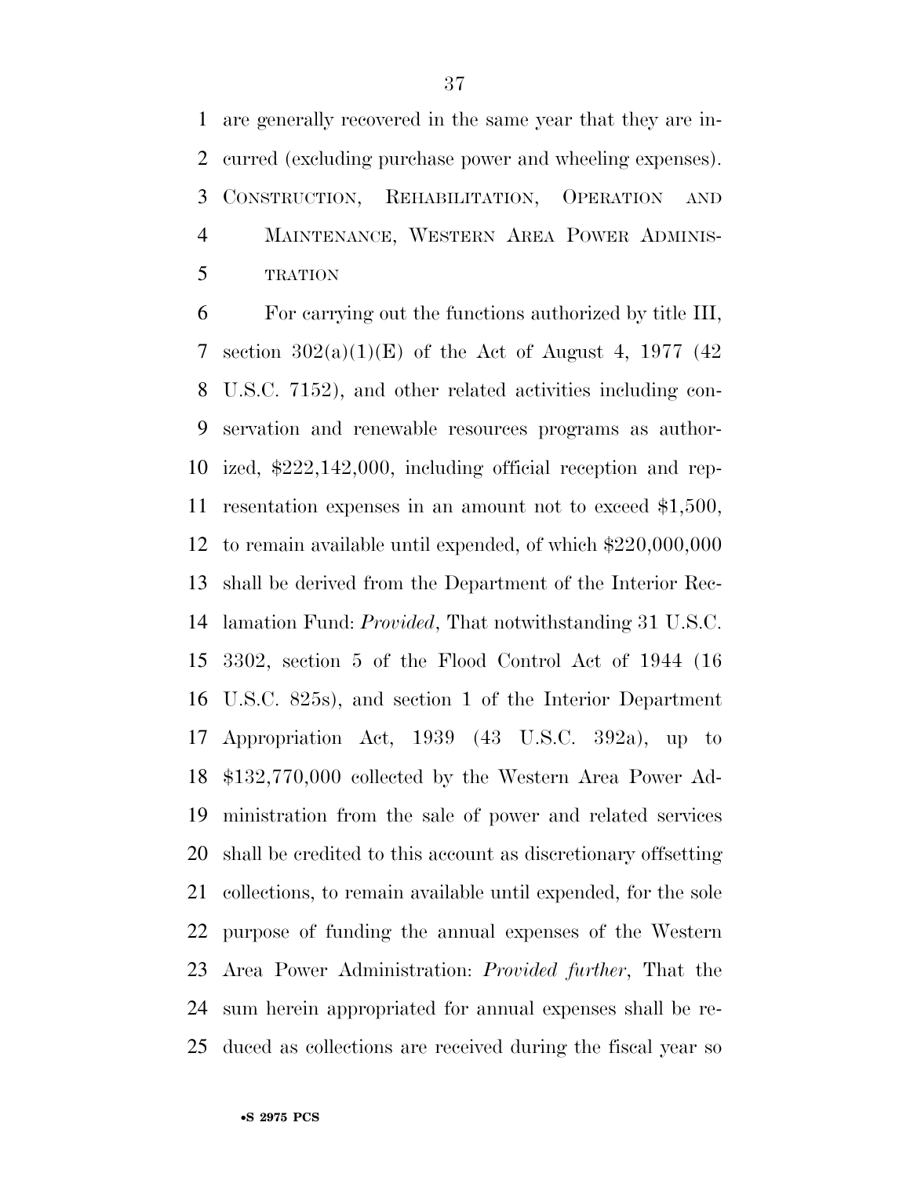are generally recovered in the same year that they are incurred (excluding purchase power and wheeling expenses).

CONSTRUCTION, REHABILITATION, OPERATION AND MAINTENANCE, WESTERN AREA POWER ADMINISTRATION

For carrying out the functions authorized by title III, section 302(a)(1)(E) of the Act of August 4, 1977 (42 U.S.C. 7152), and other related activities including conservation and renewable resources programs as authorized, $222,142,000, including official reception and representation expenses in an amount not to exceed $1,500, to remain available until expended, of which $220,000,000 shall be derived from the Department of the Interior Reclamation Fund: *Provided*, That notwithstanding 31 U.S.C. 3302, section 5 of the Flood Control Act of 1944 (16 U.S.C. 825s), and section 1 of the Interior Department Appropriation Act, 1939 (43 U.S.C. 392a), up to $132,770,000 collected by the Western Area Power Administration from the sale of power and related services shall be credited to this account as discretionary offsetting collections, to remain available until expended, for the sole purpose of funding the annual expenses of the Western Area Power Administration: *Provided further*, That the sum herein appropriated for annual expenses shall be reduced as collections are received during the fiscal year so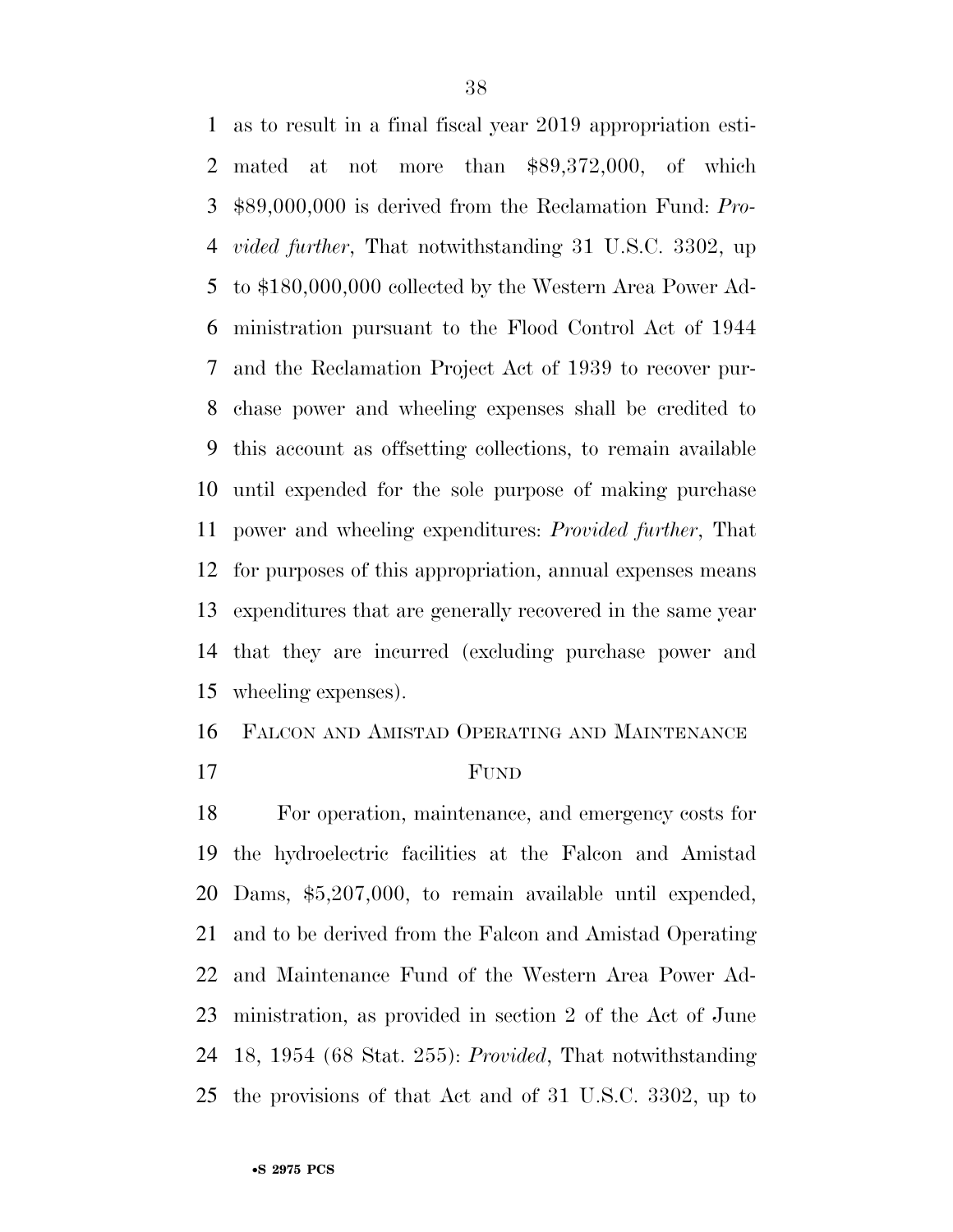as to result in a final fiscal year 2019 appropriation estimated at not more than $89,372,000, of which $89,000,000 is derived from the Reclamation Fund: *Provided further*, That notwithstanding 31 U.S.C. 3302, up to $180,000,000 collected by the Western Area Power Administration pursuant to the Flood Control Act of 1944 and the Reclamation Project Act of 1939 to recover purchase power and wheeling expenses shall be credited to this account as offsetting collections, to remain available until expended for the sole purpose of making purchase power and wheeling expenditures: *Provided further*, That for purposes of this appropriation, annual expenses means expenditures that are generally recovered in the same year that they are incurred (excluding purchase power and wheeling expenses).

FALCON AND AMISTAD OPERATING AND MAINTENANCE FUND

For operation, maintenance, and emergency costs for the hydroelectric facilities at the Falcon and Amistad Dams, $5,207,000, to remain available until expended, and to be derived from the Falcon and Amistad Operating and Maintenance Fund of the Western Area Power Administration, as provided in section 2 of the Act of June 18, 1954 (68 Stat. 255): *Provided*, That notwithstanding the provisions of that Act and of 31 U.S.C. 3302, up to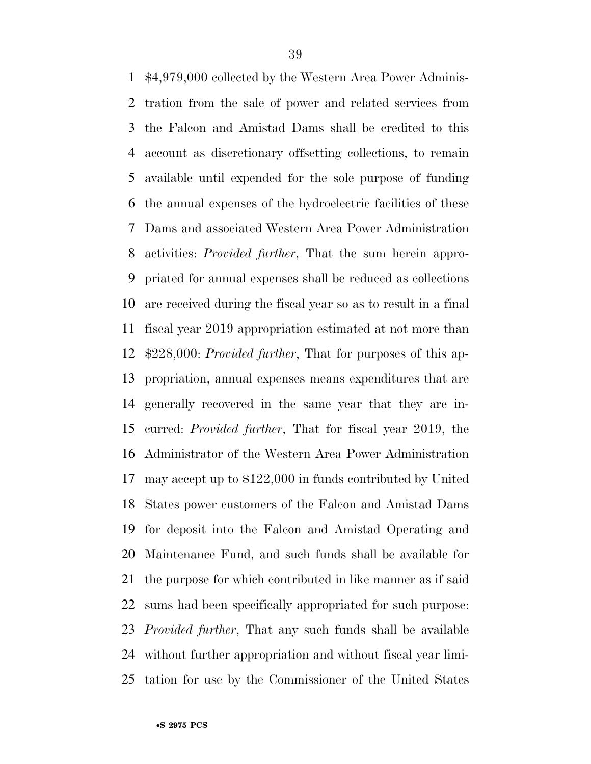$4,979,000 collected by the Western Area Power Administration from the sale of power and related services from the Falcon and Amistad Dams shall be credited to this account as discretionary offsetting collections, to remain available until expended for the sole purpose of funding the annual expenses of the hydroelectric facilities of these Dams and associated Western Area Power Administration activities: *Provided further*, That the sum herein appropriated for annual expenses shall be reduced as collections are received during the fiscal year so as to result in a final fiscal year 2019 appropriation estimated at not more than $228,000: *Provided further*, That for purposes of this appropriation, annual expenses means expenditures that are generally recovered in the same year that they are incurred: *Provided further*, That for fiscal year 2019, the Administrator of the Western Area Power Administration may accept up to $122,000 in funds contributed by United States power customers of the Falcon and Amistad Dams for deposit into the Falcon and Amistad Operating and Maintenance Fund, and such funds shall be available for the purpose for which contributed in like manner as if said sums had been specifically appropriated for such purpose: *Provided further*, That any such funds shall be available without further appropriation and without fiscal year limitation for use by the Commissioner of the United States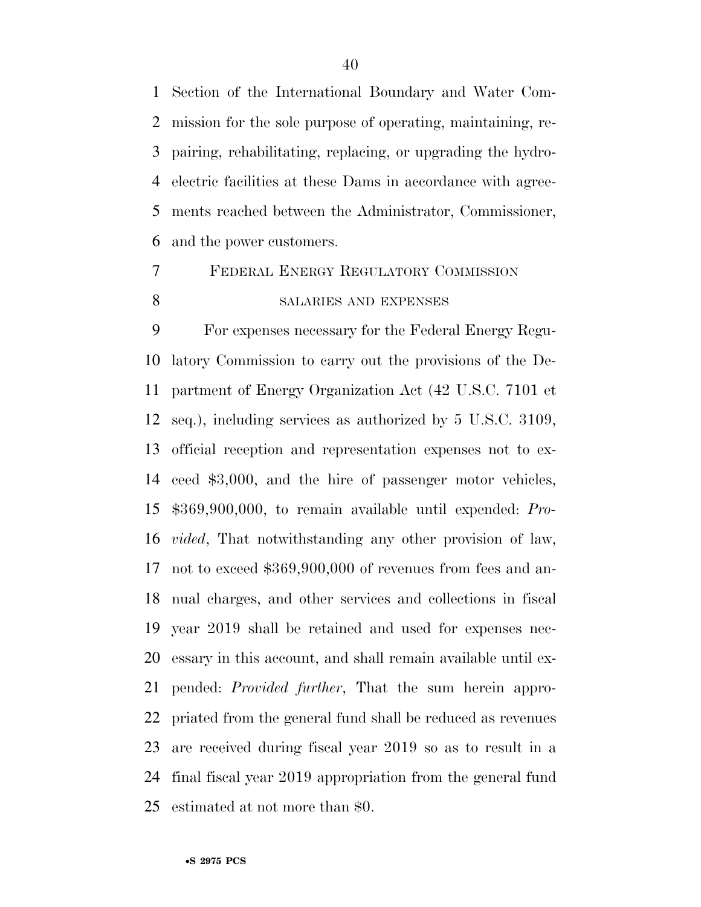Section of the International Boundary and Water Commission for the sole purpose of operating, maintaining, repairing, rehabilitating, replacing, or upgrading the hydroelectric facilities at these Dams in accordance with agreements reached between the Administrator, Commissioner, and the power customers.

FEDERAL ENERGY REGULATORY COMMISSION

SALARIES AND EXPENSES

For expenses necessary for the Federal Energy Regulatory Commission to carry out the provisions of the Department of Energy Organization Act (42 U.S.C. 7101 et seq.), including services as authorized by 5 U.S.C. 3109, official reception and representation expenses not to exceed $3,000, and the hire of passenger motor vehicles, $369,900,000, to remain available until expended: *Provided*, That notwithstanding any other provision of law, not to exceed $369,900,000 of revenues from fees and annual charges, and other services and collections in fiscal year 2019 shall be retained and used for expenses necessary in this account, and shall remain available until expended: *Provided further*, That the sum herein appropriated from the general fund shall be reduced as revenues are received during fiscal year 2019 so as to result in a final fiscal year 2019 appropriation from the general fund estimated at not more than $0.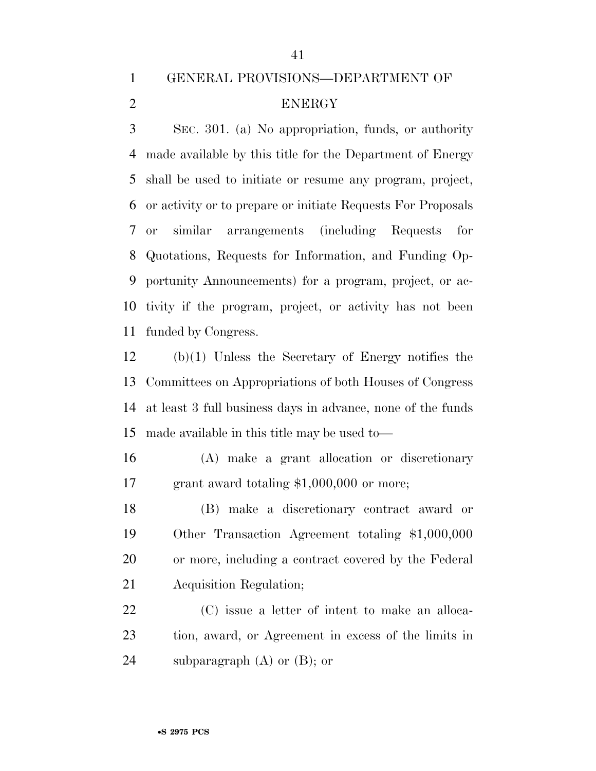## GENERAL PROVISIONS—DEPARTMENT OF ENERGY

SEC. 301. (a) No appropriation, funds, or authority made available by this title for the Department of Energy shall be used to initiate or resume any program, project, or activity or to prepare or initiate Requests For Proposals or similar arrangements (including Requests for Quotations, Requests for Information, and Funding Opportunity Announcements) for a program, project, or activity if the program, project, or activity has not been funded by Congress.

(b)(1) Unless the Secretary of Energy notifies the Committees on Appropriations of both Houses of Congress at least 3 full business days in advance, none of the funds made available in this title may be used to—

(A) make a grant allocation or discretionary grant award totaling $1,000,000 or more;

(B) make a discretionary contract award or Other Transaction Agreement totaling $1,000,000 or more, including a contract covered by the Federal Acquisition Regulation;

(C) issue a letter of intent to make an allocation, award, or Agreement in excess of the limits in subparagraph (A) or (B); or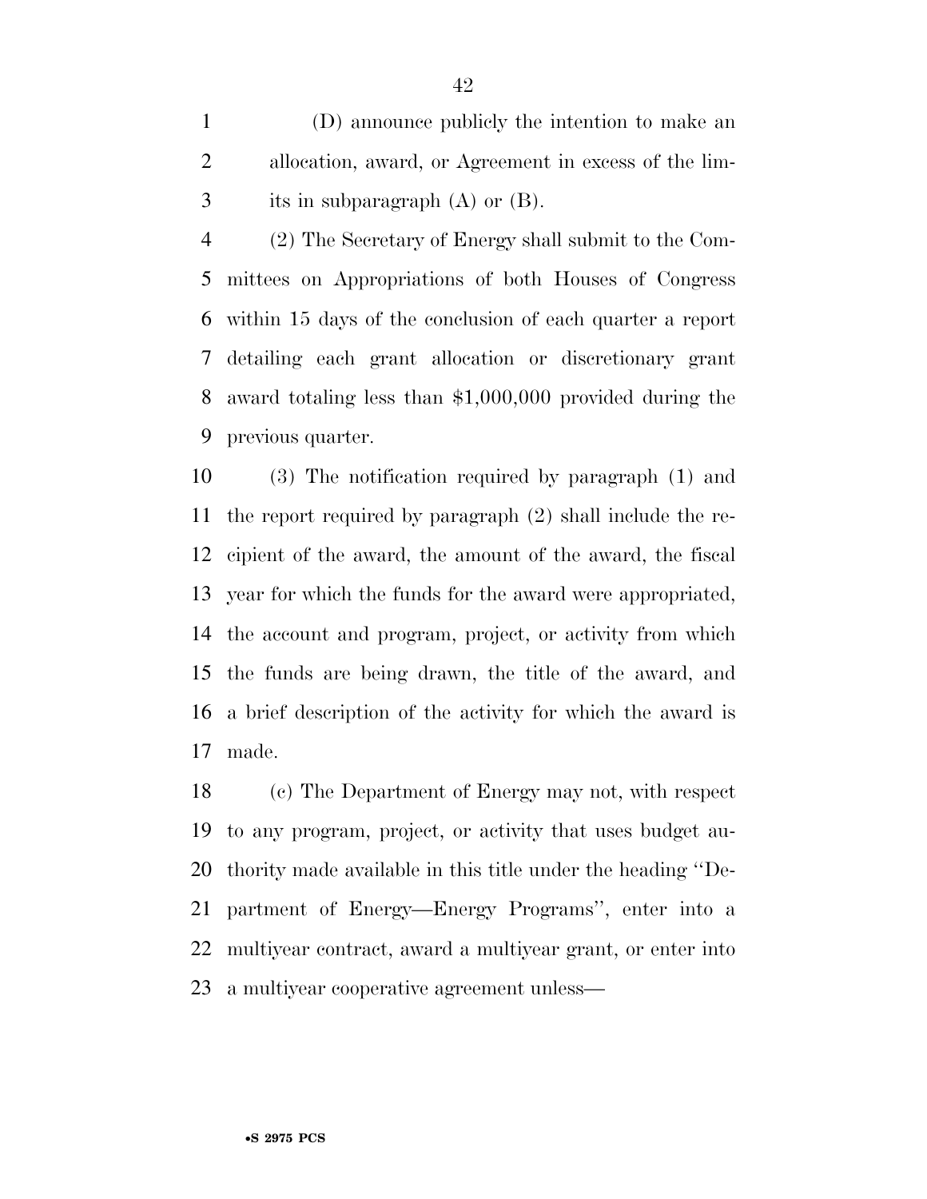(D) announce publicly the intention to make an allocation, award, or Agreement in excess of the limits in subparagraph (A) or (B).

(2) The Secretary of Energy shall submit to the Committees on Appropriations of both Houses of Congress within 15 days of the conclusion of each quarter a report detailing each grant allocation or discretionary grant award totaling less than $1,000,000 provided during the previous quarter.

(3) The notification required by paragraph (1) and the report required by paragraph (2) shall include the recipient of the award, the amount of the award, the fiscal year for which the funds for the award were appropriated, the account and program, project, or activity from which the funds are being drawn, the title of the award, and a brief description of the activity for which the award is made.

(c) The Department of Energy may not, with respect to any program, project, or activity that uses budget authority made available in this title under the heading ''Department of Energy—Energy Programs'', enter into a multiyear contract, award a multiyear grant, or enter into a multiyear cooperative agreement unless—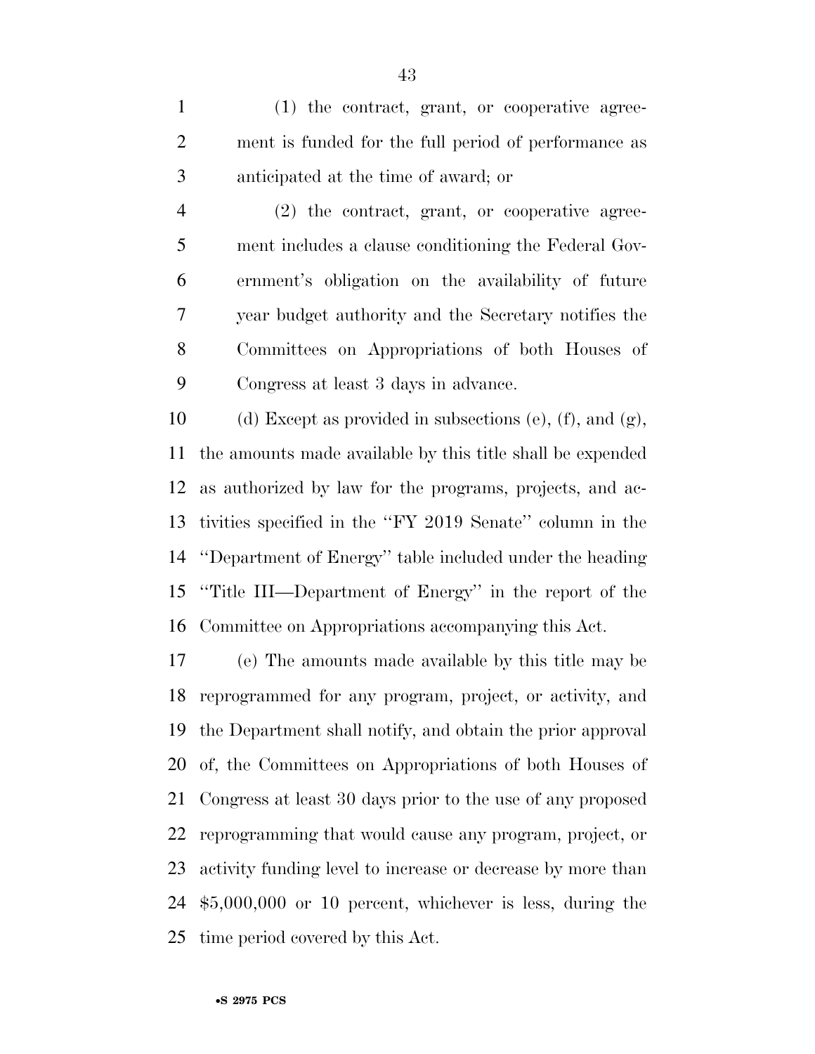(1) the contract, grant, or cooperative agreement is funded for the full period of performance as anticipated at the time of award; or

(2) the contract, grant, or cooperative agreement includes a clause conditioning the Federal Government's obligation on the availability of future year budget authority and the Secretary notifies the Committees on Appropriations of both Houses of Congress at least 3 days in advance.

(d) Except as provided in subsections (e), (f), and (g), the amounts made available by this title shall be expended as authorized by law for the programs, projects, and activities specified in the ''FY 2019 Senate'' column in the ''Department of Energy'' table included under the heading ''Title III—Department of Energy'' in the report of the Committee on Appropriations accompanying this Act.

(e) The amounts made available by this title may be reprogrammed for any program, project, or activity, and the Department shall notify, and obtain the prior approval of, the Committees on Appropriations of both Houses of Congress at least 30 days prior to the use of any proposed reprogramming that would cause any program, project, or activity funding level to increase or decrease by more than $5,000,000 or 10 percent, whichever is less, during the time period covered by this Act.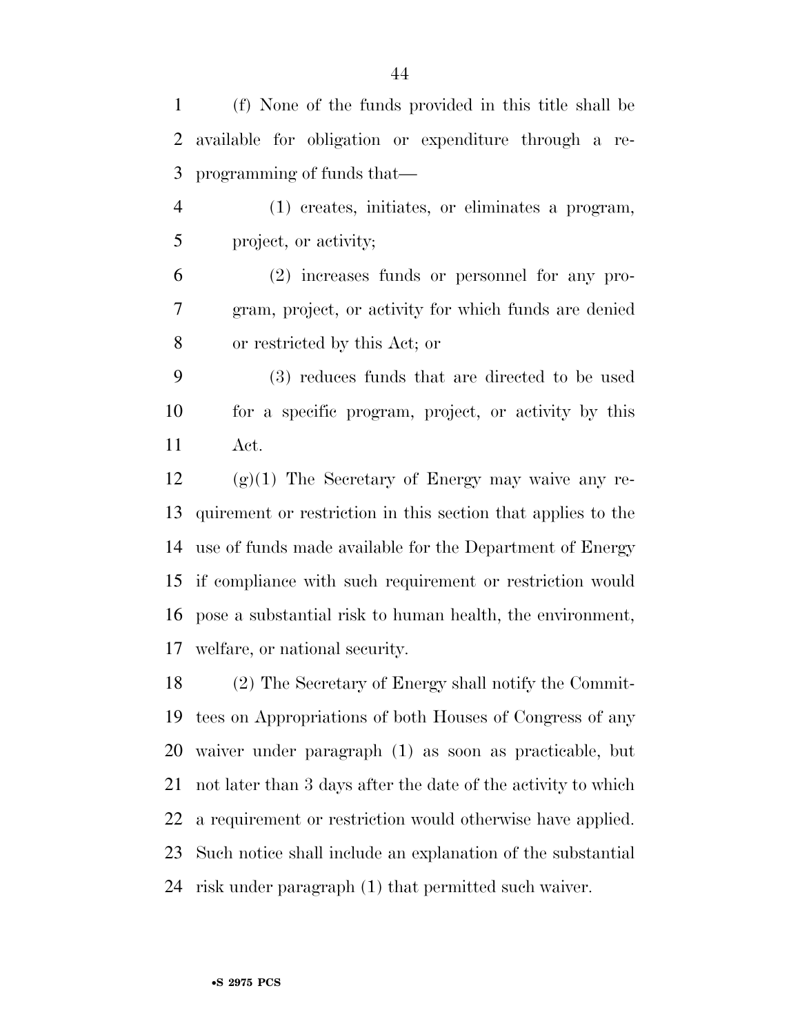(f) None of the funds provided in this title shall be available for obligation or expenditure through a reprogramming of funds that—

(1) creates, initiates, or eliminates a program, project, or activity;

(2) increases funds or personnel for any program, project, or activity for which funds are denied or restricted by this Act; or

(3) reduces funds that are directed to be used for a specific program, project, or activity by this Act.

(g)(1) The Secretary of Energy may waive any requirement or restriction in this section that applies to the use of funds made available for the Department of Energy if compliance with such requirement or restriction would pose a substantial risk to human health, the environment, welfare, or national security.

(2) The Secretary of Energy shall notify the Committees on Appropriations of both Houses of Congress of any waiver under paragraph (1) as soon as practicable, but not later than 3 days after the date of the activity to which a requirement or restriction would otherwise have applied. Such notice shall include an explanation of the substantial risk under paragraph (1) that permitted such waiver.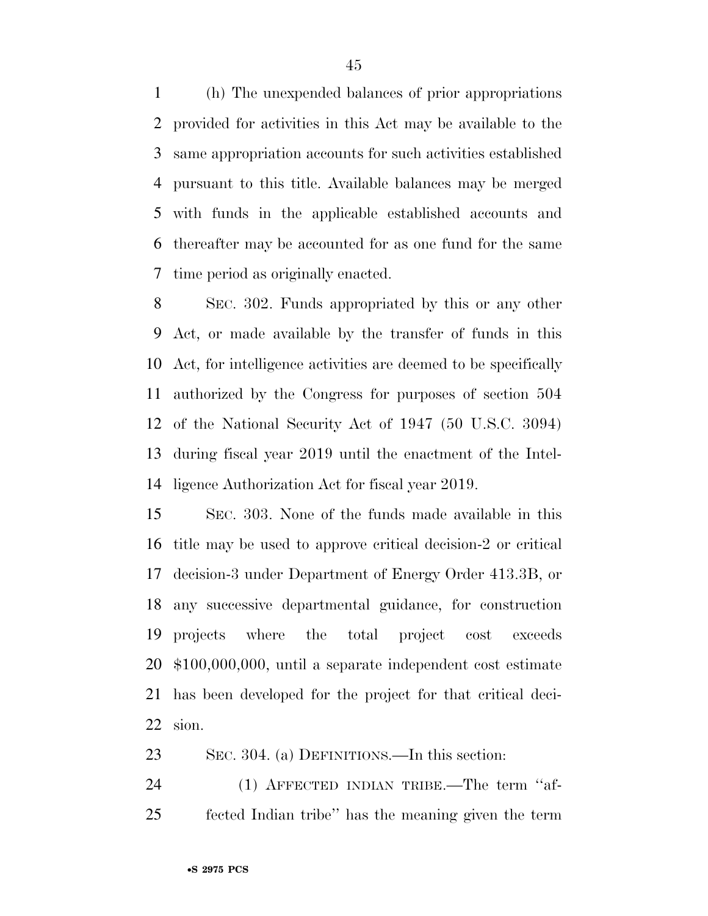(h) The unexpended balances of prior appropriations provided for activities in this Act may be available to the same appropriation accounts for such activities established pursuant to this title. Available balances may be merged with funds in the applicable established accounts and thereafter may be accounted for as one fund for the same time period as originally enacted.

SEC. 302. Funds appropriated by this or any other Act, or made available by the transfer of funds in this Act, for intelligence activities are deemed to be specifically authorized by the Congress for purposes of section 504 of the National Security Act of 1947 (50 U.S.C. 3094) during fiscal year 2019 until the enactment of the Intelligence Authorization Act for fiscal year 2019.

SEC. 303. None of the funds made available in this title may be used to approve critical decision-2 or critical decision-3 under Department of Energy Order 413.3B, or any successive departmental guidance, for construction projects where the total project cost exceeds $100,000,000, until a separate independent cost estimate has been developed for the project for that critical decision.

SEC. 304. (a) DEFINITIONS.—In this section:

(1) AFFECTED INDIAN TRIBE.—The term ''affected Indian tribe'' has the meaning given the term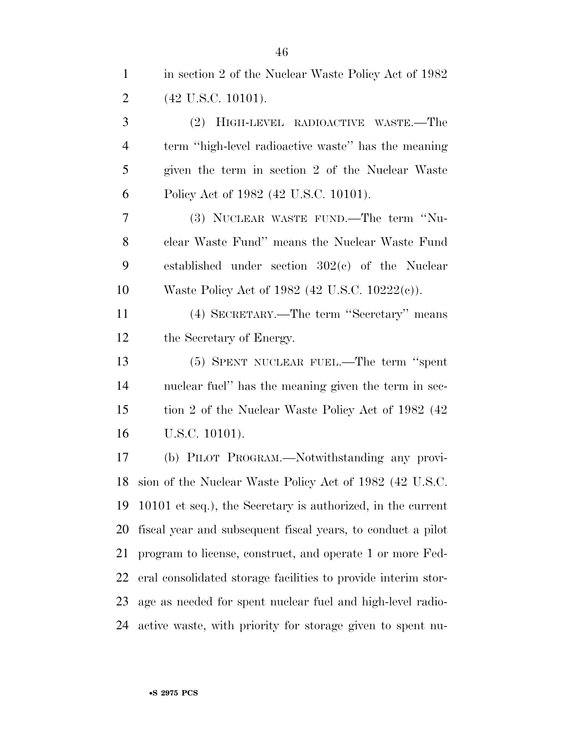in section 2 of the Nuclear Waste Policy Act of 1982 (42 U.S.C. 10101).

(2) HIGH-LEVEL RADIOACTIVE WASTE.—The term ''high-level radioactive waste'' has the meaning given the term in section 2 of the Nuclear Waste Policy Act of 1982 (42 U.S.C. 10101).

(3) NUCLEAR WASTE FUND.—The term ''Nuclear Waste Fund'' means the Nuclear Waste Fund established under section 302(c) of the Nuclear Waste Policy Act of 1982 (42 U.S.C. 10222(c)).

(4) SECRETARY.—The term ''Secretary'' means the Secretary of Energy.

(5) SPENT NUCLEAR FUEL.—The term ''spent nuclear fuel'' has the meaning given the term in section 2 of the Nuclear Waste Policy Act of 1982 (42 U.S.C. 10101).

(b) PILOT PROGRAM.—Notwithstanding any provision of the Nuclear Waste Policy Act of 1982 (42 U.S.C. 10101 et seq.), the Secretary is authorized, in the current fiscal year and subsequent fiscal years, to conduct a pilot program to license, construct, and operate 1 or more Federal consolidated storage facilities to provide interim storage as needed for spent nuclear fuel and high-level radioactive waste, with priority for storage given to spent nu-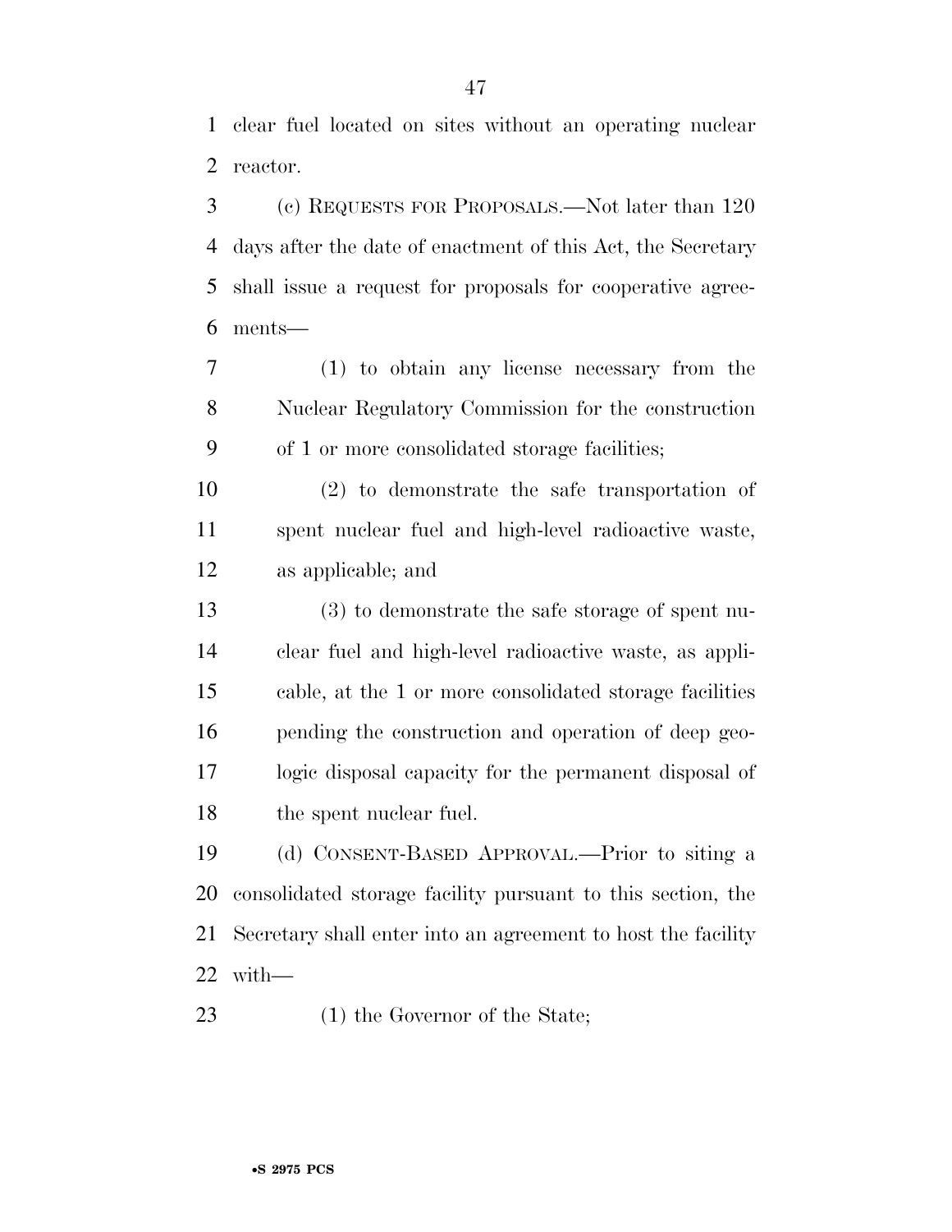clear fuel located on sites without an operating nuclear reactor.

(c) REQUESTS FOR PROPOSALS.—Not later than 120 days after the date of enactment of this Act, the Secretary shall issue a request for proposals for cooperative agreements—

(1) to obtain any license necessary from the Nuclear Regulatory Commission for the construction of 1 or more consolidated storage facilities;

(2) to demonstrate the safe transportation of spent nuclear fuel and high-level radioactive waste, as applicable; and

(3) to demonstrate the safe storage of spent nuclear fuel and high-level radioactive waste, as applicable, at the 1 or more consolidated storage facilities pending the construction and operation of deep geologic disposal capacity for the permanent disposal of the spent nuclear fuel.

(d) CONSENT-BASED APPROVAL.—Prior to siting a consolidated storage facility pursuant to this section, the Secretary shall enter into an agreement to host the facility with—

(1) the Governor of the State;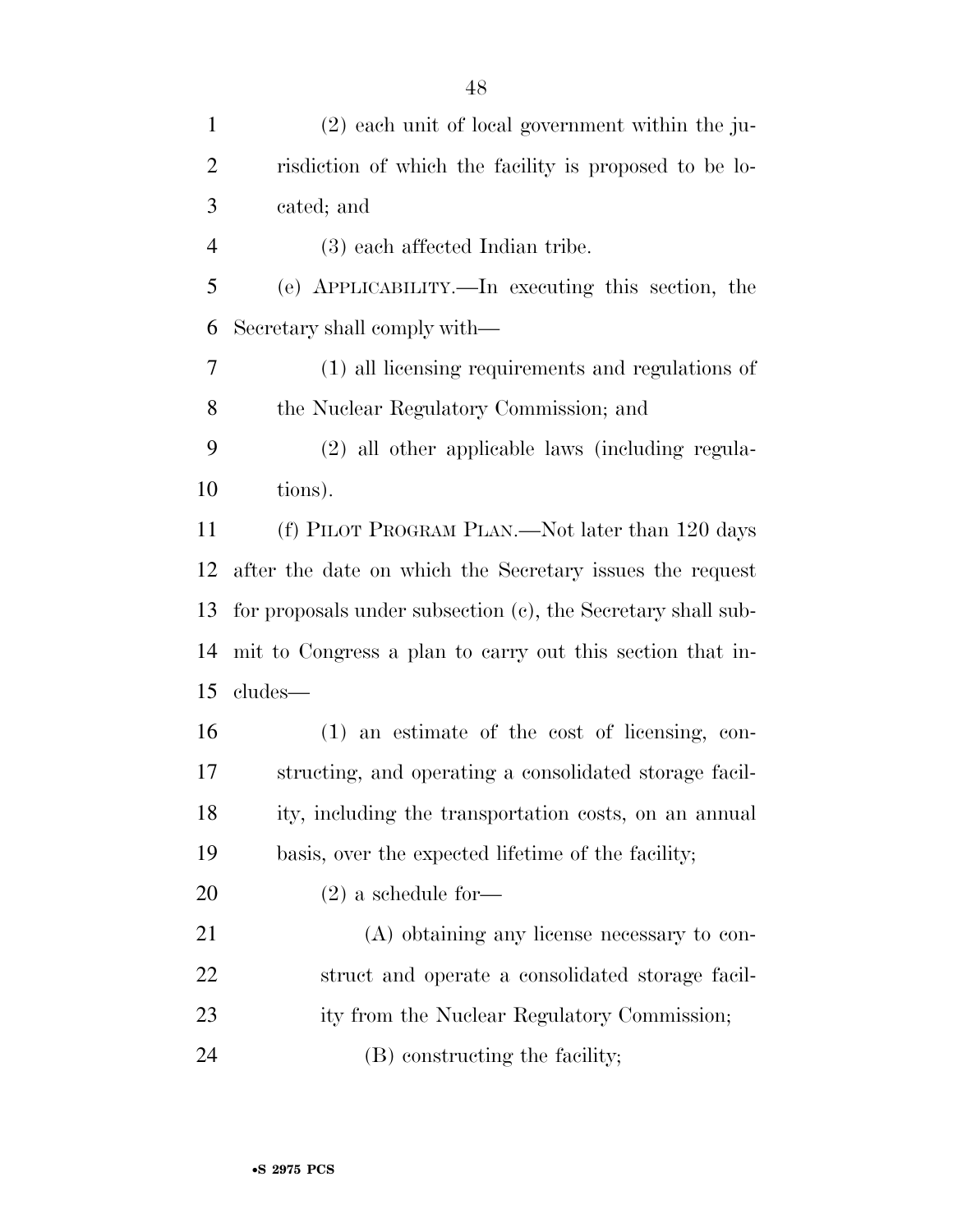(2) each unit of local government within the jurisdiction of which the facility is proposed to be located; and

(3) each affected Indian tribe.

(e) APPLICABILITY.—In executing this section, the Secretary shall comply with—

(1) all licensing requirements and regulations of the Nuclear Regulatory Commission; and

(2) all other applicable laws (including regulations).

(f) PILOT PROGRAM PLAN.—Not later than 120 days after the date on which the Secretary issues the request for proposals under subsection (c), the Secretary shall submit to Congress a plan to carry out this section that includes—

(1) an estimate of the cost of licensing, constructing, and operating a consolidated storage facility, including the transportation costs, on an annual basis, over the expected lifetime of the facility;

(2) a schedule for—

(A) obtaining any license necessary to construct and operate a consolidated storage facility from the Nuclear Regulatory Commission;

(B) constructing the facility;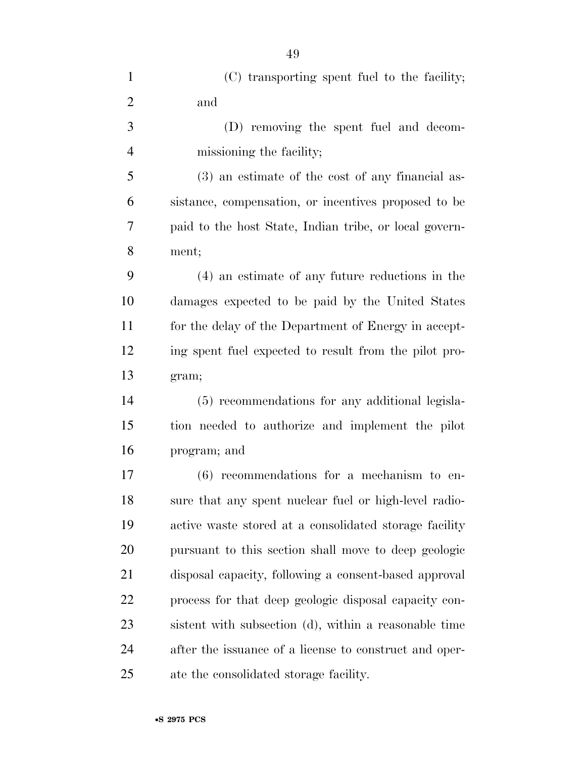(C) transporting spent fuel to the facility; and

(D) removing the spent fuel and decommissioning the facility;

(3) an estimate of the cost of any financial assistance, compensation, or incentives proposed to be paid to the host State, Indian tribe, or local government;

(4) an estimate of any future reductions in the damages expected to be paid by the United States for the delay of the Department of Energy in accepting spent fuel expected to result from the pilot program;

(5) recommendations for any additional legislation needed to authorize and implement the pilot program; and

(6) recommendations for a mechanism to ensure that any spent nuclear fuel or high-level radioactive waste stored at a consolidated storage facility pursuant to this section shall move to deep geologic disposal capacity, following a consent-based approval process for that deep geologic disposal capacity consistent with subsection (d), within a reasonable time after the issuance of a license to construct and operate the consolidated storage facility.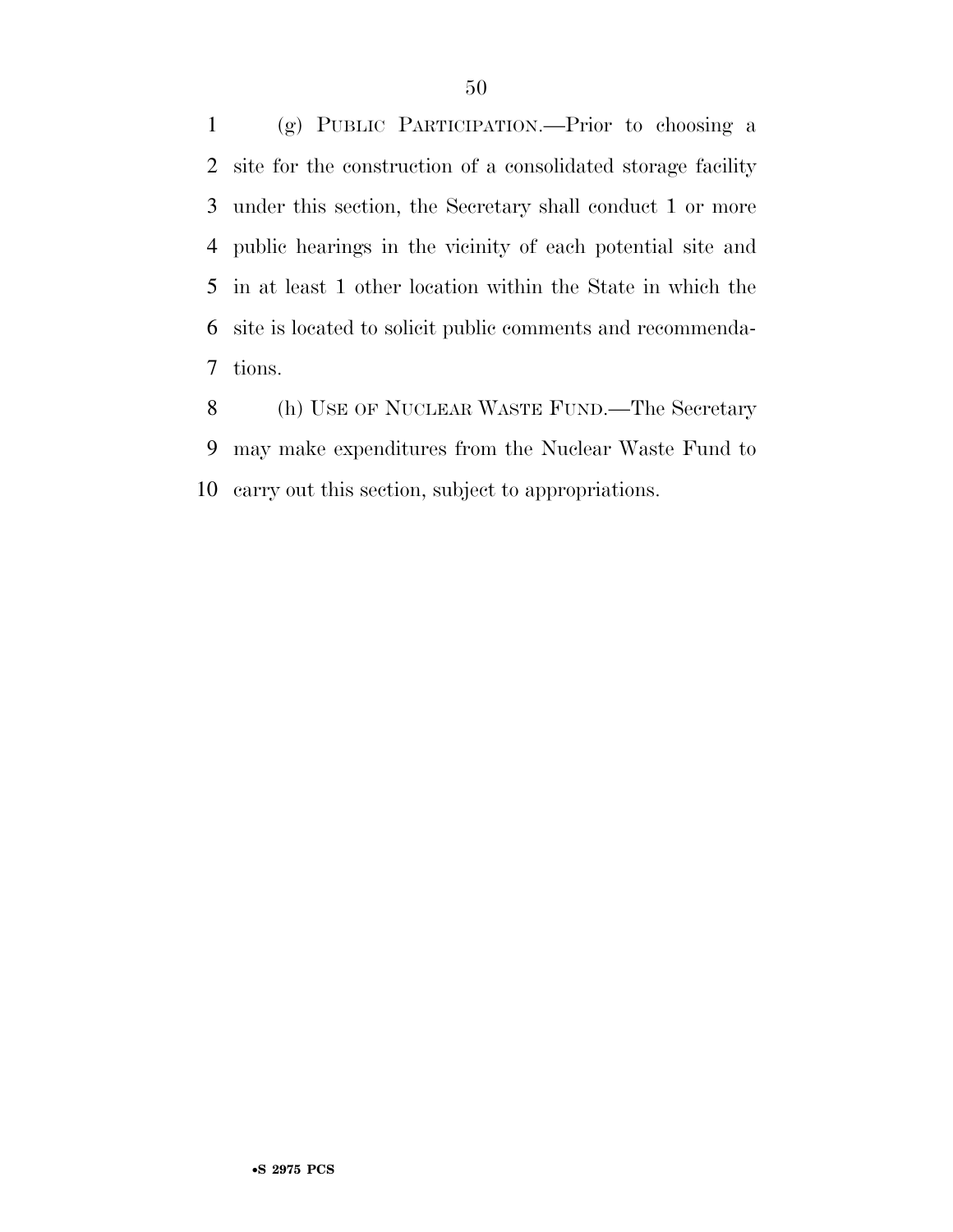(g) PUBLIC PARTICIPATION.—Prior to choosing a site for the construction of a consolidated storage facility under this section, the Secretary shall conduct 1 or more public hearings in the vicinity of each potential site and in at least 1 other location within the State in which the site is located to solicit public comments and recommendations.

(h) USE OF NUCLEAR WASTE FUND.—The Secretary may make expenditures from the Nuclear Waste Fund to carry out this section, subject to appropriations.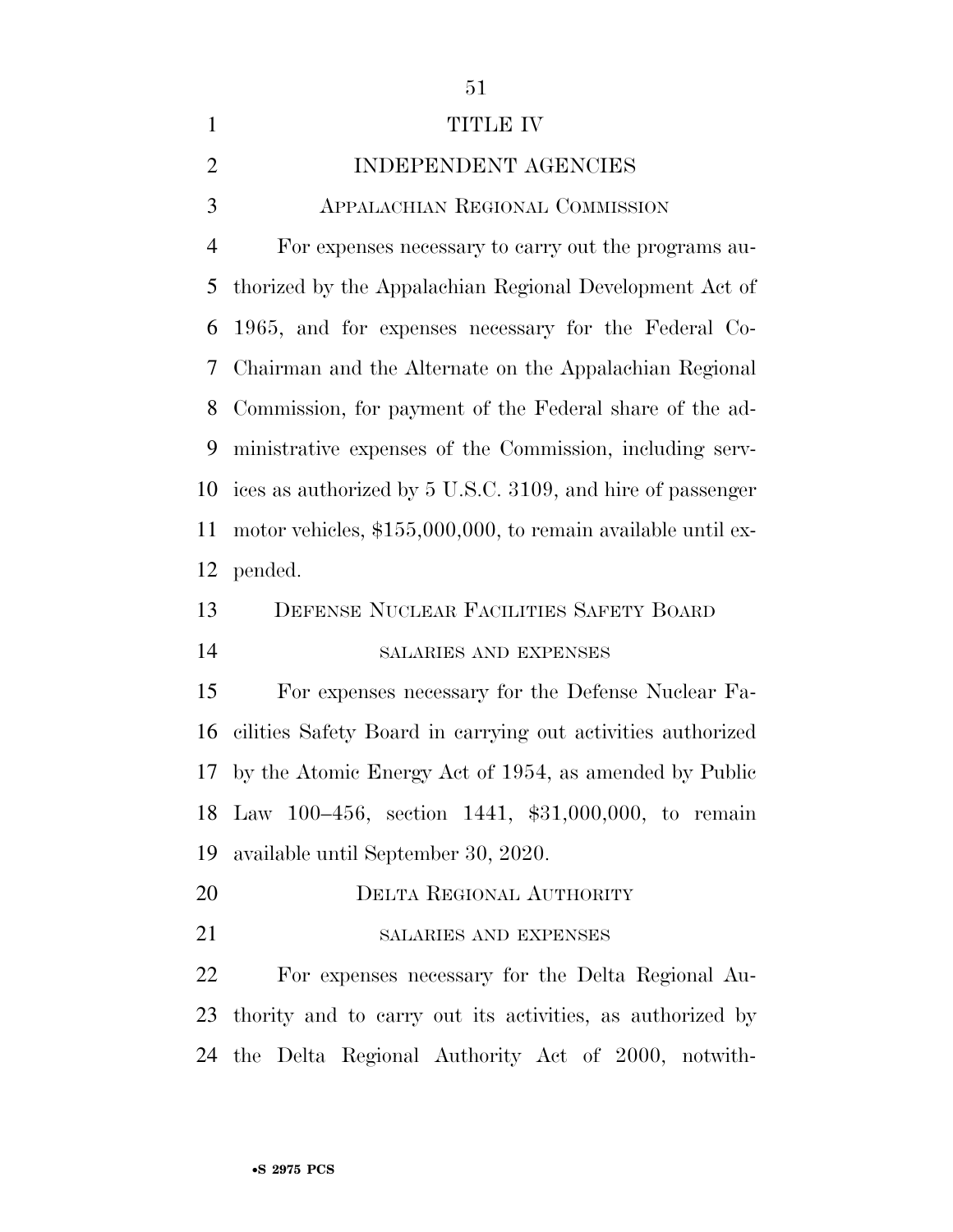# TITLE IV

# INDEPENDENT AGENCIES

## Appalachian Regional Commission

For expenses necessary to carry out the programs authorized by the Appalachian Regional Development Act of 1965, and for expenses necessary for the Federal Co-Chairman and the Alternate on the Appalachian Regional Commission, for payment of the Federal share of the administrative expenses of the Commission, including services as authorized by 5 U.S.C. 3109, and hire of passenger motor vehicles, $155,000,000, to remain available until expended.

## Defense Nuclear Facilities Safety Board

### salaries and expenses

For expenses necessary for the Defense Nuclear Facilities Safety Board in carrying out activities authorized by the Atomic Energy Act of 1954, as amended by Public Law 100–456, section 1441, $31,000,000, to remain available until September 30, 2020.

## Delta Regional Authority

### salaries and expenses

For expenses necessary for the Delta Regional Authority and to carry out its activities, as authorized by the Delta Regional Authority Act of 2000, notwith-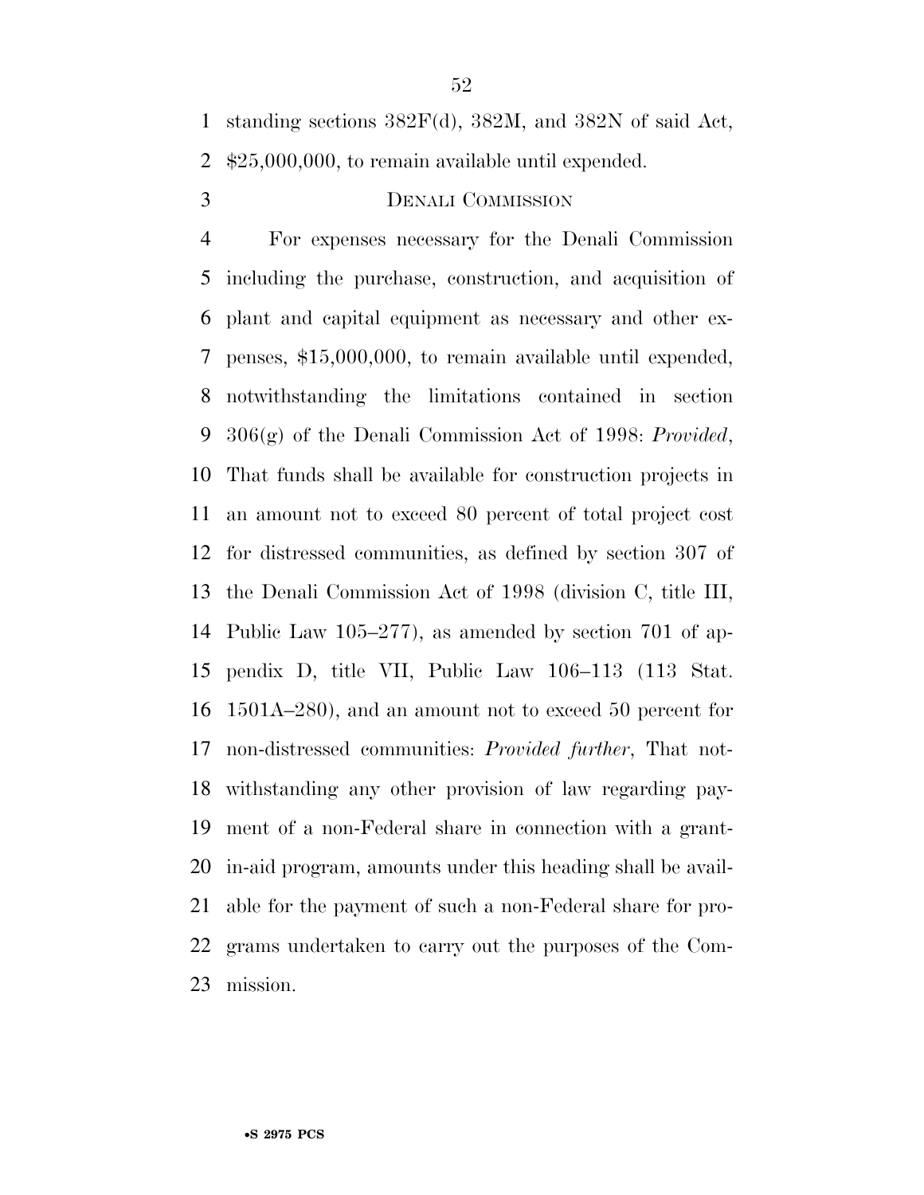standing sections 382F(d), 382M, and 382N of said Act, $25,000,000, to remain available until expended.

DENALI COMMISSION

For expenses necessary for the Denali Commission including the purchase, construction, and acquisition of plant and capital equipment as necessary and other expenses, $15,000,000, to remain available until expended, notwithstanding the limitations contained in section 306(g) of the Denali Commission Act of 1998: *Provided*, That funds shall be available for construction projects in an amount not to exceed 80 percent of total project cost for distressed communities, as defined by section 307 of the Denali Commission Act of 1998 (division C, title III, Public Law 105–277), as amended by section 701 of appendix D, title VII, Public Law 106–113 (113 Stat. 1501A–280), and an amount not to exceed 50 percent for non-distressed communities: *Provided further*, That notwithstanding any other provision of law regarding payment of a non-Federal share in connection with a grant-in-aid program, amounts under this heading shall be available for the payment of such a non-Federal share for programs undertaken to carry out the purposes of the Commission.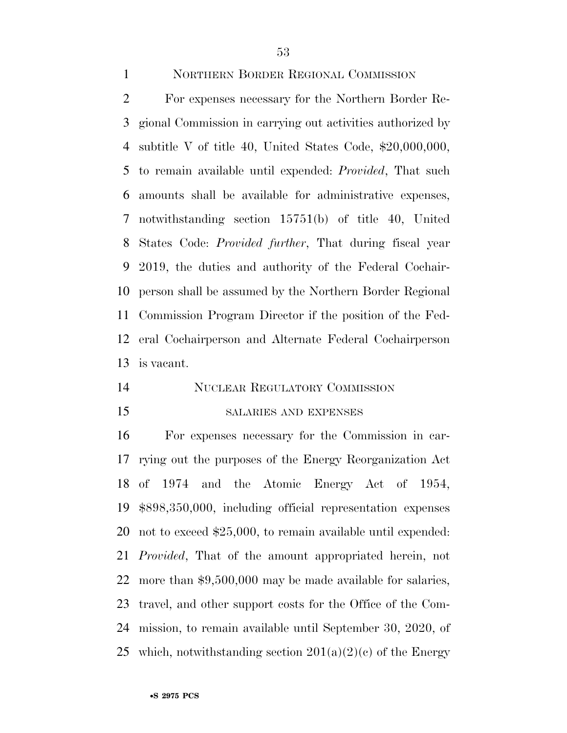## NORTHERN BORDER REGIONAL COMMISSION

For expenses necessary for the Northern Border Regional Commission in carrying out activities authorized by subtitle V of title 40, United States Code, $20,000,000, to remain available until expended: *Provided*, That such amounts shall be available for administrative expenses, notwithstanding section 15751(b) of title 40, United States Code: *Provided further*, That during fiscal year 2019, the duties and authority of the Federal Cochairperson shall be assumed by the Northern Border Regional Commission Program Director if the position of the Federal Cochairperson and Alternate Federal Cochairperson is vacant.

## NUCLEAR REGULATORY COMMISSION

### SALARIES AND EXPENSES

For expenses necessary for the Commission in carrying out the purposes of the Energy Reorganization Act of 1974 and the Atomic Energy Act of 1954, $898,350,000, including official representation expenses not to exceed $25,000, to remain available until expended: *Provided*, That of the amount appropriated herein, not more than $9,500,000 may be made available for salaries, travel, and other support costs for the Office of the Commission, to remain available until September 30, 2020, of which, notwithstanding section 201(a)(2)(c) of the Energy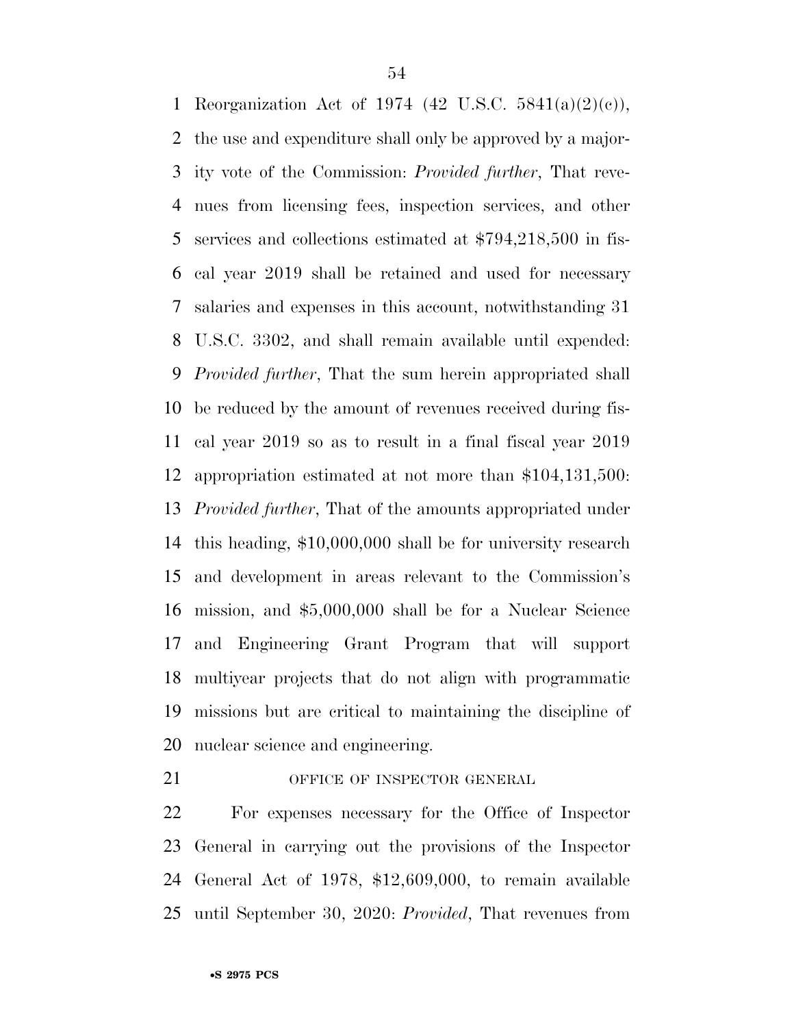Reorganization Act of 1974 (42 U.S.C. 5841(a)(2)(c)), the use and expenditure shall only be approved by a majority vote of the Commission: *Provided further*, That revenues from licensing fees, inspection services, and other services and collections estimated at $794,218,500 in fiscal year 2019 shall be retained and used for necessary salaries and expenses in this account, notwithstanding 31 U.S.C. 3302, and shall remain available until expended: *Provided further*, That the sum herein appropriated shall be reduced by the amount of revenues received during fiscal year 2019 so as to result in a final fiscal year 2019 appropriation estimated at not more than $104,131,500: *Provided further*, That of the amounts appropriated under this heading, $10,000,000 shall be for university research and development in areas relevant to the Commission's mission, and $5,000,000 shall be for a Nuclear Science and Engineering Grant Program that will support multiyear projects that do not align with programmatic missions but are critical to maintaining the discipline of nuclear science and engineering.

OFFICE OF INSPECTOR GENERAL

For expenses necessary for the Office of Inspector General in carrying out the provisions of the Inspector General Act of 1978, $12,609,000, to remain available until September 30, 2020: *Provided*, That revenues from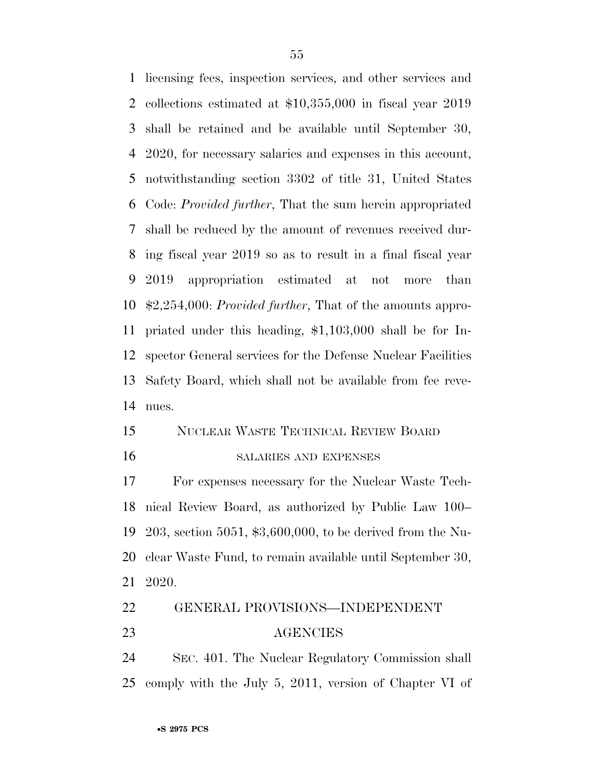licensing fees, inspection services, and other services and collections estimated at $10,355,000 in fiscal year 2019 shall be retained and be available until September 30, 2020, for necessary salaries and expenses in this account, notwithstanding section 3302 of title 31, United States Code: *Provided further*, That the sum herein appropriated shall be reduced by the amount of revenues received during fiscal year 2019 so as to result in a final fiscal year 2019 appropriation estimated at not more than $2,254,000: *Provided further*, That of the amounts appropriated under this heading, $1,103,000 shall be for Inspector General services for the Defense Nuclear Facilities Safety Board, which shall not be available from fee revenues.

NUCLEAR WASTE TECHNICAL REVIEW BOARD

SALARIES AND EXPENSES

For expenses necessary for the Nuclear Waste Technical Review Board, as authorized by Public Law 100–203, section 5051, $3,600,000, to be derived from the Nuclear Waste Fund, to remain available until September 30, 2020.

## GENERAL PROVISIONS—INDEPENDENT AGENCIES

SEC. 401. The Nuclear Regulatory Commission shall comply with the July 5, 2011, version of Chapter VI of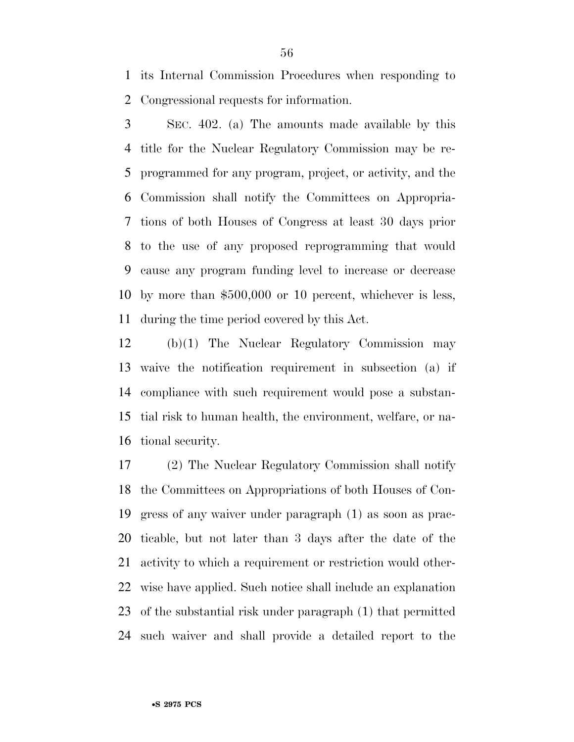its Internal Commission Procedures when responding to Congressional requests for information.

SEC. 402. (a) The amounts made available by this title for the Nuclear Regulatory Commission may be reprogrammed for any program, project, or activity, and the Commission shall notify the Committees on Appropriations of both Houses of Congress at least 30 days prior to the use of any proposed reprogramming that would cause any program funding level to increase or decrease by more than $500,000 or 10 percent, whichever is less, during the time period covered by this Act.

(b)(1) The Nuclear Regulatory Commission may waive the notification requirement in subsection (a) if compliance with such requirement would pose a substantial risk to human health, the environment, welfare, or national security.

(2) The Nuclear Regulatory Commission shall notify the Committees on Appropriations of both Houses of Congress of any waiver under paragraph (1) as soon as practicable, but not later than 3 days after the date of the activity to which a requirement or restriction would otherwise have applied. Such notice shall include an explanation of the substantial risk under paragraph (1) that permitted such waiver and shall provide a detailed report to the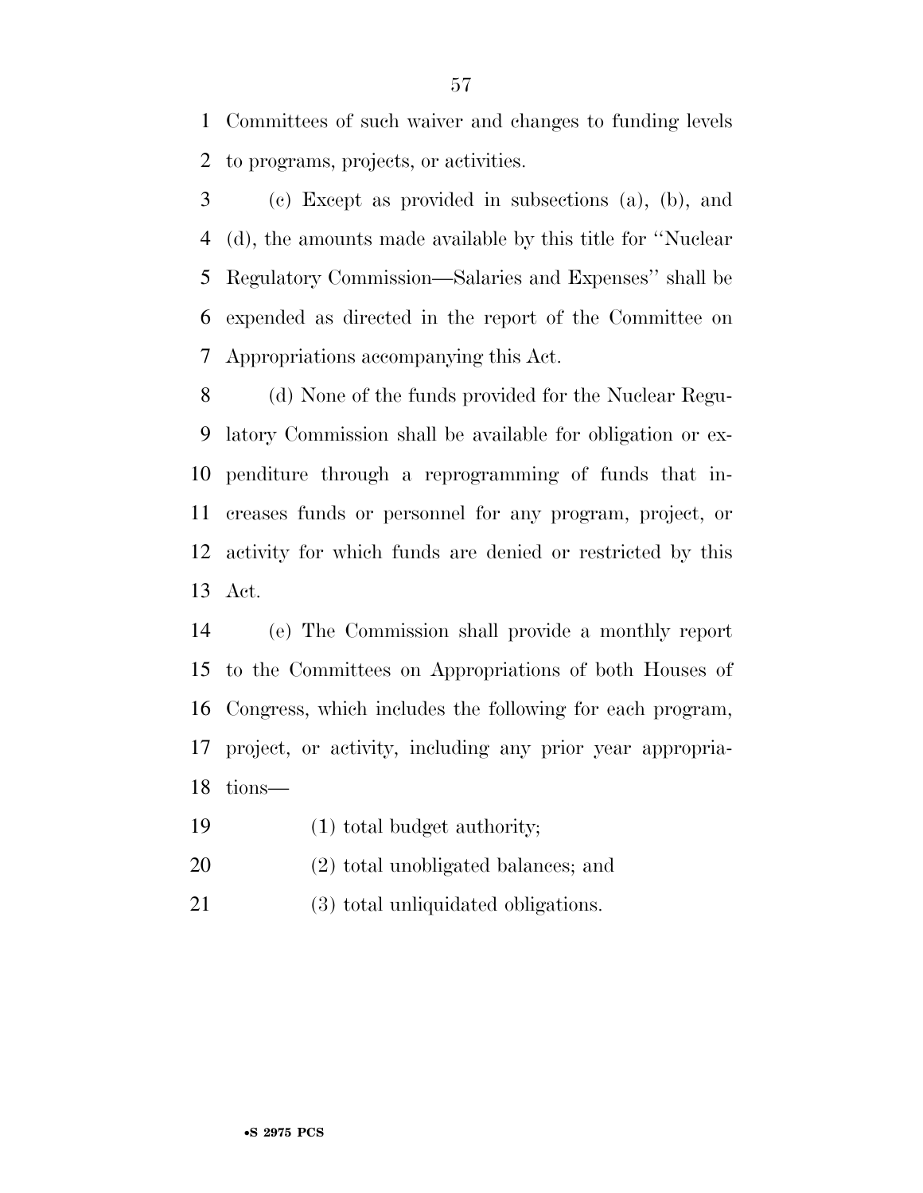Committees of such waiver and changes to funding levels to programs, projects, or activities.

(c) Except as provided in subsections (a), (b), and (d), the amounts made available by this title for ''Nuclear Regulatory Commission—Salaries and Expenses'' shall be expended as directed in the report of the Committee on Appropriations accompanying this Act.

(d) None of the funds provided for the Nuclear Regulatory Commission shall be available for obligation or expenditure through a reprogramming of funds that increases funds or personnel for any program, project, or activity for which funds are denied or restricted by this Act.

(e) The Commission shall provide a monthly report to the Committees on Appropriations of both Houses of Congress, which includes the following for each program, project, or activity, including any prior year appropriations—

(1) total budget authority;

(2) total unobligated balances; and

(3) total unliquidated obligations.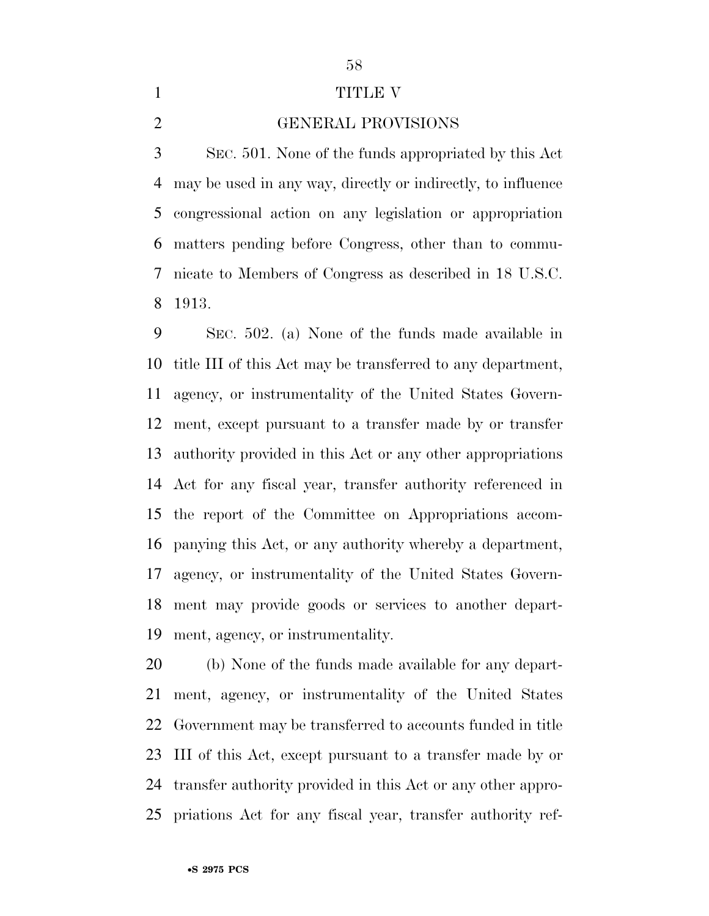# TITLE V

## GENERAL PROVISIONS

SEC. 501. None of the funds appropriated by this Act may be used in any way, directly or indirectly, to influence congressional action on any legislation or appropriation matters pending before Congress, other than to communicate to Members of Congress as described in 18 U.S.C. 1913.

SEC. 502. (a) None of the funds made available in title III of this Act may be transferred to any department, agency, or instrumentality of the United States Government, except pursuant to a transfer made by or transfer authority provided in this Act or any other appropriations Act for any fiscal year, transfer authority referenced in the report of the Committee on Appropriations accompanying this Act, or any authority whereby a department, agency, or instrumentality of the United States Government may provide goods or services to another department, agency, or instrumentality.

(b) None of the funds made available for any department, agency, or instrumentality of the United States Government may be transferred to accounts funded in title III of this Act, except pursuant to a transfer made by or transfer authority provided in this Act or any other appropriations Act for any fiscal year, transfer authority ref-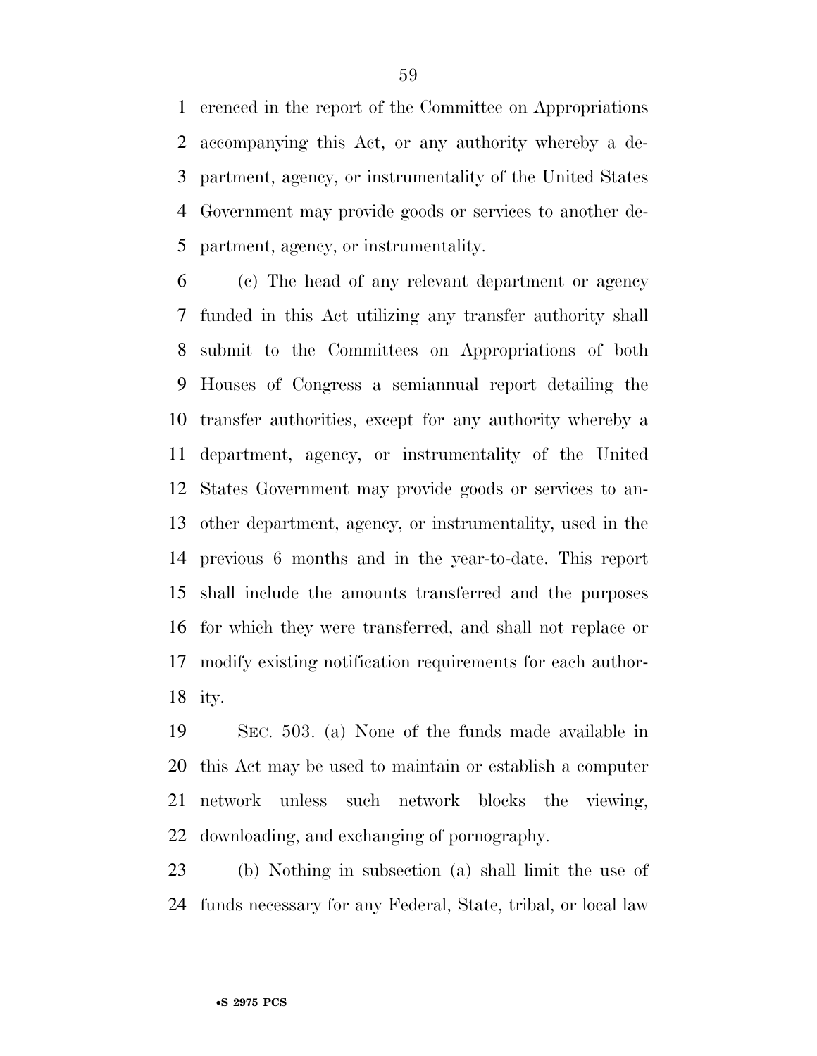erenced in the report of the Committee on Appropriations accompanying this Act, or any authority whereby a department, agency, or instrumentality of the United States Government may provide goods or services to another department, agency, or instrumentality.

(c) The head of any relevant department or agency funded in this Act utilizing any transfer authority shall submit to the Committees on Appropriations of both Houses of Congress a semiannual report detailing the transfer authorities, except for any authority whereby a department, agency, or instrumentality of the United States Government may provide goods or services to another department, agency, or instrumentality, used in the previous 6 months and in the year-to-date. This report shall include the amounts transferred and the purposes for which they were transferred, and shall not replace or modify existing notification requirements for each authority.

SEC. 503. (a) None of the funds made available in this Act may be used to maintain or establish a computer network unless such network blocks the viewing, downloading, and exchanging of pornography.

(b) Nothing in subsection (a) shall limit the use of funds necessary for any Federal, State, tribal, or local law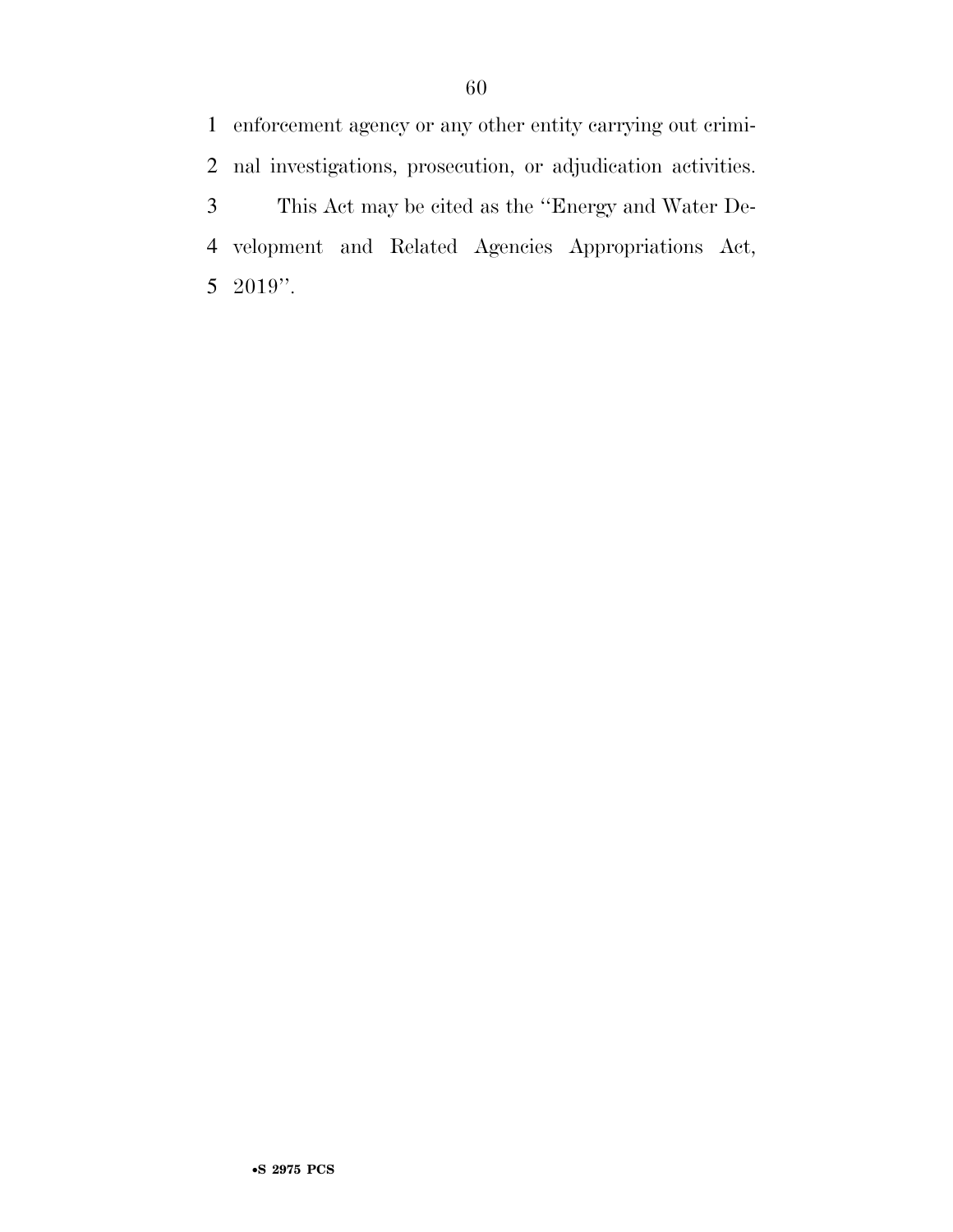enforcement agency or any other entity carrying out criminal investigations, prosecution, or adjudication activities.

This Act may be cited as the ''Energy and Water Development and Related Agencies Appropriations Act, 2019''.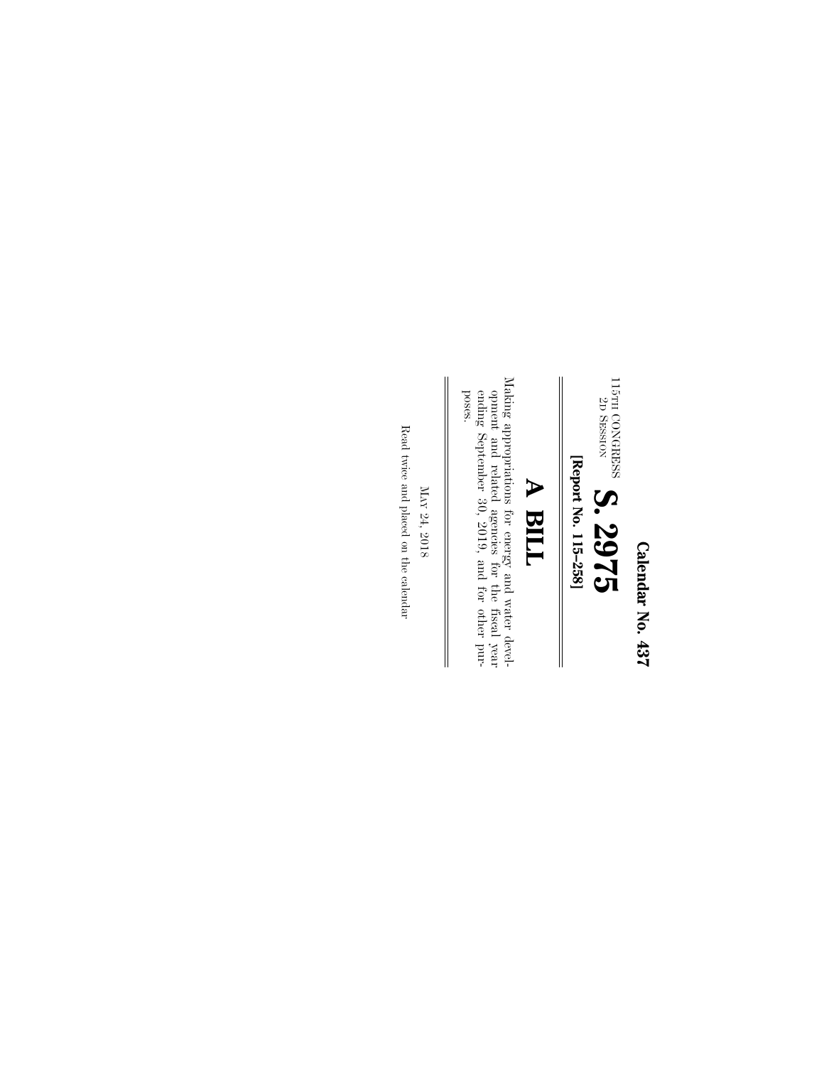Calendar No. 437

115TH CONGRESS
2D SESSION

# S. 2975

**[Report No. 115–258]**

# A BILL

Making appropriations for energy and water development and related agencies for the fiscal year ending September 30, 2019, and for other purposes.

MAY 24, 2018

Read twice and placed on the calendar